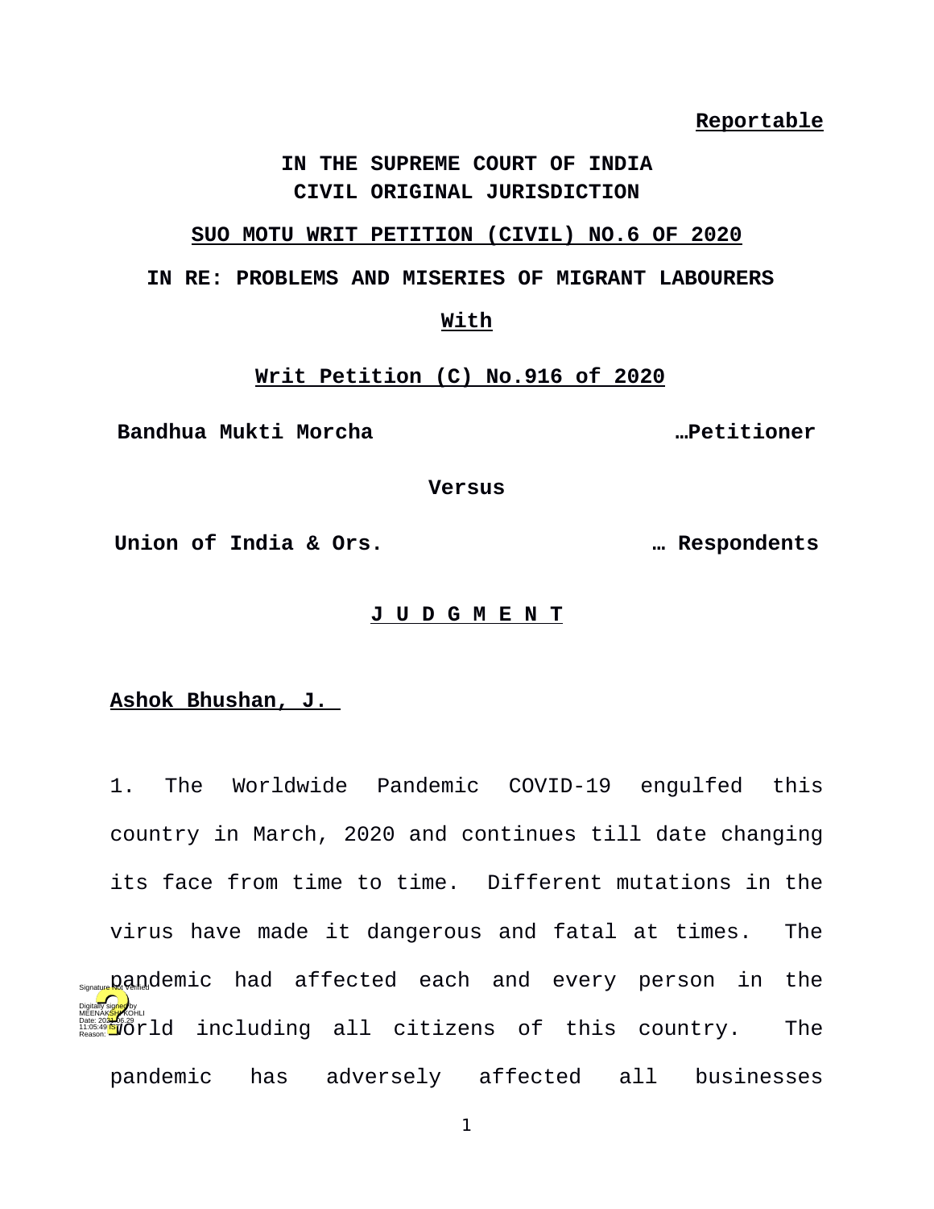**Reportable**

**IN THE SUPREME COURT OF INDIA**
**CIVIL ORIGINAL JURISDICTION**

**SUO MOTU WRIT PETITION (CIVIL) NO.6 OF 2020**

**IN RE: PROBLEMS AND MISERIES OF MIGRANT LABOURERS**

**With**

**Writ Petition (C) No.916 of 2020**

**Bandhua Mukti Morcha** …**Petitioner**

**Versus**

**Union of India & Ors.** … **Respondents**

**J U D G M E N T**

**Ashok Bhushan, J.**

1. The Worldwide Pandemic COVID-19 engulfed this country in March, 2020 and continues till date changing its face from time to time. Different mutations in the virus have made it dangerous and fatal at times. The pandemic had affected each and every person in the world including all citizens of this country. The pandemic has adversely affected all businesses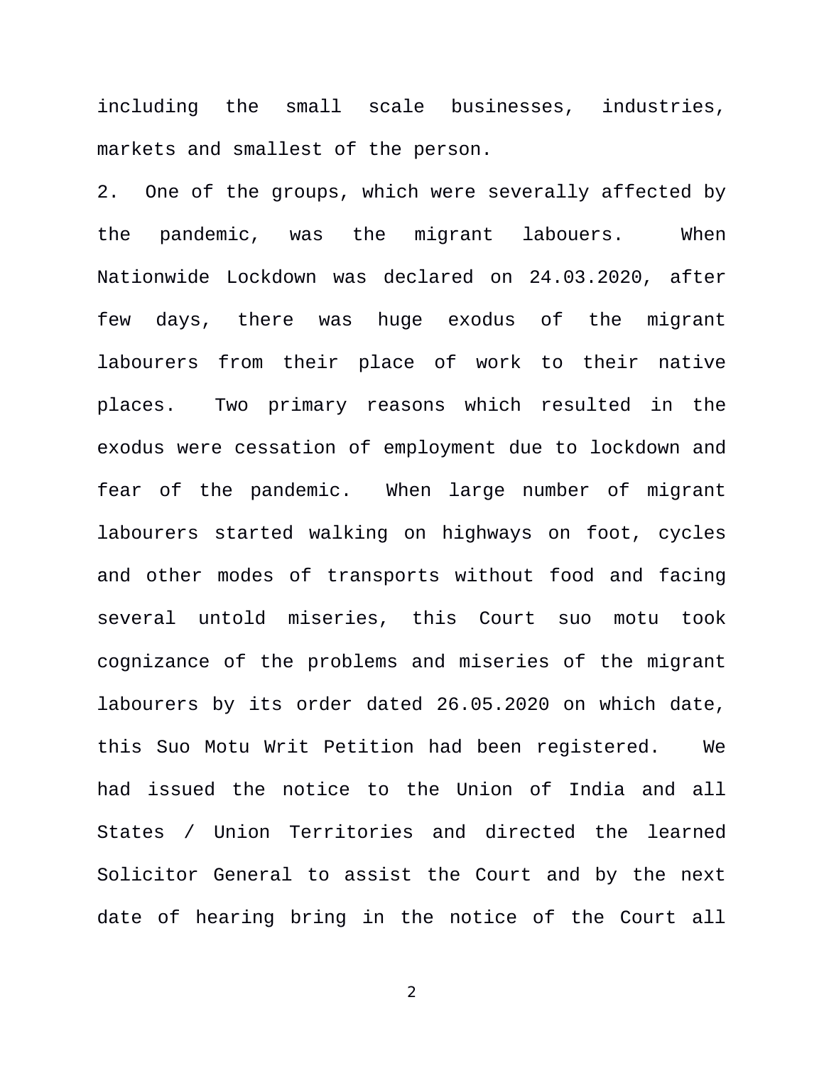including the small scale businesses, industries, markets and smallest of the person.

2. One of the groups, which were severally affected by the pandemic, was the migrant labouers. When Nationwide Lockdown was declared on 24.03.2020, after few days, there was huge exodus of the migrant labourers from their place of work to their native places. Two primary reasons which resulted in the exodus were cessation of employment due to lockdown and fear of the pandemic. When large number of migrant labourers started walking on highways on foot, cycles and other modes of transports without food and facing several untold miseries, this Court suo motu took cognizance of the problems and miseries of the migrant labourers by its order dated 26.05.2020 on which date, this Suo Motu Writ Petition had been registered. We had issued the notice to the Union of India and all States / Union Territories and directed the learned Solicitor General to assist the Court and by the next date of hearing bring in the notice of the Court all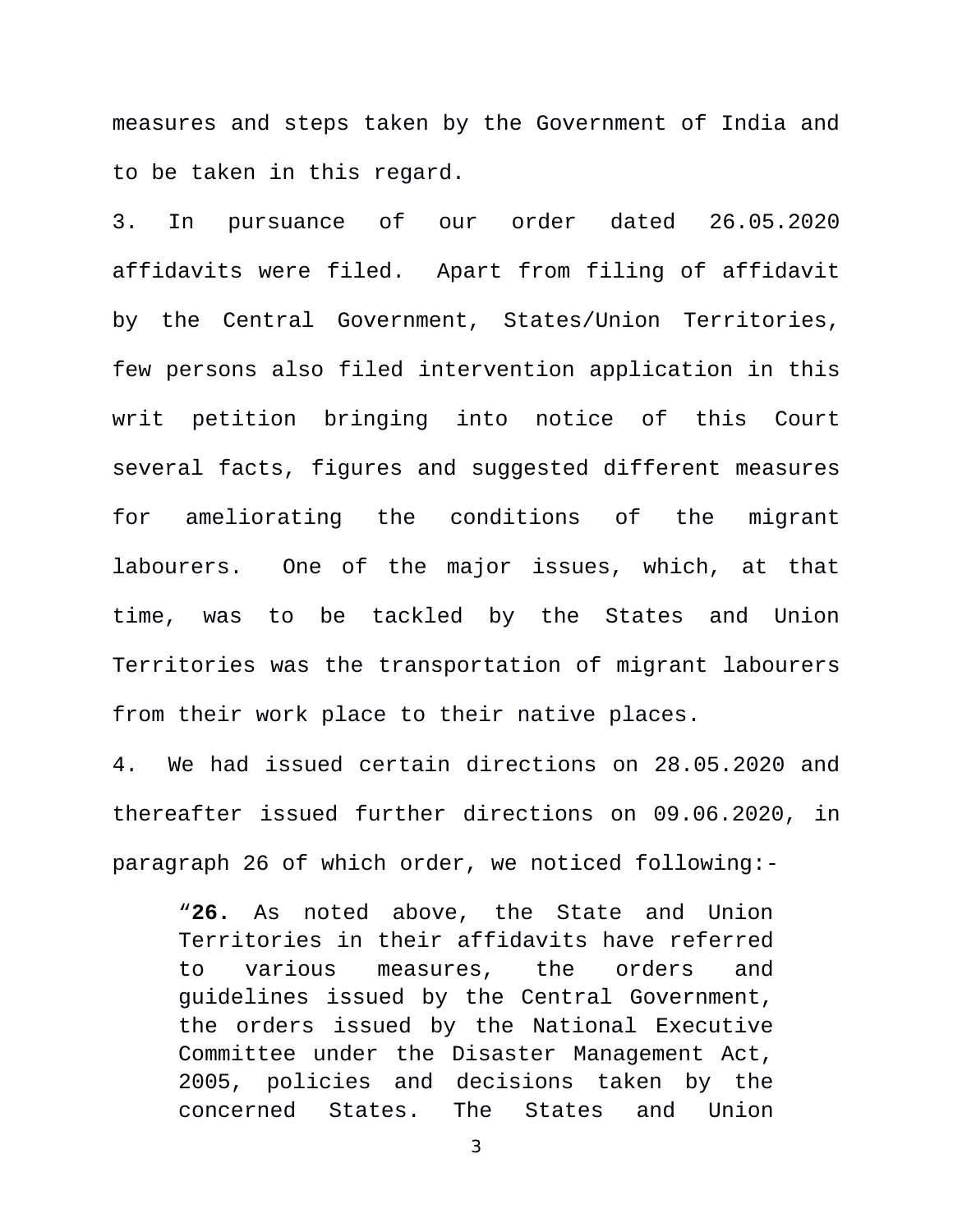measures and steps taken by the Government of India and to be taken in this regard.

3. In pursuance of our order dated 26.05.2020 affidavits were filed. Apart from filing of affidavit by the Central Government, States/Union Territories, few persons also filed intervention application in this writ petition bringing into notice of this Court several facts, figures and suggested different measures for ameliorating the conditions of the migrant labourers. One of the major issues, which, at that time, was to be tackled by the States and Union Territories was the transportation of migrant labourers from their work place to their native places.

4. We had issued certain directions on 28.05.2020 and thereafter issued further directions on 09.06.2020, in paragraph 26 of which order, we noticed following:-

> "**26.** As noted above, the State and Union Territories in their affidavits have referred to various measures, the orders and guidelines issued by the Central Government, the orders issued by the National Executive Committee under the Disaster Management Act, 2005, policies and decisions taken by the concerned States. The States and Union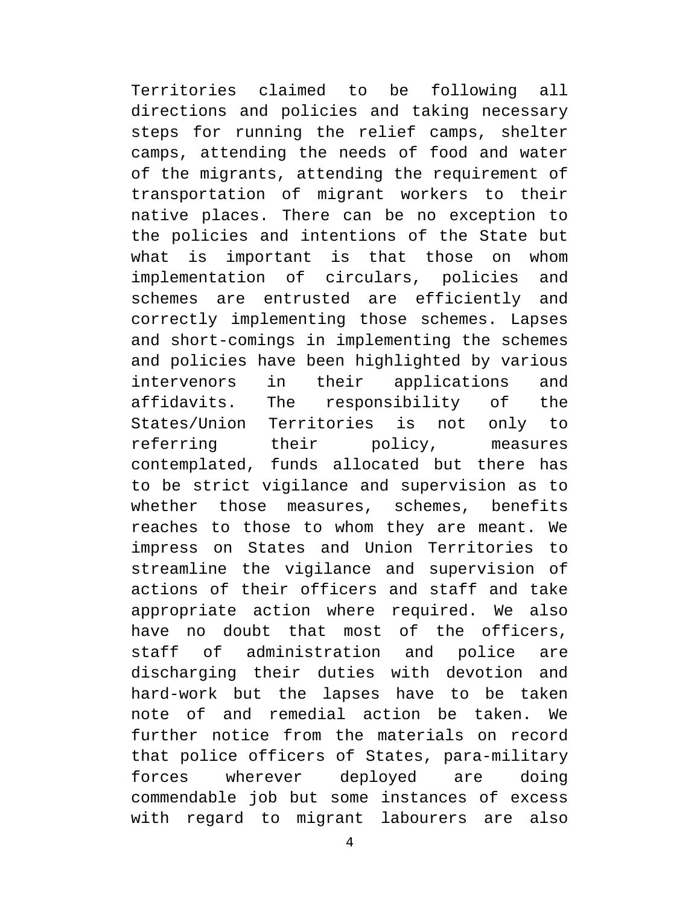Territories claimed to be following all directions and policies and taking necessary steps for running the relief camps, shelter camps, attending the needs of food and water of the migrants, attending the requirement of transportation of migrant workers to their native places. There can be no exception to the policies and intentions of the State but what is important is that those on whom implementation of circulars, policies and schemes are entrusted are efficiently and correctly implementing those schemes. Lapses and short-comings in implementing the schemes and policies have been highlighted by various intervenors in their applications and affidavits. The responsibility of the States/Union Territories is not only to referring their policy, measures contemplated, funds allocated but there has to be strict vigilance and supervision as to whether those measures, schemes, benefits reaches to those to whom they are meant. We impress on States and Union Territories to streamline the vigilance and supervision of actions of their officers and staff and take appropriate action where required. We also have no doubt that most of the officers, staff of administration and police are discharging their duties with devotion and hard-work but the lapses have to be taken note of and remedial action be taken. We further notice from the materials on record that police officers of States, para-military forces wherever deployed are doing commendable job but some instances of excess with regard to migrant labourers are also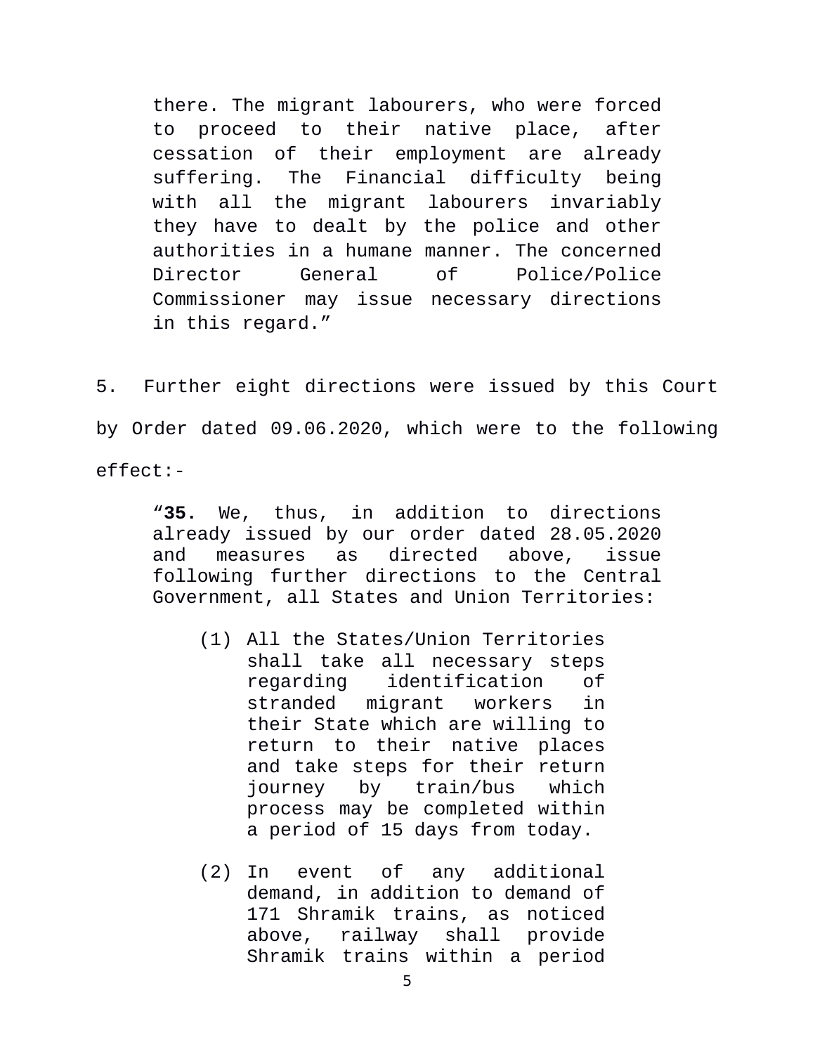> there. The migrant labourers, who were forced to proceed to their native place, after cessation of their employment are already suffering. The Financial difficulty being with all the migrant labourers invariably they have to dealt by the police and other authorities in a humane manner. The concerned Director General of Police/Police Commissioner may issue necessary directions in this regard."

5. Further eight directions were issued by this Court by Order dated 09.06.2020, which were to the following effect:-

> "**35.** We, thus, in addition to directions already issued by our order dated 28.05.2020 and measures as directed above, issue following further directions to the Central Government, all States and Union Territories:
>
> (1) All the States/Union Territories shall take all necessary steps regarding identification of stranded migrant workers in their State which are willing to return to their native places and take steps for their return journey by train/bus which process may be completed within a period of 15 days from today.
>
> (2) In event of any additional demand, in addition to demand of 171 Shramik trains, as noticed above, railway shall provide Shramik trains within a period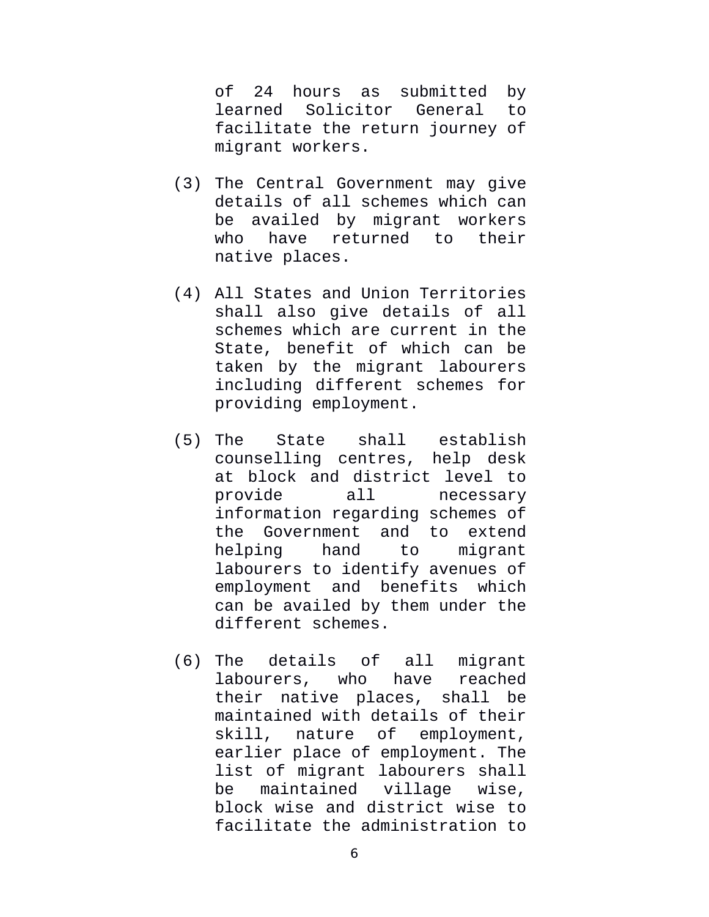of 24 hours as submitted by learned Solicitor General to facilitate the return journey of migrant workers.

(3) The Central Government may give details of all schemes which can be availed by migrant workers who have returned to their native places.

(4) All States and Union Territories shall also give details of all schemes which are current in the State, benefit of which can be taken by the migrant labourers including different schemes for providing employment.

(5) The State shall establish counselling centres, help desk at block and district level to provide all necessary information regarding schemes of the Government and to extend helping hand to migrant labourers to identify avenues of employment and benefits which can be availed by them under the different schemes.

(6) The details of all migrant labourers, who have reached their native places, shall be maintained with details of their skill, nature of employment, earlier place of employment. The list of migrant labourers shall be maintained village wise, block wise and district wise to facilitate the administration to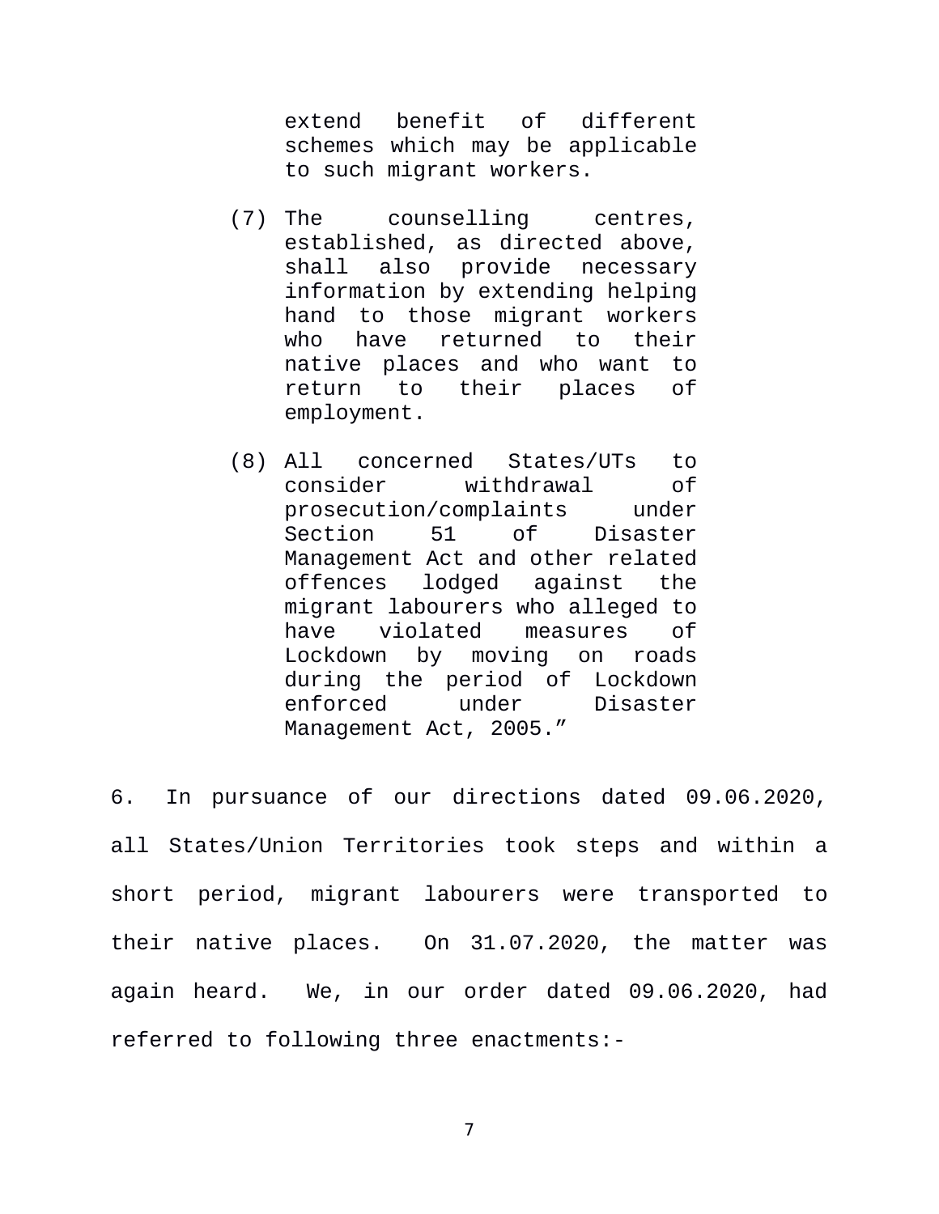extend benefit of different schemes which may be applicable to such migrant workers.

(7) The counselling centres, established, as directed above, shall also provide necessary information by extending helping hand to those migrant workers who have returned to their native places and who want to return to their places of employment.

(8) All concerned States/UTs to consider withdrawal of prosecution/complaints under Section 51 of Disaster Management Act and other related offences lodged against the migrant labourers who alleged to have violated measures of Lockdown by moving on roads during the period of Lockdown enforced under Disaster Management Act, 2005."

6. In pursuance of our directions dated 09.06.2020, all States/Union Territories took steps and within a short period, migrant labourers were transported to their native places. On 31.07.2020, the matter was again heard. We, in our order dated 09.06.2020, had referred to following three enactments:-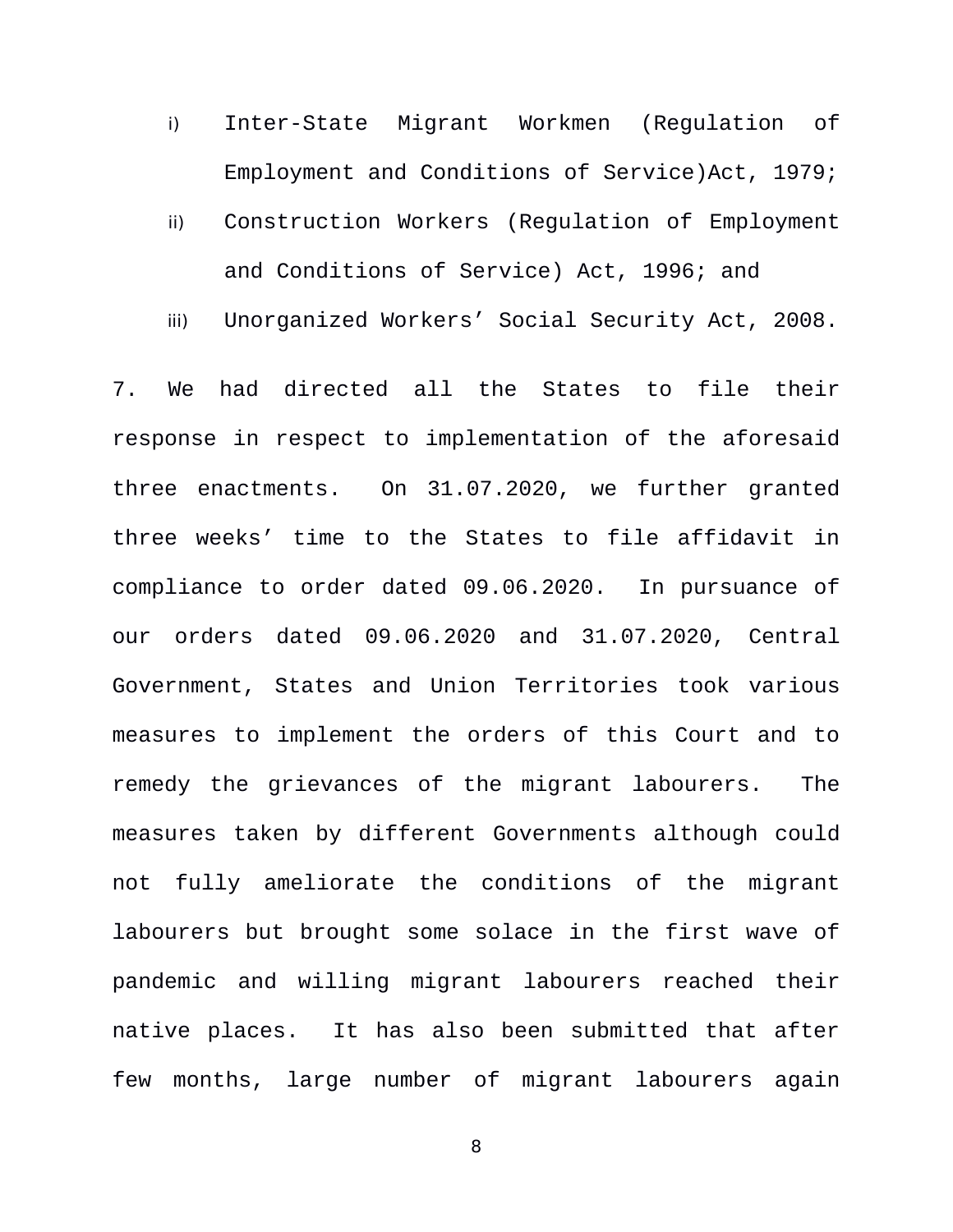i) Inter-State Migrant Workmen (Regulation of Employment and Conditions of Service)Act, 1979;
ii) Construction Workers (Regulation of Employment and Conditions of Service) Act, 1996; and
iii) Unorganized Workers' Social Security Act, 2008.

7. We had directed all the States to file their response in respect to implementation of the aforesaid three enactments. On 31.07.2020, we further granted three weeks' time to the States to file affidavit in compliance to order dated 09.06.2020. In pursuance of our orders dated 09.06.2020 and 31.07.2020, Central Government, States and Union Territories took various measures to implement the orders of this Court and to remedy the grievances of the migrant labourers. The measures taken by different Governments although could not fully ameliorate the conditions of the migrant labourers but brought some solace in the first wave of pandemic and willing migrant labourers reached their native places. It has also been submitted that after few months, large number of migrant labourers again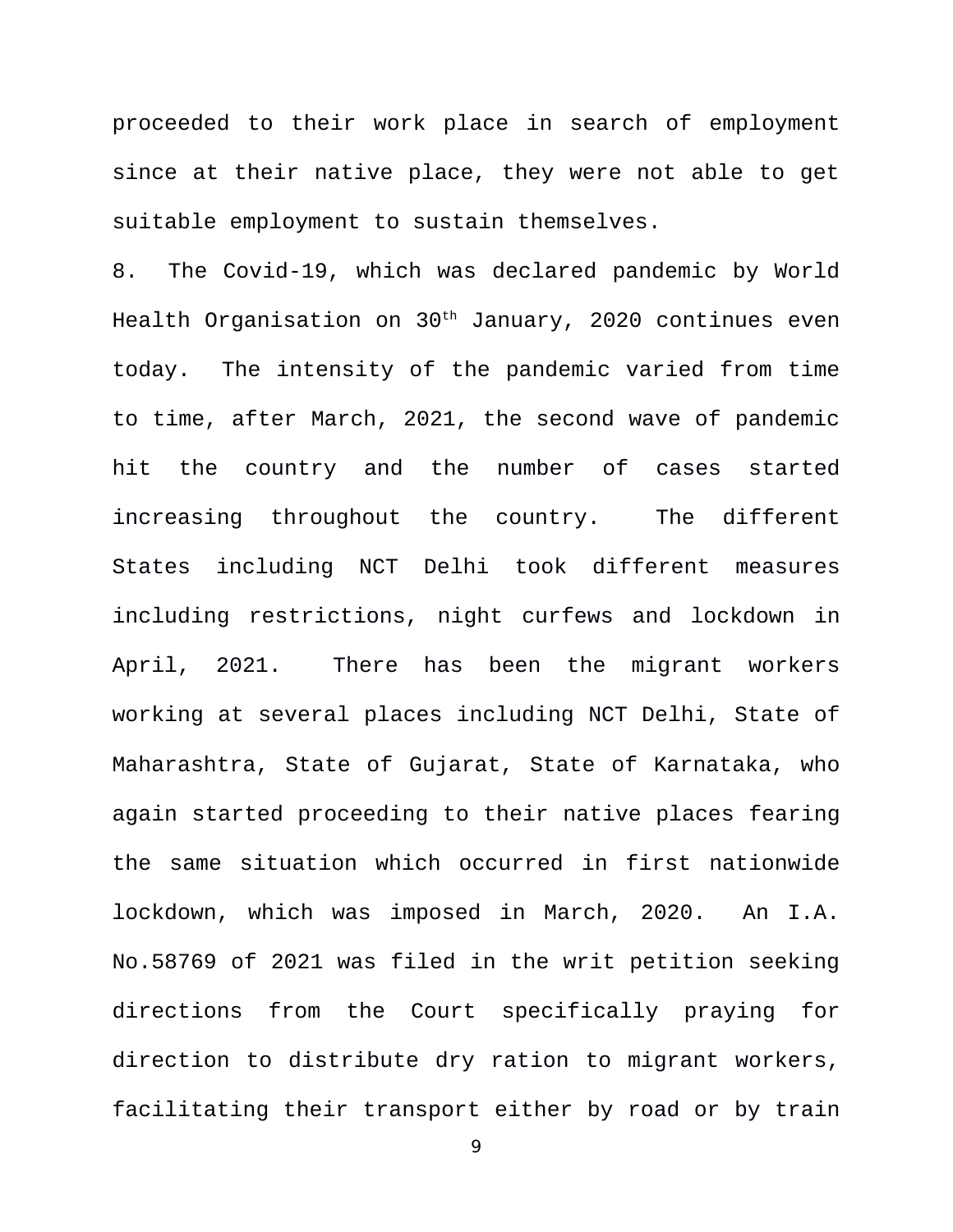proceeded to their work place in search of employment since at their native place, they were not able to get suitable employment to sustain themselves.

8. The Covid-19, which was declared pandemic by World Health Organisation on 30th January, 2020 continues even today. The intensity of the pandemic varied from time to time, after March, 2021, the second wave of pandemic hit the country and the number of cases started increasing throughout the country. The different States including NCT Delhi took different measures including restrictions, night curfews and lockdown in April, 2021. There has been the migrant workers working at several places including NCT Delhi, State of Maharashtra, State of Gujarat, State of Karnataka, who again started proceeding to their native places fearing the same situation which occurred in first nationwide lockdown, which was imposed in March, 2020. An I.A. No.58769 of 2021 was filed in the writ petition seeking directions from the Court specifically praying for direction to distribute dry ration to migrant workers, facilitating their transport either by road or by train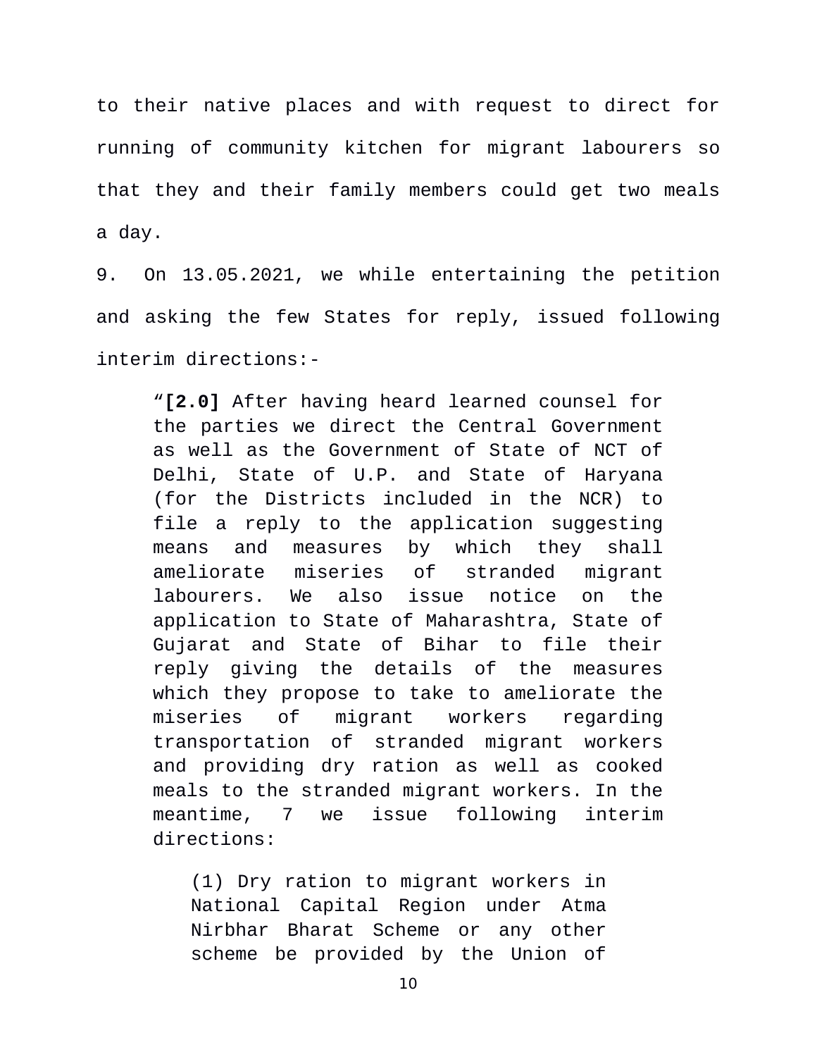to their native places and with request to direct for running of community kitchen for migrant labourers so that they and their family members could get two meals a day.

9. On 13.05.2021, we while entertaining the petition and asking the few States for reply, issued following interim directions:-

> "**[2.0]** After having heard learned counsel for the parties we direct the Central Government as well as the Government of State of NCT of Delhi, State of U.P. and State of Haryana (for the Districts included in the NCR) to file a reply to the application suggesting means and measures by which they shall ameliorate miseries of stranded migrant labourers. We also issue notice on the application to State of Maharashtra, State of Gujarat and State of Bihar to file their reply giving the details of the measures which they propose to take to ameliorate the miseries of migrant workers regarding transportation of stranded migrant workers and providing dry ration as well as cooked meals to the stranded migrant workers. In the meantime, 7 we issue following interim directions:
>
> > (1) Dry ration to migrant workers in National Capital Region under Atma Nirbhar Bharat Scheme or any other scheme be provided by the Union of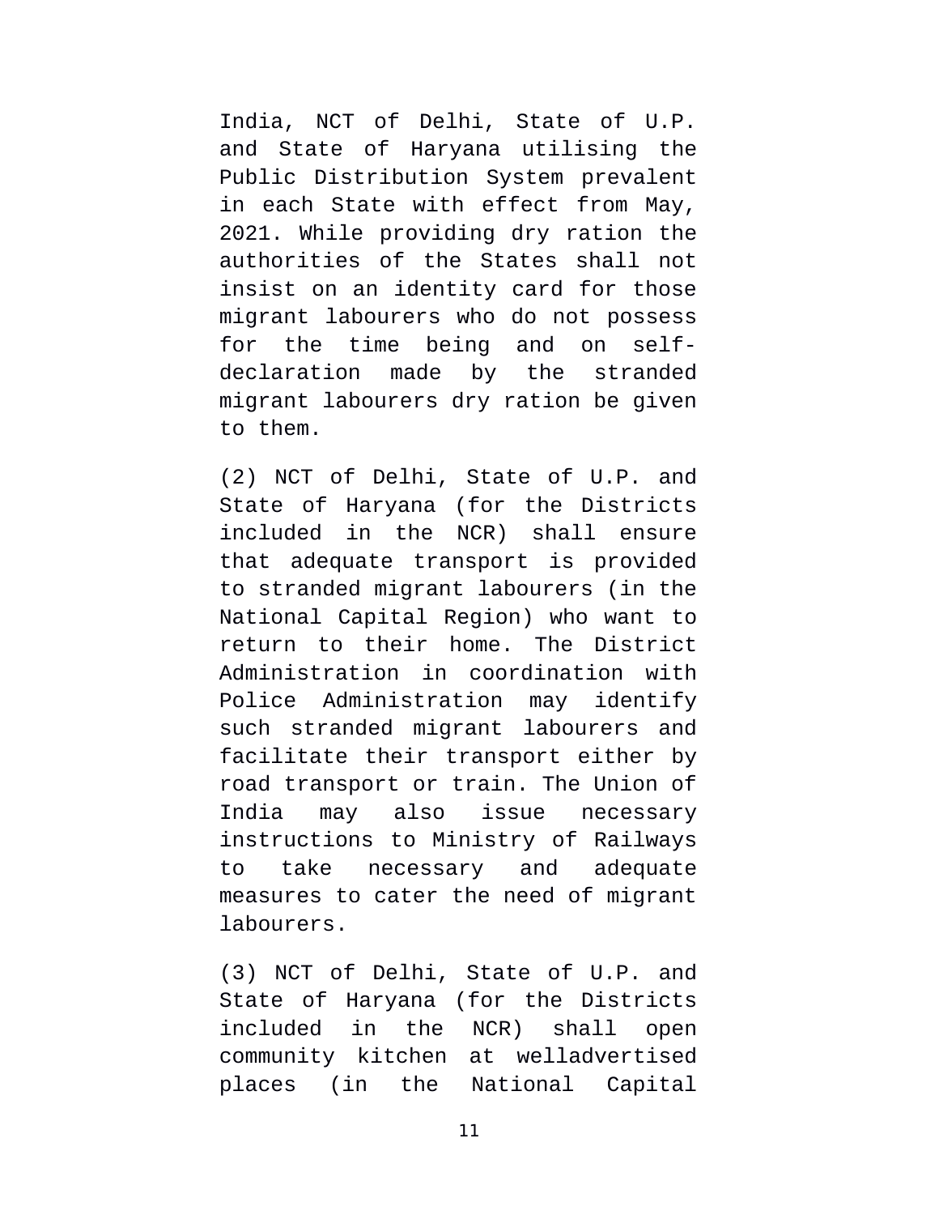India, NCT of Delhi, State of U.P. and State of Haryana utilising the Public Distribution System prevalent in each State with effect from May, 2021. While providing dry ration the authorities of the States shall not insist on an identity card for those migrant labourers who do not possess for the time being and on self-declaration made by the stranded migrant labourers dry ration be given to them.

(2) NCT of Delhi, State of U.P. and State of Haryana (for the Districts included in the NCR) shall ensure that adequate transport is provided to stranded migrant labourers (in the National Capital Region) who want to return to their home. The District Administration in coordination with Police Administration may identify such stranded migrant labourers and facilitate their transport either by road transport or train. The Union of India may also issue necessary instructions to Ministry of Railways to take necessary and adequate measures to cater the need of migrant labourers.

(3) NCT of Delhi, State of U.P. and State of Haryana (for the Districts included in the NCR) shall open community kitchen at welladvertised places (in the National Capital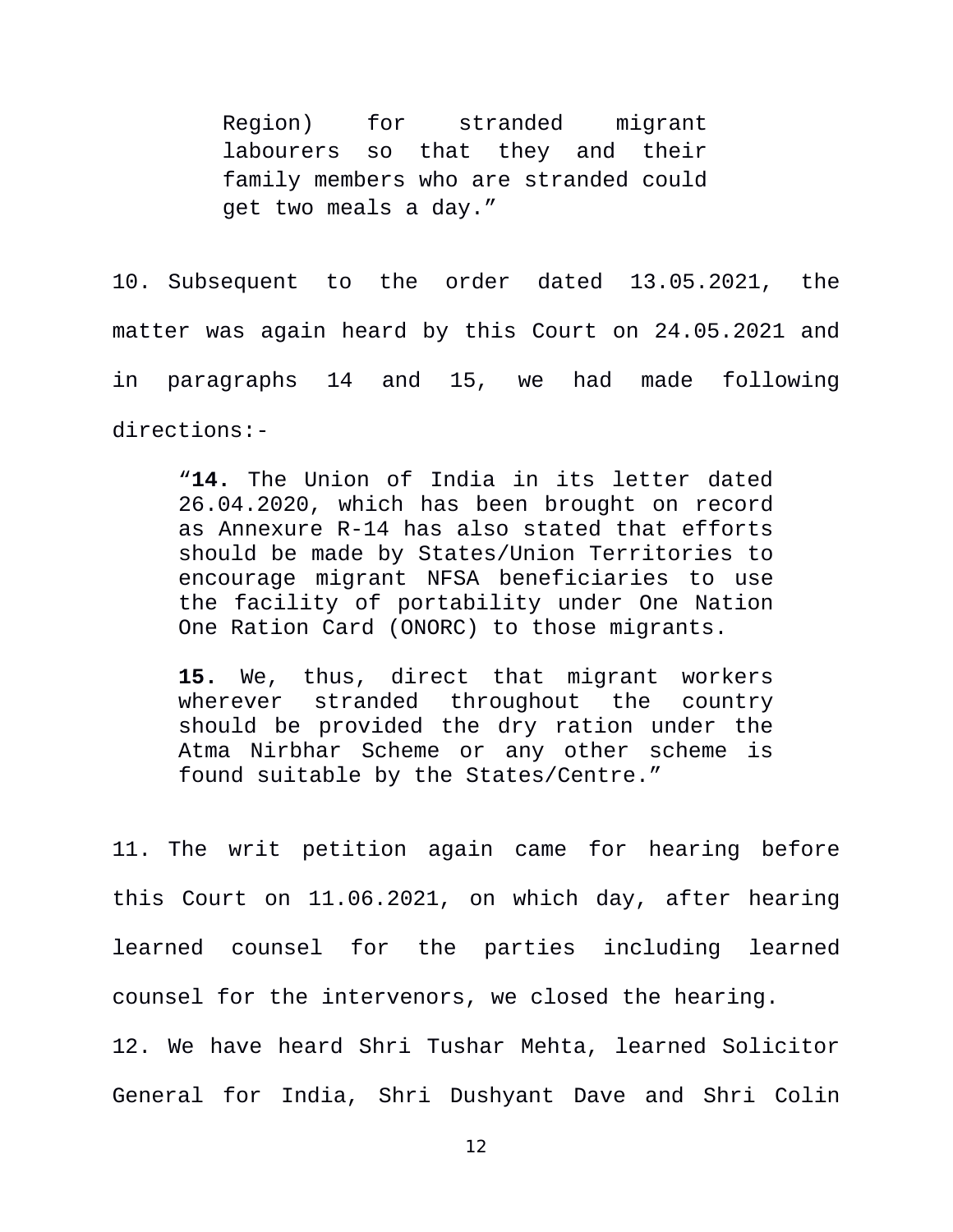> Region) for stranded migrant labourers so that they and their family members who are stranded could get two meals a day."

10. Subsequent to the order dated 13.05.2021, the matter was again heard by this Court on 24.05.2021 and in paragraphs 14 and 15, we had made following directions:-

> "**14.** The Union of India in its letter dated 26.04.2020, which has been brought on record as Annexure R-14 has also stated that efforts should be made by States/Union Territories to encourage migrant NFSA beneficiaries to use the facility of portability under One Nation One Ration Card (ONORC) to those migrants.
>
> **15.** We, thus, direct that migrant workers wherever stranded throughout the country should be provided the dry ration under the Atma Nirbhar Scheme or any other scheme is found suitable by the States/Centre."

11. The writ petition again came for hearing before this Court on 11.06.2021, on which day, after hearing learned counsel for the parties including learned counsel for the intervenors, we closed the hearing.

12. We have heard Shri Tushar Mehta, learned Solicitor General for India, Shri Dushyant Dave and Shri Colin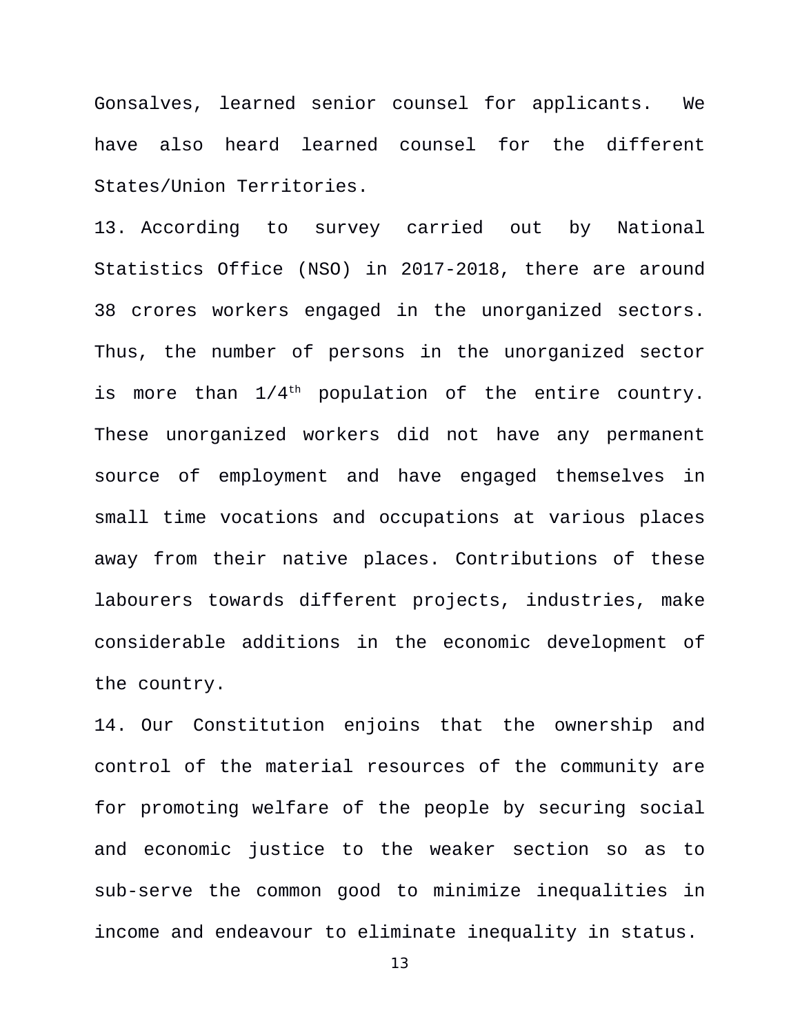Gonsalves, learned senior counsel for applicants. We have also heard learned counsel for the different States/Union Territories.

13. According to survey carried out by National Statistics Office (NSO) in 2017-2018, there are around 38 crores workers engaged in the unorganized sectors. Thus, the number of persons in the unorganized sector is more than $1/4^{th}$ population of the entire country. These unorganized workers did not have any permanent source of employment and have engaged themselves in small time vocations and occupations at various places away from their native places. Contributions of these labourers towards different projects, industries, make considerable additions in the economic development of the country.

14. Our Constitution enjoins that the ownership and control of the material resources of the community are for promoting welfare of the people by securing social and economic justice to the weaker section so as to sub-serve the common good to minimize inequalities in income and endeavour to eliminate inequality in status.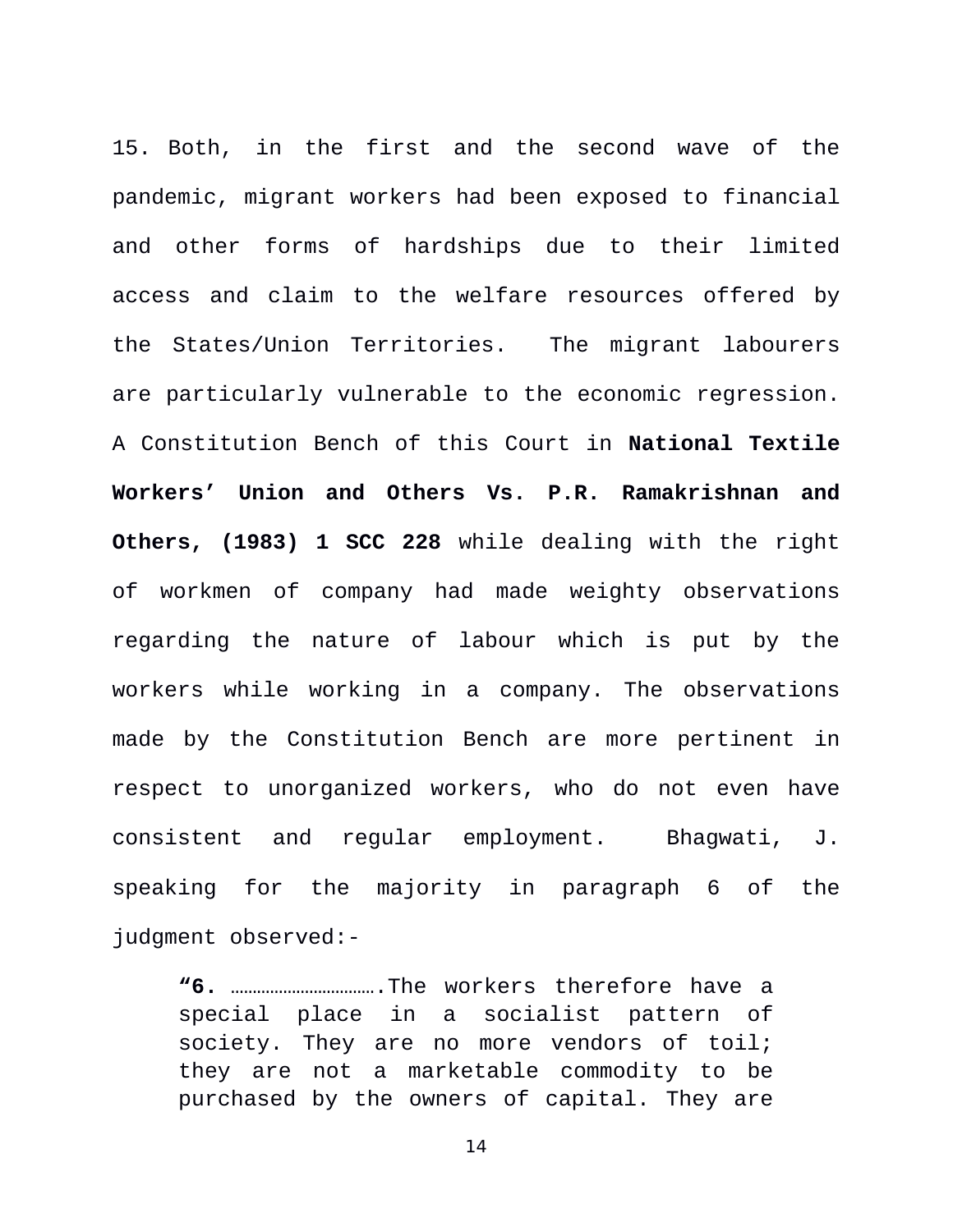15. Both, in the first and the second wave of the pandemic, migrant workers had been exposed to financial and other forms of hardships due to their limited access and claim to the welfare resources offered by the States/Union Territories. The migrant labourers are particularly vulnerable to the economic regression. A Constitution Bench of this Court in **National Textile Workers' Union and Others Vs. P.R. Ramakrishnan and Others, (1983) 1 SCC 228** while dealing with the right of workmen of company had made weighty observations regarding the nature of labour which is put by the workers while working in a company. The observations made by the Constitution Bench are more pertinent in respect to unorganized workers, who do not even have consistent and regular employment. Bhagwati, J. speaking for the majority in paragraph 6 of the judgment observed:-

> **"6.** …………………………….The workers therefore have a special place in a socialist pattern of society. They are no more vendors of toil; they are not a marketable commodity to be purchased by the owners of capital. They are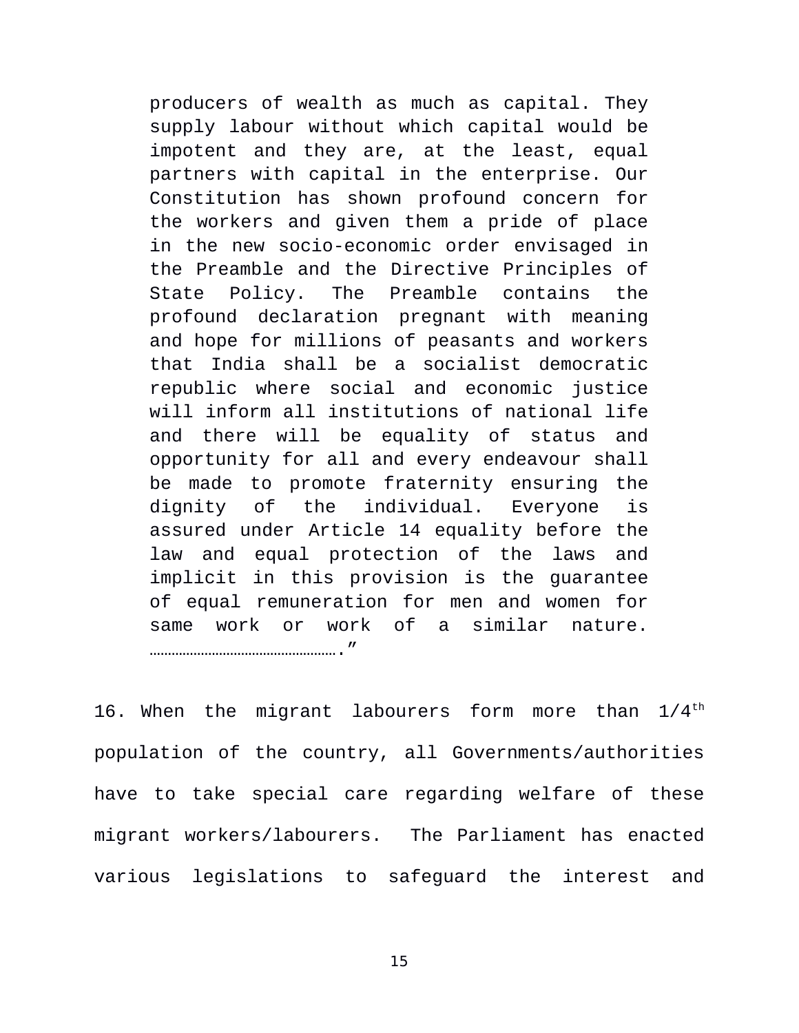> producers of wealth as much as capital. They supply labour without which capital would be impotent and they are, at the least, equal partners with capital in the enterprise. Our Constitution has shown profound concern for the workers and given them a pride of place in the new socio-economic order envisaged in the Preamble and the Directive Principles of State Policy. The Preamble contains the profound declaration pregnant with meaning and hope for millions of peasants and workers that India shall be a socialist democratic republic where social and economic justice will inform all institutions of national life and there will be equality of status and opportunity for all and every endeavour shall be made to promote fraternity ensuring the dignity of the individual. Everyone is assured under Article 14 equality before the law and equal protection of the laws and implicit in this provision is the guarantee of equal remuneration for men and women for same work or work of a similar nature. …………………………………………….”

16. When the migrant labourers form more than 1/4th population of the country, all Governments/authorities have to take special care regarding welfare of these migrant workers/labourers. The Parliament has enacted various legislations to safeguard the interest and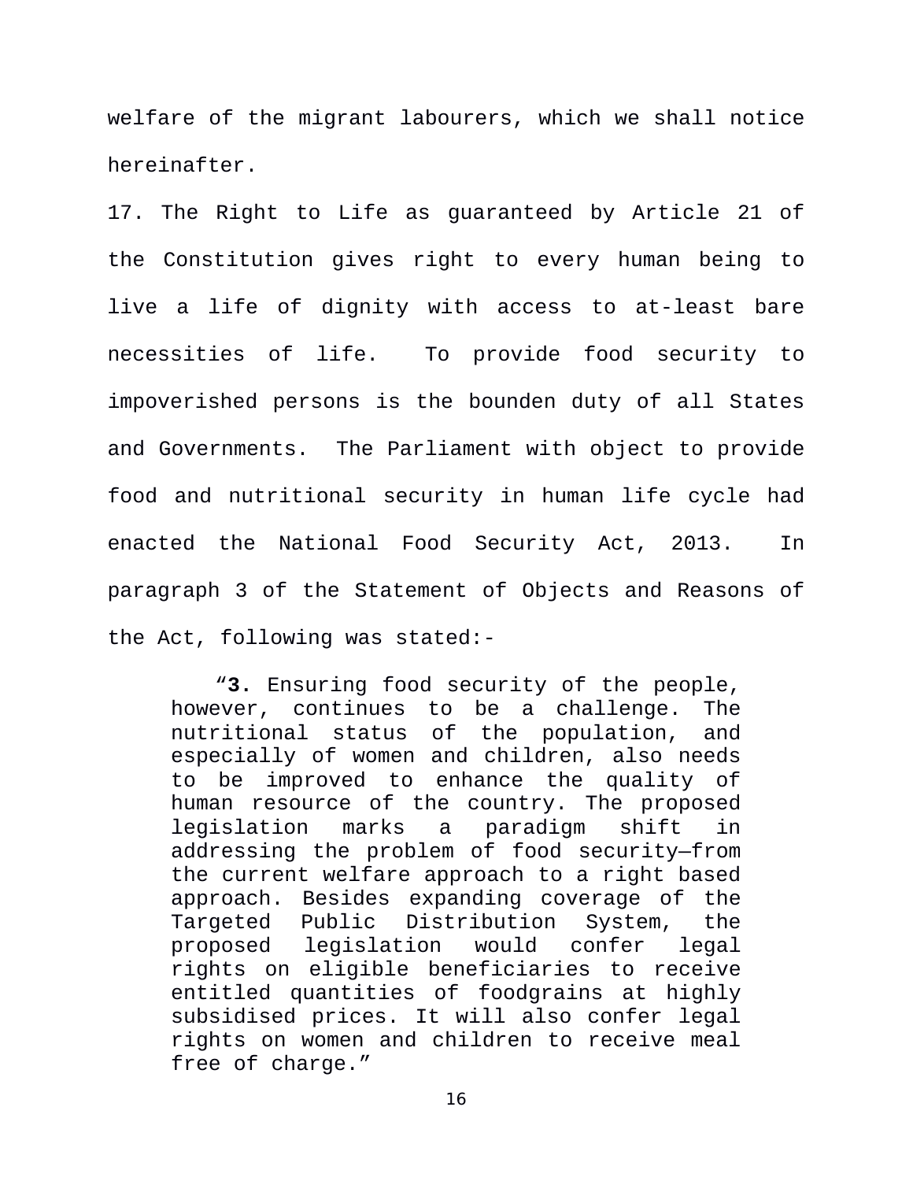welfare of the migrant labourers, which we shall notice hereinafter.

17. The Right to Life as guaranteed by Article 21 of the Constitution gives right to every human being to live a life of dignity with access to at-least bare necessities of life. To provide food security to impoverished persons is the bounden duty of all States and Governments. The Parliament with object to provide food and nutritional security in human life cycle had enacted the National Food Security Act, 2013. In paragraph 3 of the Statement of Objects and Reasons of the Act, following was stated:-

> "**3.** Ensuring food security of the people, however, continues to be a challenge. The nutritional status of the population, and especially of women and children, also needs to be improved to enhance the quality of human resource of the country. The proposed legislation marks a paradigm shift in addressing the problem of food security—from the current welfare approach to a right based approach. Besides expanding coverage of the Targeted Public Distribution System, the proposed legislation would confer legal rights on eligible beneficiaries to receive entitled quantities of foodgrains at highly subsidised prices. It will also confer legal rights on women and children to receive meal free of charge."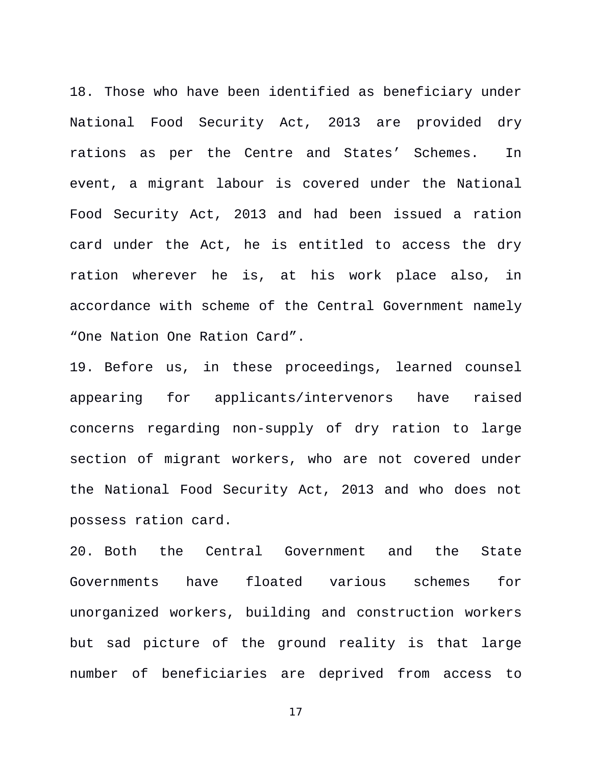18. Those who have been identified as beneficiary under National Food Security Act, 2013 are provided dry rations as per the Centre and States' Schemes. In event, a migrant labour is covered under the National Food Security Act, 2013 and had been issued a ration card under the Act, he is entitled to access the dry ration wherever he is, at his work place also, in accordance with scheme of the Central Government namely "One Nation One Ration Card".

19. Before us, in these proceedings, learned counsel appearing for applicants/intervenors have raised concerns regarding non-supply of dry ration to large section of migrant workers, who are not covered under the National Food Security Act, 2013 and who does not possess ration card.

20. Both the Central Government and the State Governments have floated various schemes for unorganized workers, building and construction workers but sad picture of the ground reality is that large number of beneficiaries are deprived from access to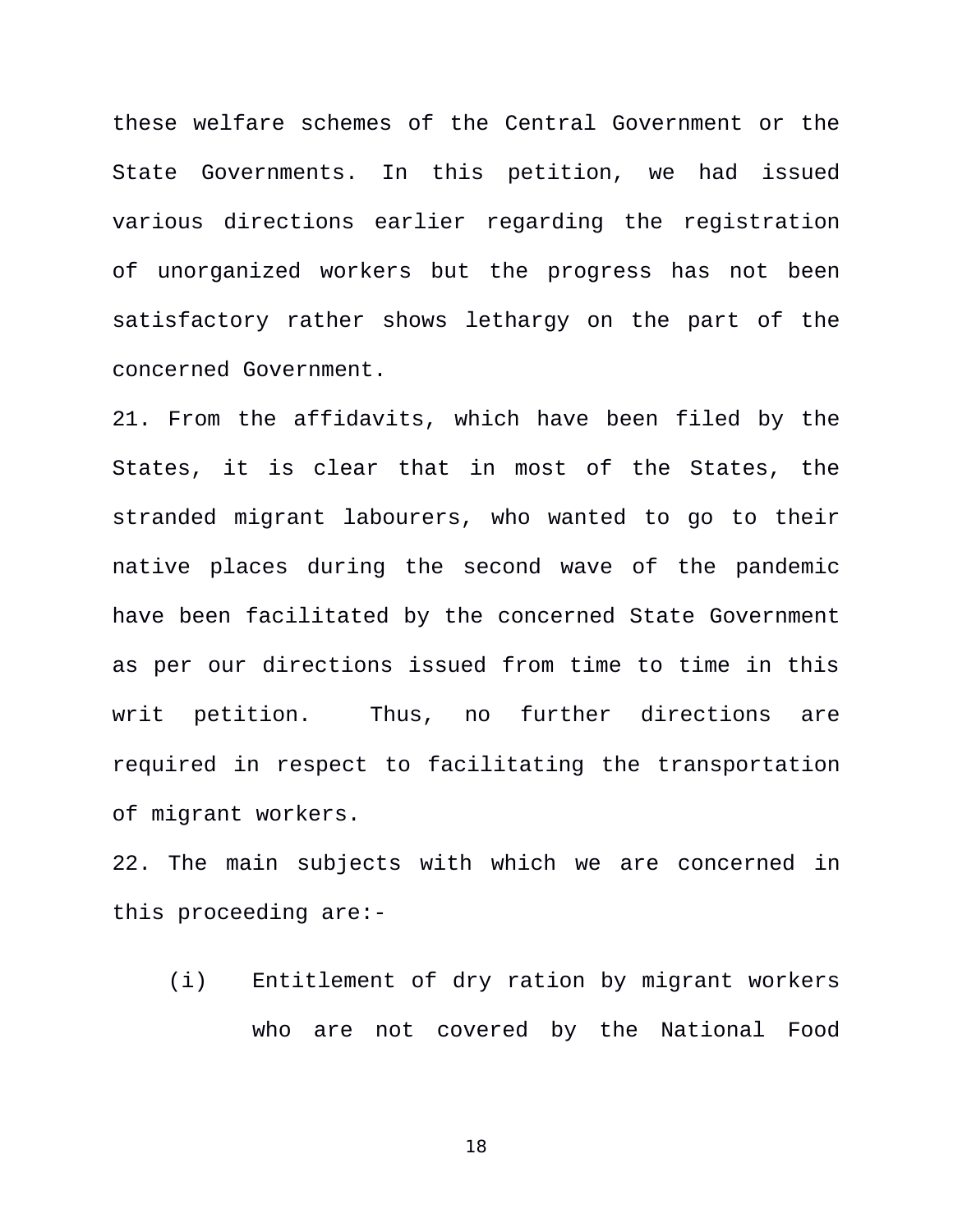these welfare schemes of the Central Government or the State Governments. In this petition, we had issued various directions earlier regarding the registration of unorganized workers but the progress has not been satisfactory rather shows lethargy on the part of the concerned Government.

21. From the affidavits, which have been filed by the States, it is clear that in most of the States, the stranded migrant labourers, who wanted to go to their native places during the second wave of the pandemic have been facilitated by the concerned State Government as per our directions issued from time to time in this writ petition. Thus, no further directions are required in respect to facilitating the transportation of migrant workers.

22. The main subjects with which we are concerned in this proceeding are:-

(i) Entitlement of dry ration by migrant workers who are not covered by the National Food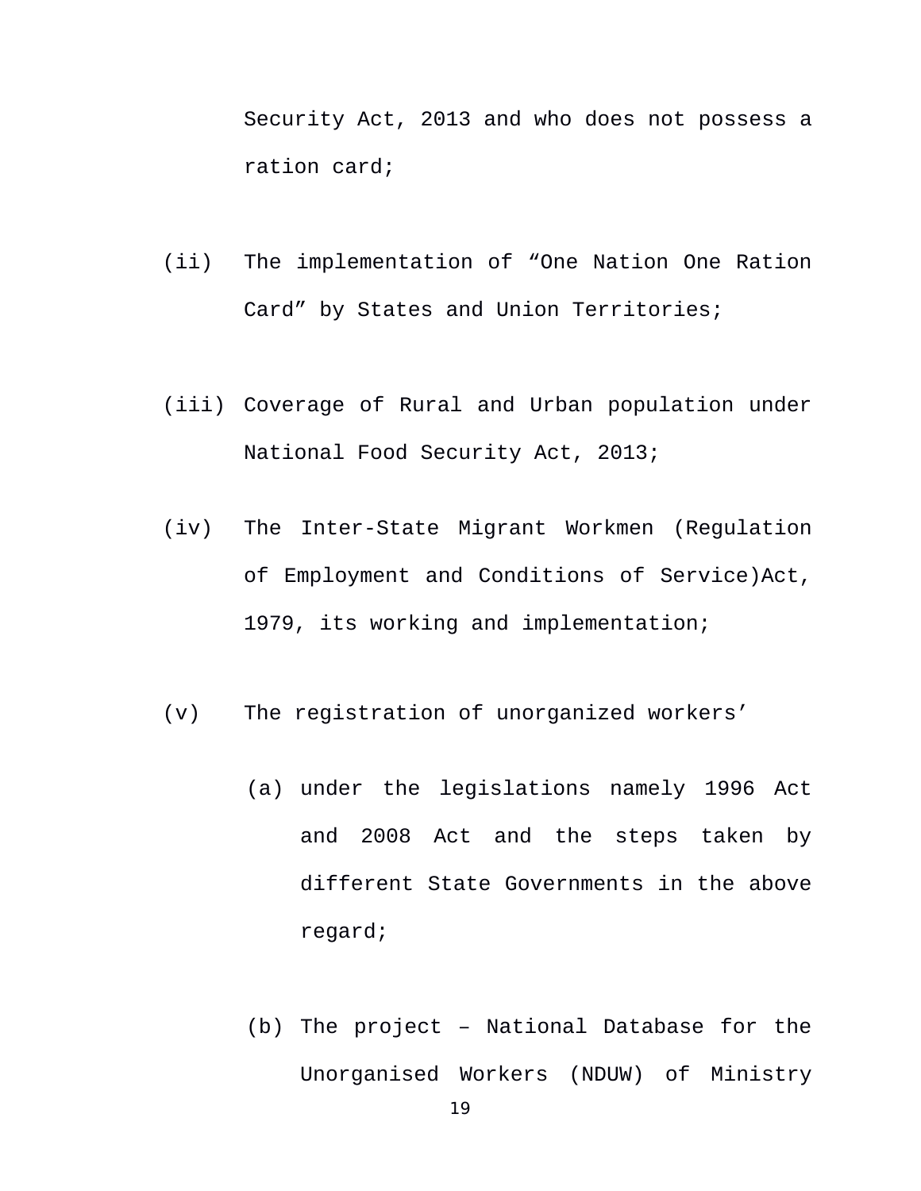Security Act, 2013 and who does not possess a ration card;

(ii) The implementation of "One Nation One Ration Card" by States and Union Territories;

(iii) Coverage of Rural and Urban population under National Food Security Act, 2013;

(iv) The Inter-State Migrant Workmen (Regulation of Employment and Conditions of Service)Act, 1979, its working and implementation;

(v) The registration of unorganized workers'

   (a) under the legislations namely 1996 Act and 2008 Act and the steps taken by different State Governments in the above regard;

   (b) The project – National Database for the Unorganised Workers (NDUW) of Ministry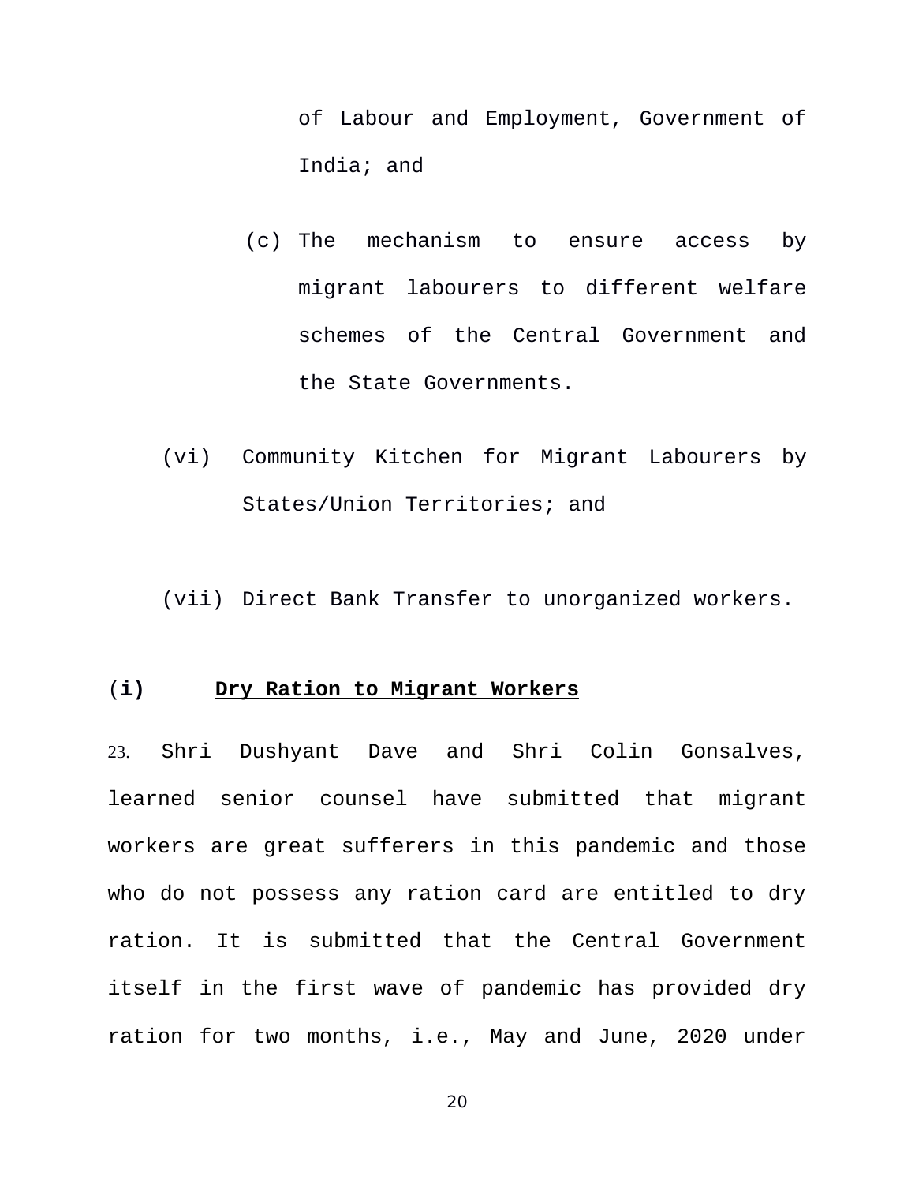of Labour and Employment, Government of India; and

(c) The mechanism to ensure access by migrant labourers to different welfare schemes of the Central Government and the State Governments.

(vi) Community Kitchen for Migrant Labourers by States/Union Territories; and

(vii) Direct Bank Transfer to unorganized workers.

**(i) <u>Dry Ration to Migrant Workers</u>**

23. Shri Dushyant Dave and Shri Colin Gonsalves, learned senior counsel have submitted that migrant workers are great sufferers in this pandemic and those who do not possess any ration card are entitled to dry ration. It is submitted that the Central Government itself in the first wave of pandemic has provided dry ration for two months, i.e., May and June, 2020 under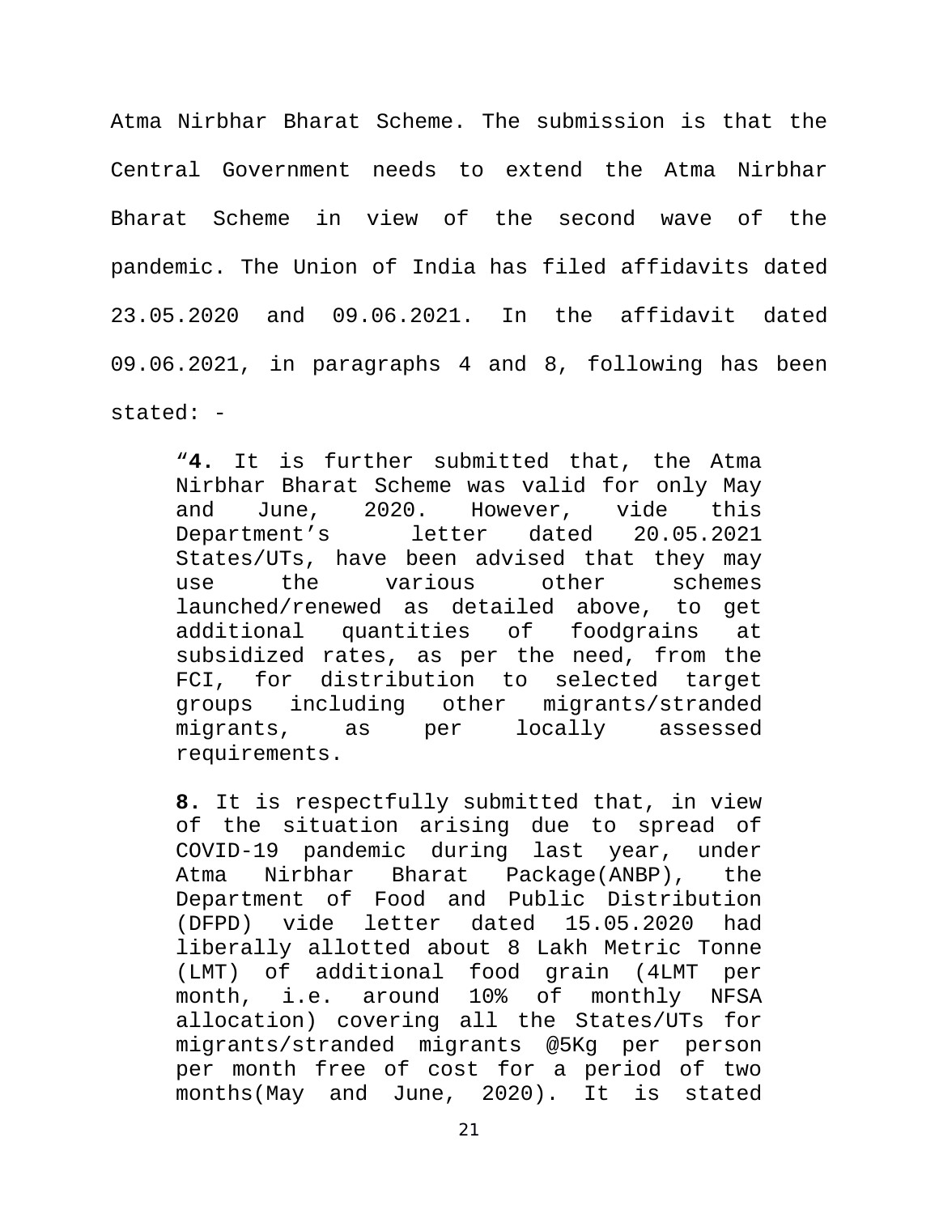Atma Nirbhar Bharat Scheme. The submission is that the Central Government needs to extend the Atma Nirbhar Bharat Scheme in view of the second wave of the pandemic. The Union of India has filed affidavits dated 23.05.2020 and 09.06.2021. In the affidavit dated 09.06.2021, in paragraphs 4 and 8, following has been stated: -

> "**4.** It is further submitted that, the Atma Nirbhar Bharat Scheme was valid for only May and June, 2020. However, vide this Department's letter dated 20.05.2021 States/UTs, have been advised that they may use the various other schemes launched/renewed as detailed above, to get additional quantities of foodgrains at subsidized rates, as per the need, from the FCI, for distribution to selected target groups including other migrants/stranded migrants, as per locally assessed requirements.
>
> **8.** It is respectfully submitted that, in view of the situation arising due to spread of COVID-19 pandemic during last year, under Atma Nirbhar Bharat Package(ANBP), the Department of Food and Public Distribution (DFPD) vide letter dated 15.05.2020 had liberally allotted about 8 Lakh Metric Tonne (LMT) of additional food grain (4LMT per month, i.e. around 10% of monthly NFSA allocation) covering all the States/UTs for migrants/stranded migrants @5Kg per person per month free of cost for a period of two months(May and June, 2020). It is stated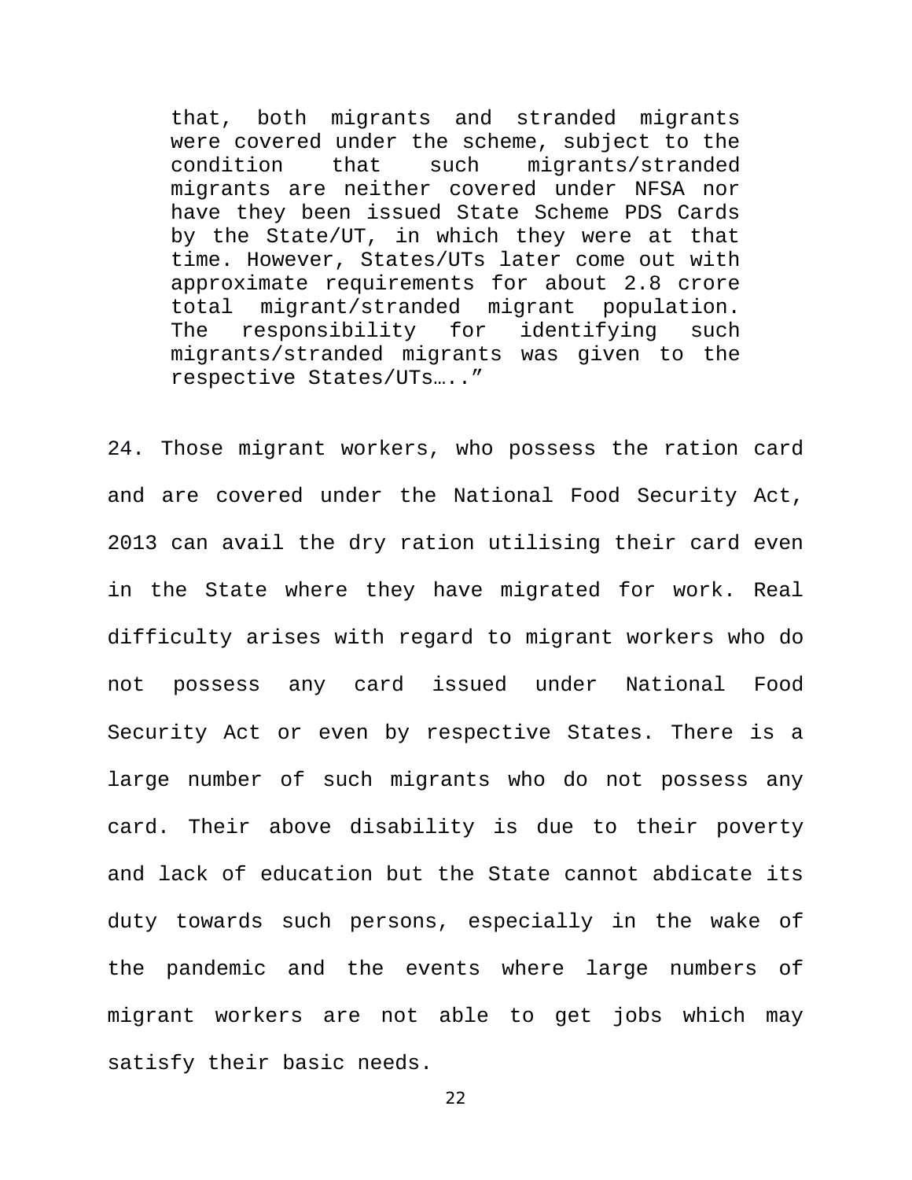> that, both migrants and stranded migrants were covered under the scheme, subject to the condition that such migrants/stranded migrants are neither covered under NFSA nor have they been issued State Scheme PDS Cards by the State/UT, in which they were at that time. However, States/UTs later come out with approximate requirements for about 2.8 crore total migrant/stranded migrant population. The responsibility for identifying such migrants/stranded migrants was given to the respective States/UTs….."

24. Those migrant workers, who possess the ration card and are covered under the National Food Security Act, 2013 can avail the dry ration utilising their card even in the State where they have migrated for work. Real difficulty arises with regard to migrant workers who do not possess any card issued under National Food Security Act or even by respective States. There is a large number of such migrants who do not possess any card. Their above disability is due to their poverty and lack of education but the State cannot abdicate its duty towards such persons, especially in the wake of the pandemic and the events where large numbers of migrant workers are not able to get jobs which may satisfy their basic needs.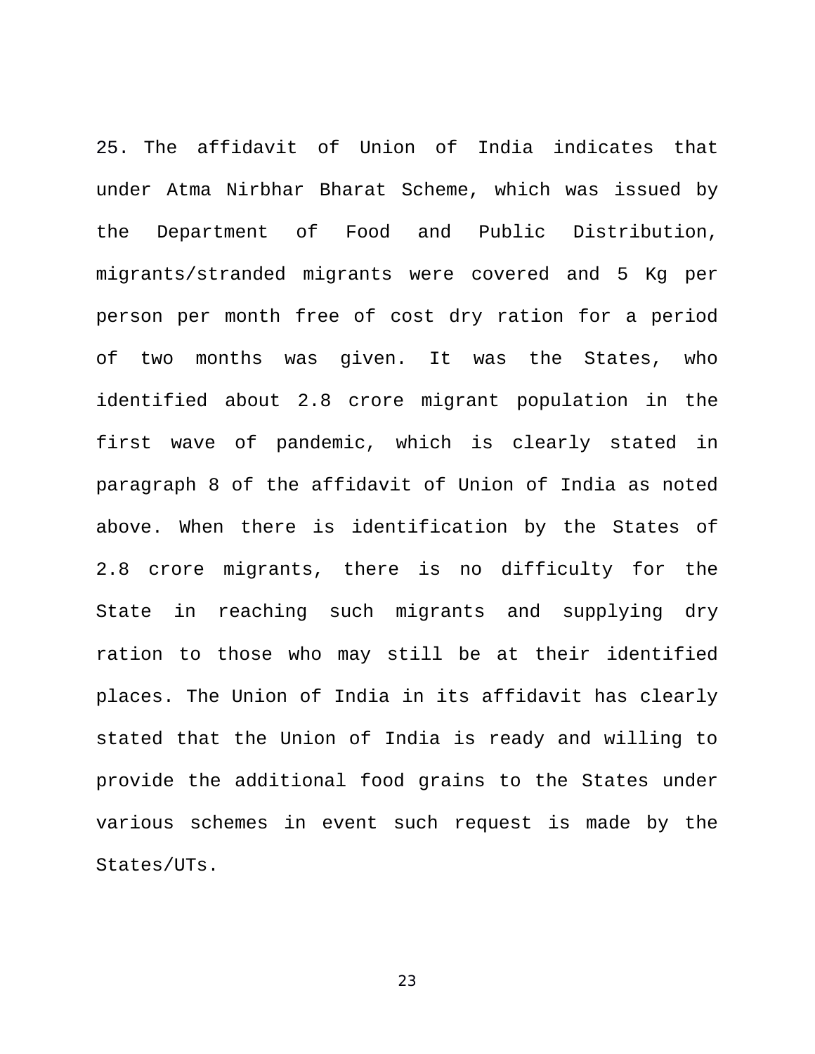25. The affidavit of Union of India indicates that under Atma Nirbhar Bharat Scheme, which was issued by the Department of Food and Public Distribution, migrants/stranded migrants were covered and 5 Kg per person per month free of cost dry ration for a period of two months was given. It was the States, who identified about 2.8 crore migrant population in the first wave of pandemic, which is clearly stated in paragraph 8 of the affidavit of Union of India as noted above. When there is identification by the States of 2.8 crore migrants, there is no difficulty for the State in reaching such migrants and supplying dry ration to those who may still be at their identified places. The Union of India in its affidavit has clearly stated that the Union of India is ready and willing to provide the additional food grains to the States under various schemes in event such request is made by the States/UTs.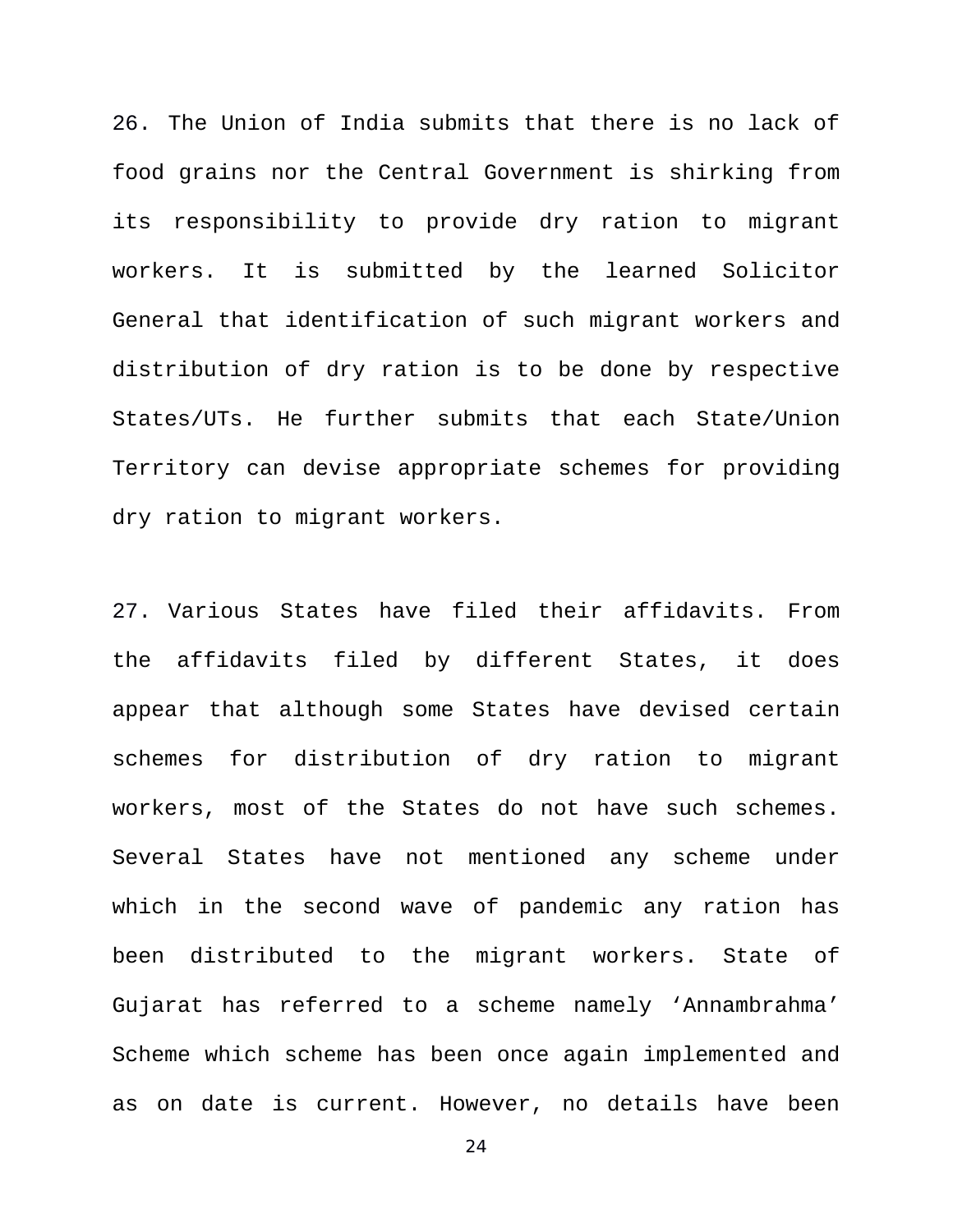26. The Union of India submits that there is no lack of food grains nor the Central Government is shirking from its responsibility to provide dry ration to migrant workers. It is submitted by the learned Solicitor General that identification of such migrant workers and distribution of dry ration is to be done by respective States/UTs. He further submits that each State/Union Territory can devise appropriate schemes for providing dry ration to migrant workers.

27. Various States have filed their affidavits. From the affidavits filed by different States, it does appear that although some States have devised certain schemes for distribution of dry ration to migrant workers, most of the States do not have such schemes. Several States have not mentioned any scheme under which in the second wave of pandemic any ration has been distributed to the migrant workers. State of Gujarat has referred to a scheme namely 'Annambrahma' Scheme which scheme has been once again implemented and as on date is current. However, no details have been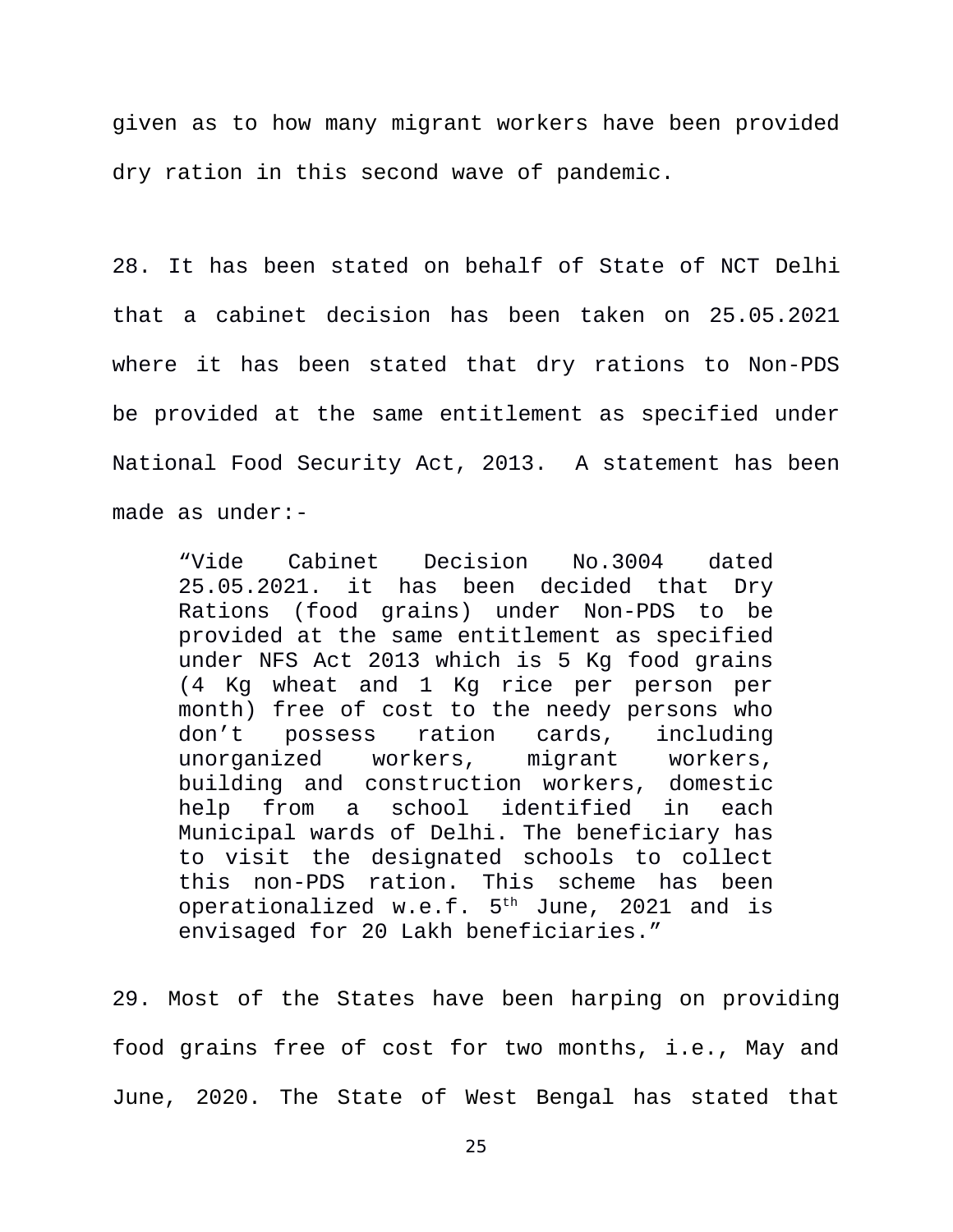given as to how many migrant workers have been provided dry ration in this second wave of pandemic.

28. It has been stated on behalf of State of NCT Delhi that a cabinet decision has been taken on 25.05.2021 where it has been stated that dry rations to Non-PDS be provided at the same entitlement as specified under National Food Security Act, 2013. A statement has been made as under:-

> "Vide Cabinet Decision No.3004 dated 25.05.2021. it has been decided that Dry Rations (food grains) under Non-PDS to be provided at the same entitlement as specified under NFS Act 2013 which is 5 Kg food grains (4 Kg wheat and 1 Kg rice per person per month) free of cost to the needy persons who don't possess ration cards, including unorganized workers, migrant workers, building and construction workers, domestic help from a school identified in each Municipal wards of Delhi. The beneficiary has to visit the designated schools to collect this non-PDS ration. This scheme has been operationalized w.e.f. 5th June, 2021 and is envisaged for 20 Lakh beneficiaries."

29. Most of the States have been harping on providing food grains free of cost for two months, i.e., May and June, 2020. The State of West Bengal has stated that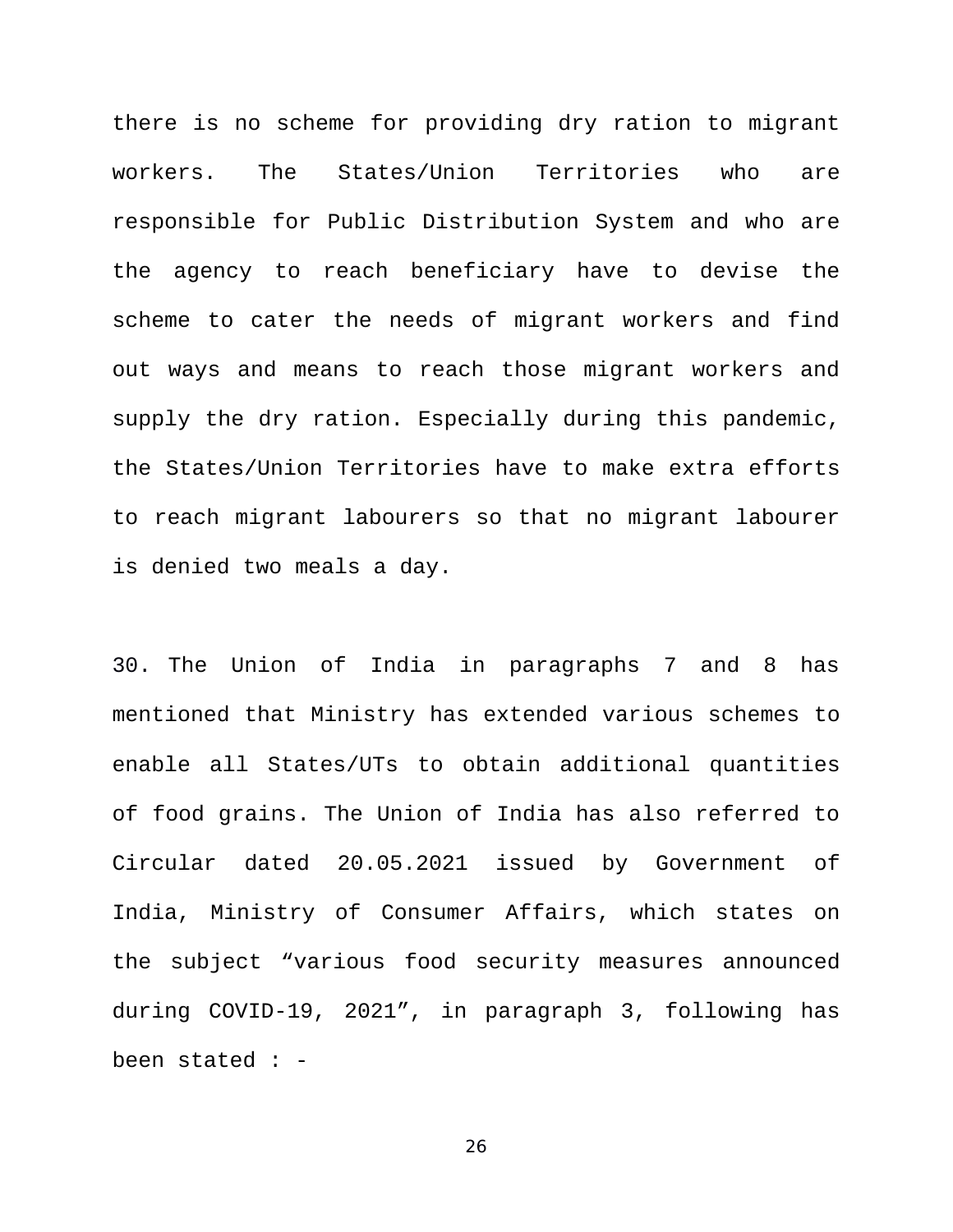there is no scheme for providing dry ration to migrant workers. The States/Union Territories who are responsible for Public Distribution System and who are the agency to reach beneficiary have to devise the scheme to cater the needs of migrant workers and find out ways and means to reach those migrant workers and supply the dry ration. Especially during this pandemic, the States/Union Territories have to make extra efforts to reach migrant labourers so that no migrant labourer is denied two meals a day.

30. The Union of India in paragraphs 7 and 8 has mentioned that Ministry has extended various schemes to enable all States/UTs to obtain additional quantities of food grains. The Union of India has also referred to Circular dated 20.05.2021 issued by Government of India, Ministry of Consumer Affairs, which states on the subject “various food security measures announced during COVID-19, 2021”, in paragraph 3, following has been stated : -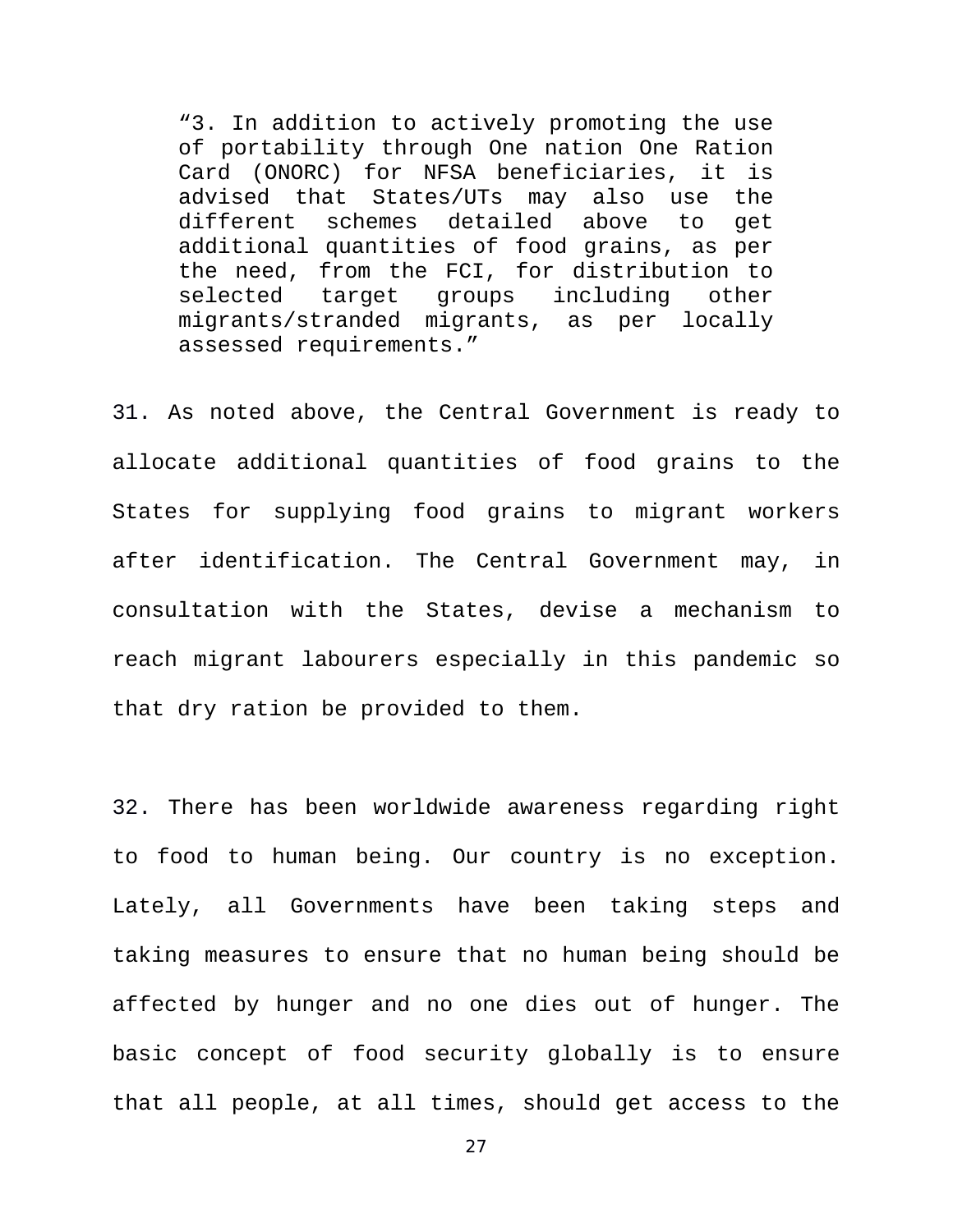> "3. In addition to actively promoting the use of portability through One nation One Ration Card (ONORC) for NFSA beneficiaries, it is advised that States/UTs may also use the different schemes detailed above to get additional quantities of food grains, as per the need, from the FCI, for distribution to selected target groups including other migrants/stranded migrants, as per locally assessed requirements."

31. As noted above, the Central Government is ready to allocate additional quantities of food grains to the States for supplying food grains to migrant workers after identification. The Central Government may, in consultation with the States, devise a mechanism to reach migrant labourers especially in this pandemic so that dry ration be provided to them.

32. There has been worldwide awareness regarding right to food to human being. Our country is no exception. Lately, all Governments have been taking steps and taking measures to ensure that no human being should be affected by hunger and no one dies out of hunger. The basic concept of food security globally is to ensure that all people, at all times, should get access to the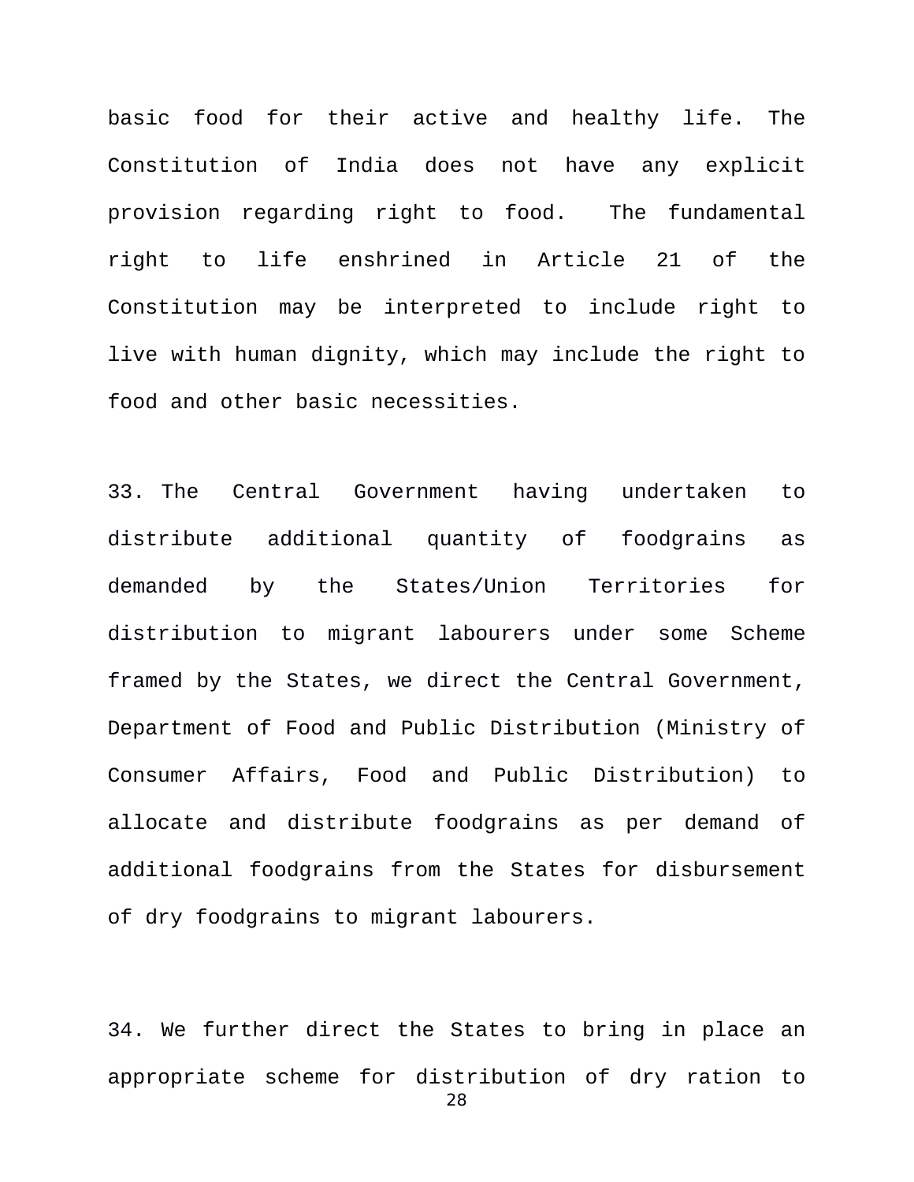basic food for their active and healthy life. The Constitution of India does not have any explicit provision regarding right to food. The fundamental right to life enshrined in Article 21 of the Constitution may be interpreted to include right to live with human dignity, which may include the right to food and other basic necessities.

33. The Central Government having undertaken to distribute additional quantity of foodgrains as demanded by the States/Union Territories for distribution to migrant labourers under some Scheme framed by the States, we direct the Central Government, Department of Food and Public Distribution (Ministry of Consumer Affairs, Food and Public Distribution) to allocate and distribute foodgrains as per demand of additional foodgrains from the States for disbursement of dry foodgrains to migrant labourers.

34. We further direct the States to bring in place an appropriate scheme for distribution of dry ration to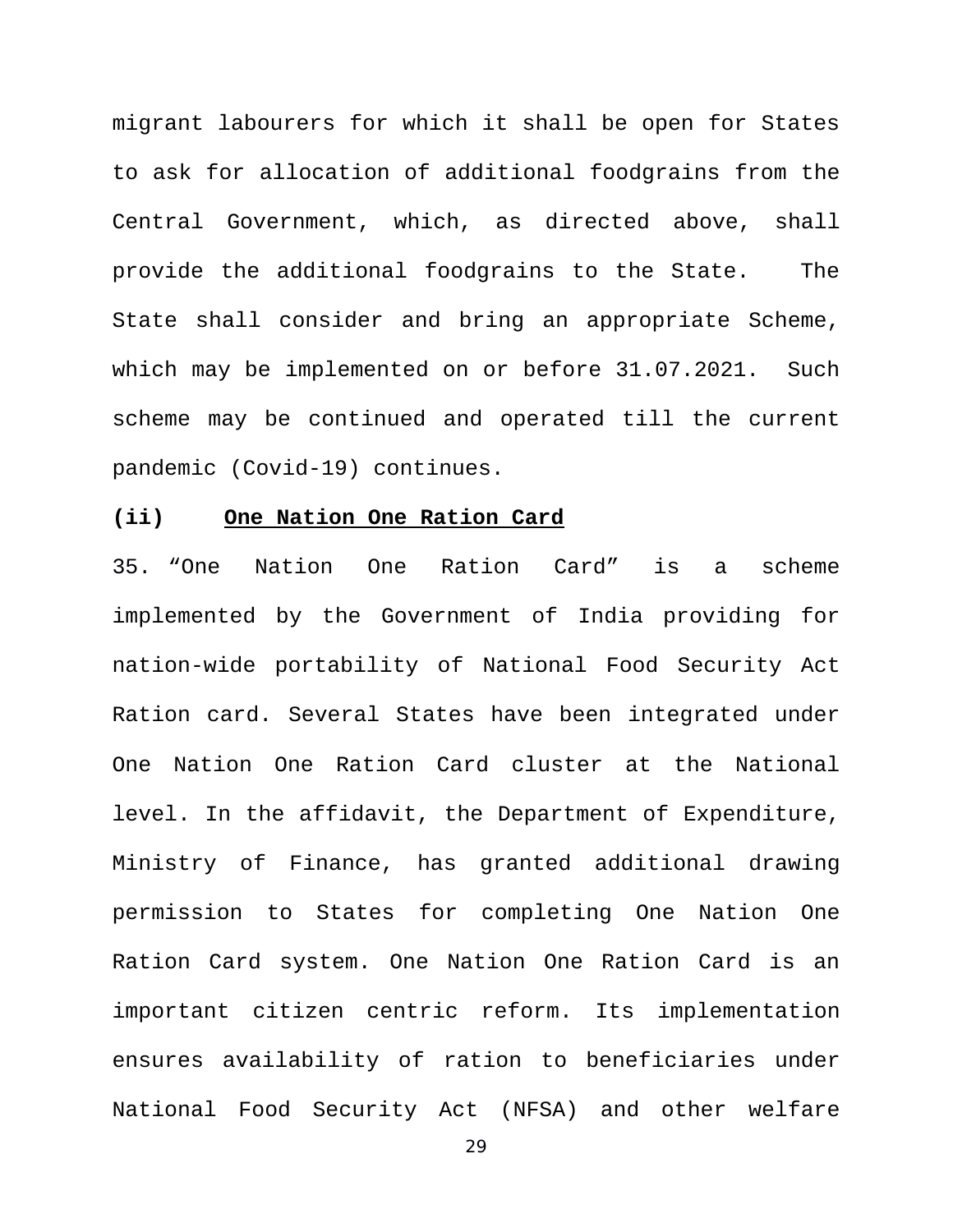migrant labourers for which it shall be open for States to ask for allocation of additional foodgrains from the Central Government, which, as directed above, shall provide the additional foodgrains to the State. The State shall consider and bring an appropriate Scheme, which may be implemented on or before 31.07.2021. Such scheme may be continued and operated till the current pandemic (Covid-19) continues.

**(ii) <u>One Nation One Ration Card</u>**

35. "One Nation One Ration Card" is a scheme implemented by the Government of India providing for nation-wide portability of National Food Security Act Ration card. Several States have been integrated under One Nation One Ration Card cluster at the National level. In the affidavit, the Department of Expenditure, Ministry of Finance, has granted additional drawing permission to States for completing One Nation One Ration Card system. One Nation One Ration Card is an important citizen centric reform. Its implementation ensures availability of ration to beneficiaries under National Food Security Act (NFSA) and other welfare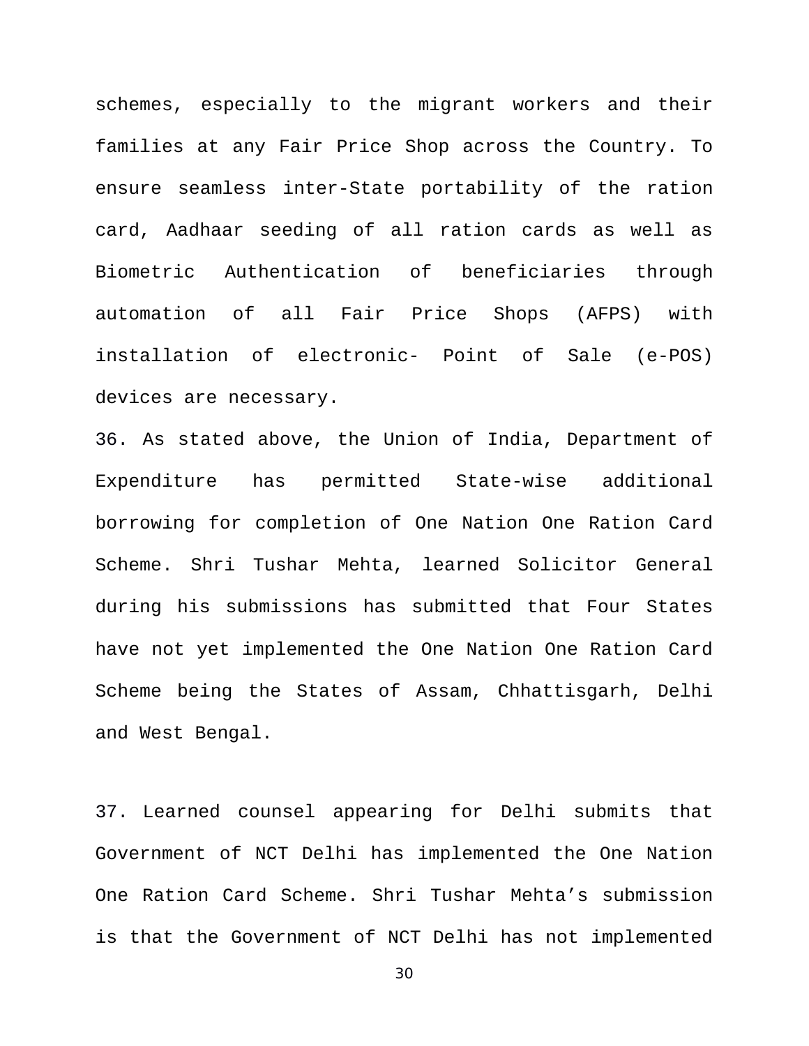schemes, especially to the migrant workers and their families at any Fair Price Shop across the Country. To ensure seamless inter-State portability of the ration card, Aadhaar seeding of all ration cards as well as Biometric Authentication of beneficiaries through automation of all Fair Price Shops (AFPS) with installation of electronic- Point of Sale (e-POS) devices are necessary.

36. As stated above, the Union of India, Department of Expenditure has permitted State-wise additional borrowing for completion of One Nation One Ration Card Scheme. Shri Tushar Mehta, learned Solicitor General during his submissions has submitted that Four States have not yet implemented the One Nation One Ration Card Scheme being the States of Assam, Chhattisgarh, Delhi and West Bengal.

37. Learned counsel appearing for Delhi submits that Government of NCT Delhi has implemented the One Nation One Ration Card Scheme. Shri Tushar Mehta's submission is that the Government of NCT Delhi has not implemented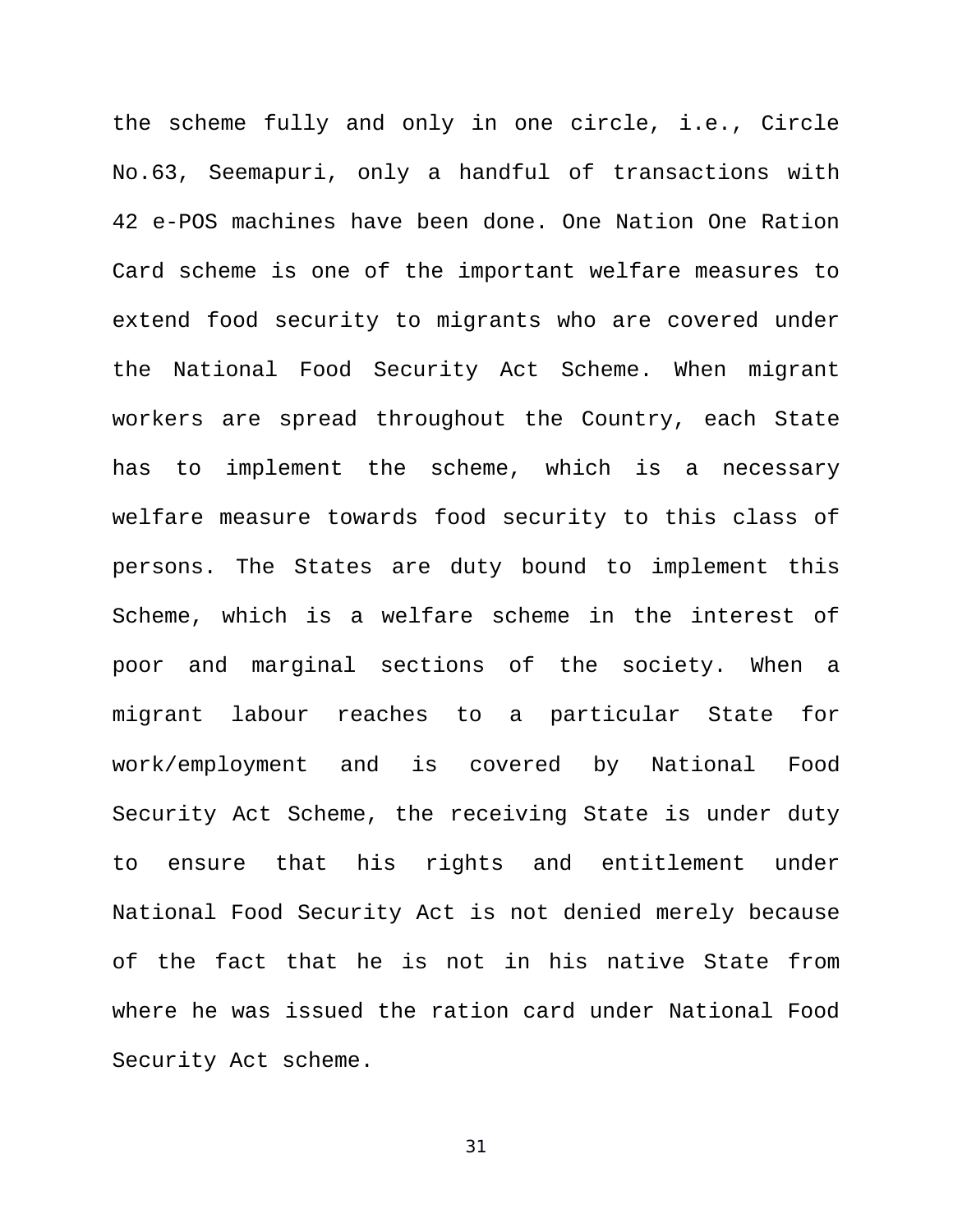the scheme fully and only in one circle, i.e., Circle No.63, Seemapuri, only a handful of transactions with 42 e-POS machines have been done. One Nation One Ration Card scheme is one of the important welfare measures to extend food security to migrants who are covered under the National Food Security Act Scheme. When migrant workers are spread throughout the Country, each State has to implement the scheme, which is a necessary welfare measure towards food security to this class of persons. The States are duty bound to implement this Scheme, which is a welfare scheme in the interest of poor and marginal sections of the society. When a migrant labour reaches to a particular State for work/employment and is covered by National Food Security Act Scheme, the receiving State is under duty to ensure that his rights and entitlement under National Food Security Act is not denied merely because of the fact that he is not in his native State from where he was issued the ration card under National Food Security Act scheme.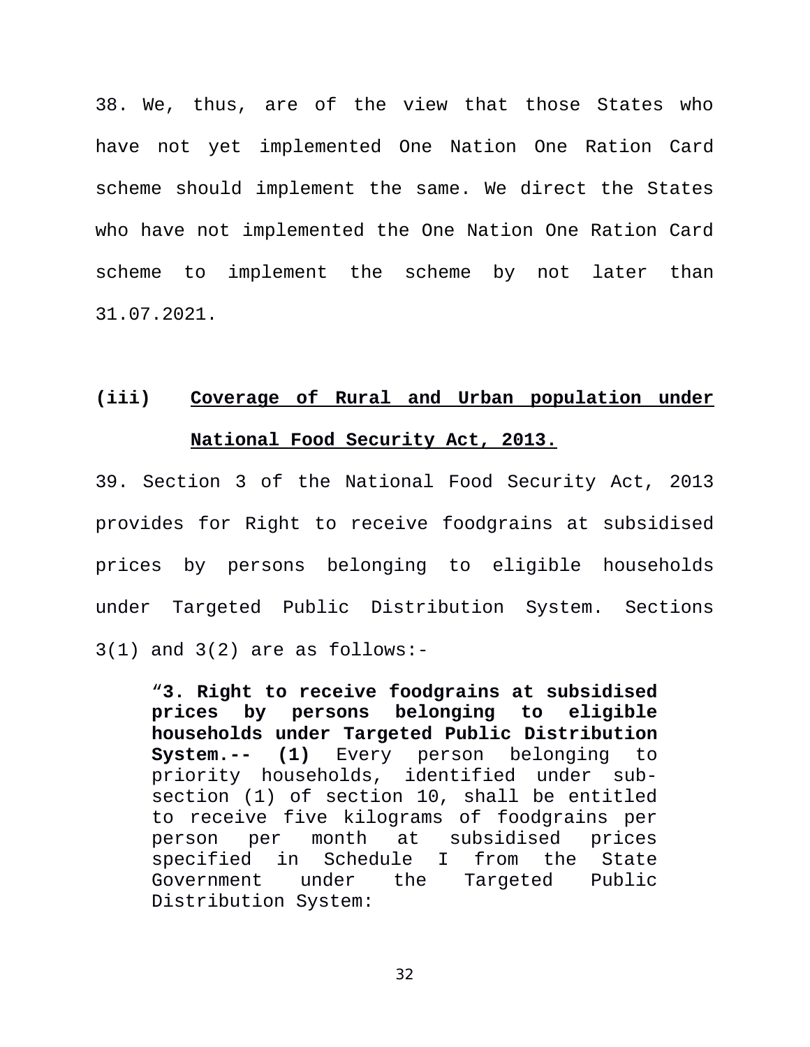38. We, thus, are of the view that those States who have not yet implemented One Nation One Ration Card scheme should implement the same. We direct the States who have not implemented the One Nation One Ration Card scheme to implement the scheme by not later than 31.07.2021.

### (iii) Coverage of Rural and Urban population under National Food Security Act, 2013.

39. Section 3 of the National Food Security Act, 2013 provides for Right to receive foodgrains at subsidised prices by persons belonging to eligible households under Targeted Public Distribution System. Sections 3(1) and 3(2) are as follows:-

> "**3. Right to receive foodgrains at subsidised prices by persons belonging to eligible households under Targeted Public Distribution System.-- (1)** Every person belonging to priority households, identified under sub-section (1) of section 10, shall be entitled to receive five kilograms of foodgrains per person per month at subsidised prices specified in Schedule I from the State Government under the Targeted Public Distribution System: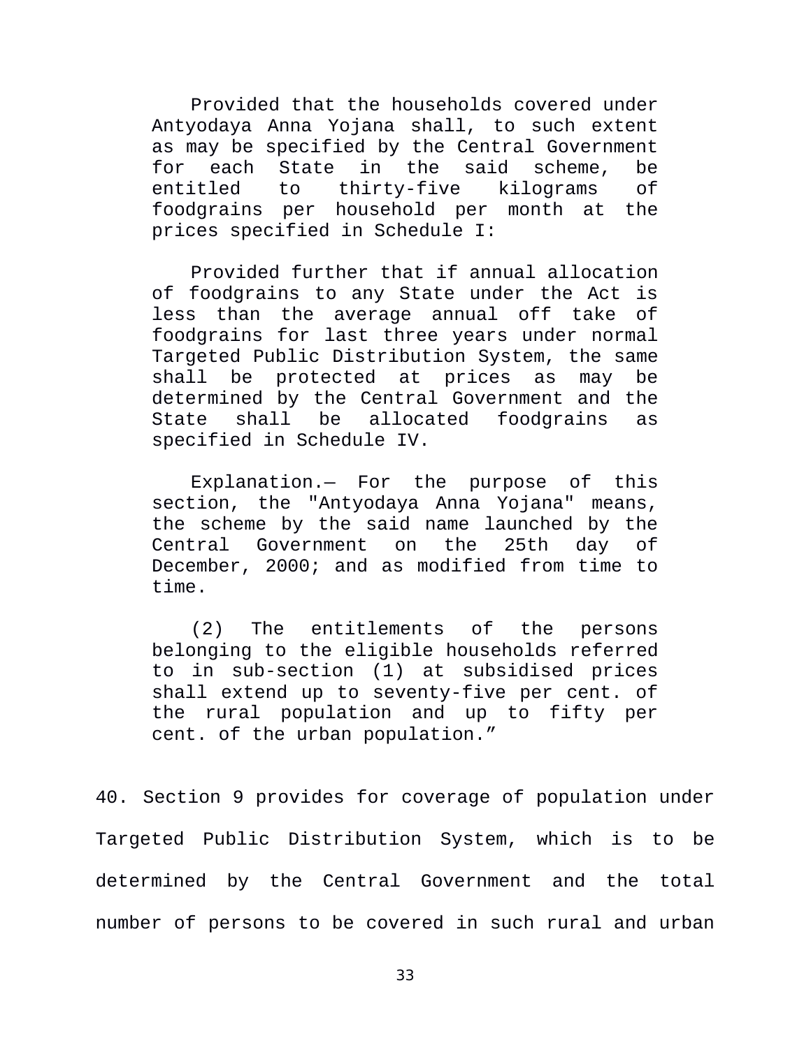> Provided that the households covered under Antyodaya Anna Yojana shall, to such extent as may be specified by the Central Government for each State in the said scheme, be entitled to thirty-five kilograms of foodgrains per household per month at the prices specified in Schedule I:
>
> Provided further that if annual allocation of foodgrains to any State under the Act is less than the average annual off take of foodgrains for last three years under normal Targeted Public Distribution System, the same shall be protected at prices as may be determined by the Central Government and the State shall be allocated foodgrains as specified in Schedule IV.
>
> Explanation.— For the purpose of this section, the "Antyodaya Anna Yojana" means, the scheme by the said name launched by the Central Government on the 25th day of December, 2000; and as modified from time to time.
>
> (2) The entitlements of the persons belonging to the eligible households referred to in sub-section (1) at subsidised prices shall extend up to seventy-five per cent. of the rural population and up to fifty per cent. of the urban population."

40. Section 9 provides for coverage of population under Targeted Public Distribution System, which is to be determined by the Central Government and the total number of persons to be covered in such rural and urban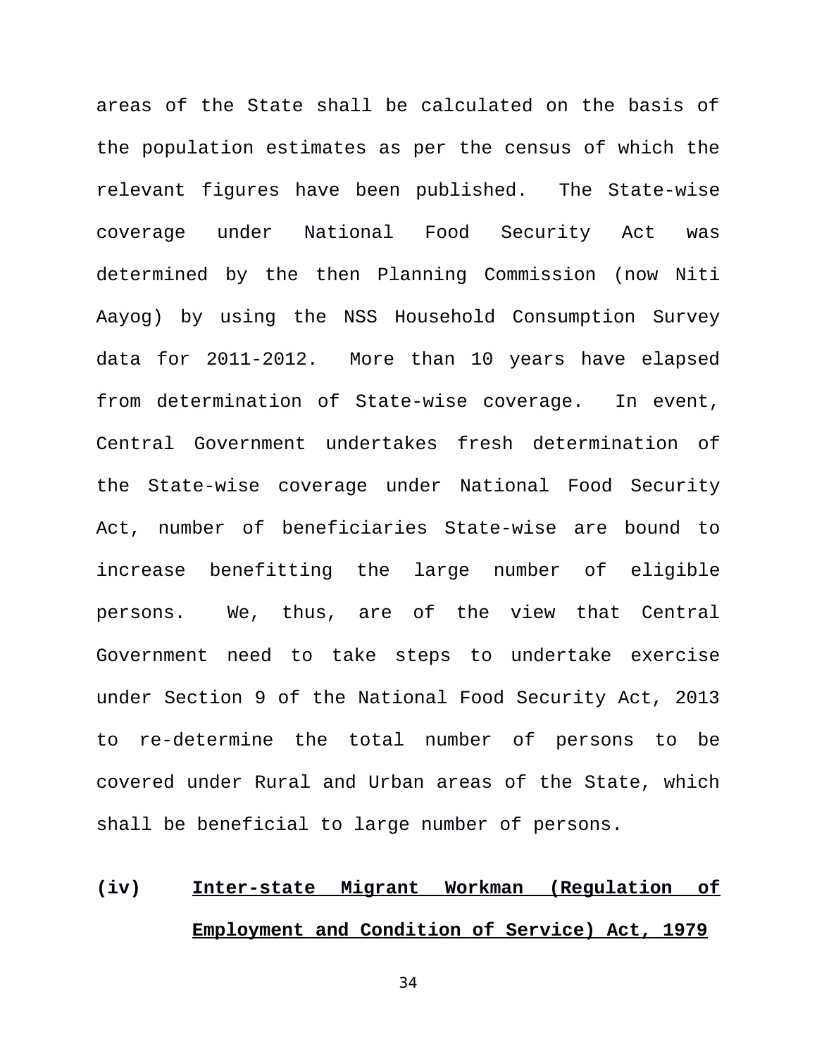areas of the State shall be calculated on the basis of the population estimates as per the census of which the relevant figures have been published. The State-wise coverage under National Food Security Act was determined by the then Planning Commission (now Niti Aayog) by using the NSS Household Consumption Survey data for 2011-2012. More than 10 years have elapsed from determination of State-wise coverage. In event, Central Government undertakes fresh determination of the State-wise coverage under National Food Security Act, number of beneficiaries State-wise are bound to increase benefitting the large number of eligible persons. We, thus, are of the view that Central Government need to take steps to undertake exercise under Section 9 of the National Food Security Act, 2013 to re-determine the total number of persons to be covered under Rural and Urban areas of the State, which shall be beneficial to large number of persons.

**(iv)** **<u>Inter-state Migrant Workman (Regulation of Employment and Condition of Service) Act, 1979</u>**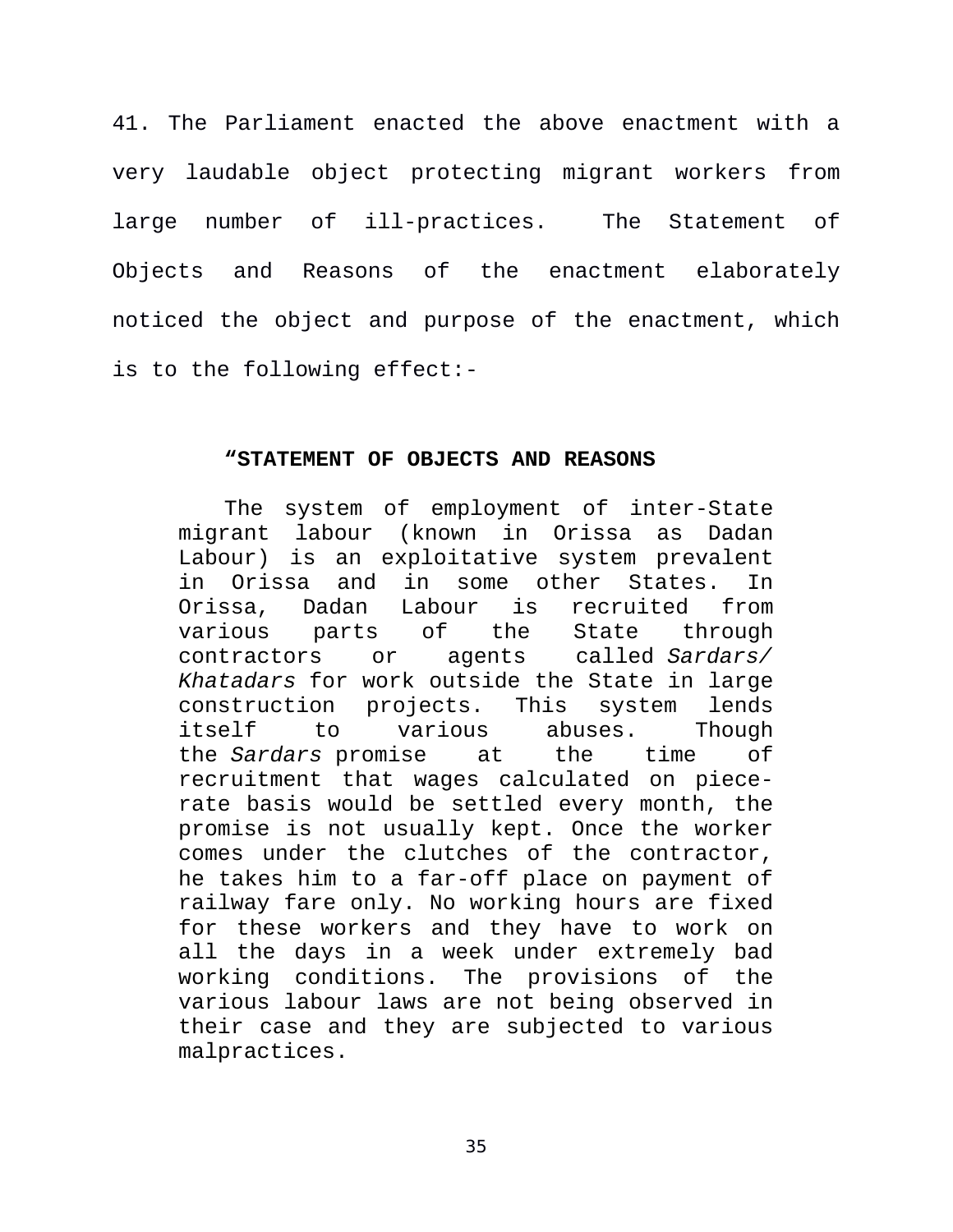41. The Parliament enacted the above enactment with a very laudable object protecting migrant workers from large number of ill-practices. The Statement of Objects and Reasons of the enactment elaborately noticed the object and purpose of the enactment, which is to the following effect:-

> **“STATEMENT OF OBJECTS AND REASONS**
>
> The system of employment of inter-State migrant labour (known in Orissa as Dadan Labour) is an exploitative system prevalent in Orissa and in some other States. In Orissa, Dadan Labour is recruited from various parts of the State through contractors or agents called *Sardars/ Khatadars* for work outside the State in large construction projects. This system lends itself to various abuses. Though the *Sardars* promise at the time of recruitment that wages calculated on piece-rate basis would be settled every month, the promise is not usually kept. Once the worker comes under the clutches of the contractor, he takes him to a far-off place on payment of railway fare only. No working hours are fixed for these workers and they have to work on all the days in a week under extremely bad working conditions. The provisions of the various labour laws are not being observed in their case and they are subjected to various malpractices.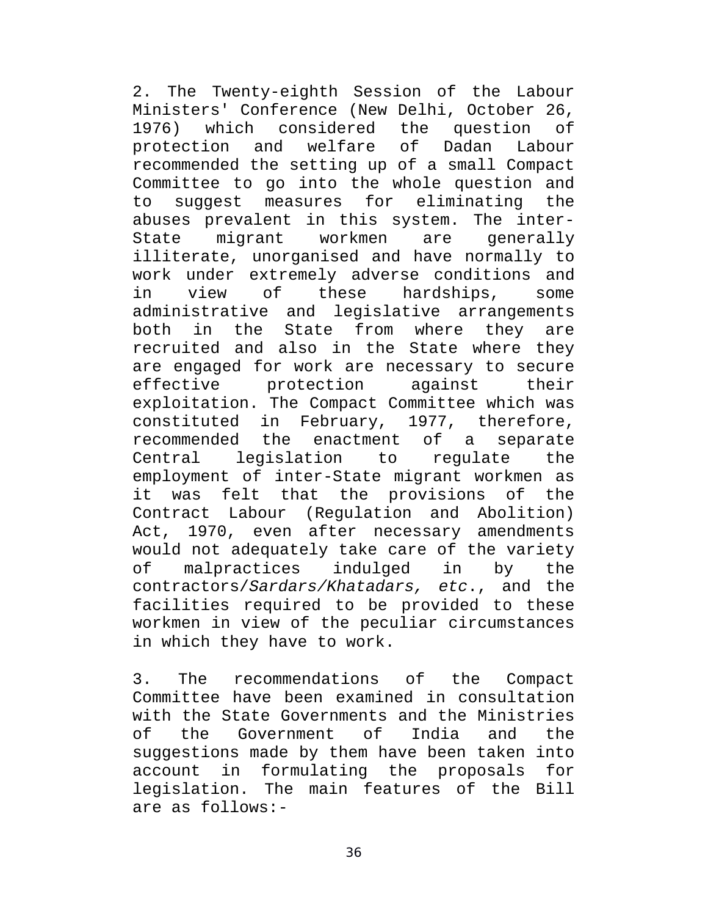2. The Twenty-eighth Session of the Labour Ministers' Conference (New Delhi, October 26, 1976) which considered the question of protection and welfare of Dadan Labour recommended the setting up of a small Compact Committee to go into the whole question and to suggest measures for eliminating the abuses prevalent in this system. The inter-State migrant workmen are generally illiterate, unorganised and have normally to work under extremely adverse conditions and in view of these hardships, some administrative and legislative arrangements both in the State from where they are recruited and also in the State where they are engaged for work are necessary to secure effective protection against their exploitation. The Compact Committee which was constituted in February, 1977, therefore, recommended the enactment of a separate Central legislation to regulate the employment of inter-State migrant workmen as it was felt that the provisions of the Contract Labour (Regulation and Abolition) Act, 1970, even after necessary amendments would not adequately take care of the variety of malpractices indulged in by the contractors/*Sardars/Khatadars, etc*., and the facilities required to be provided to these workmen in view of the peculiar circumstances in which they have to work.

3. The recommendations of the Compact Committee have been examined in consultation with the State Governments and the Ministries of the Government of India and the suggestions made by them have been taken into account in formulating the proposals for legislation. The main features of the Bill are as follows:-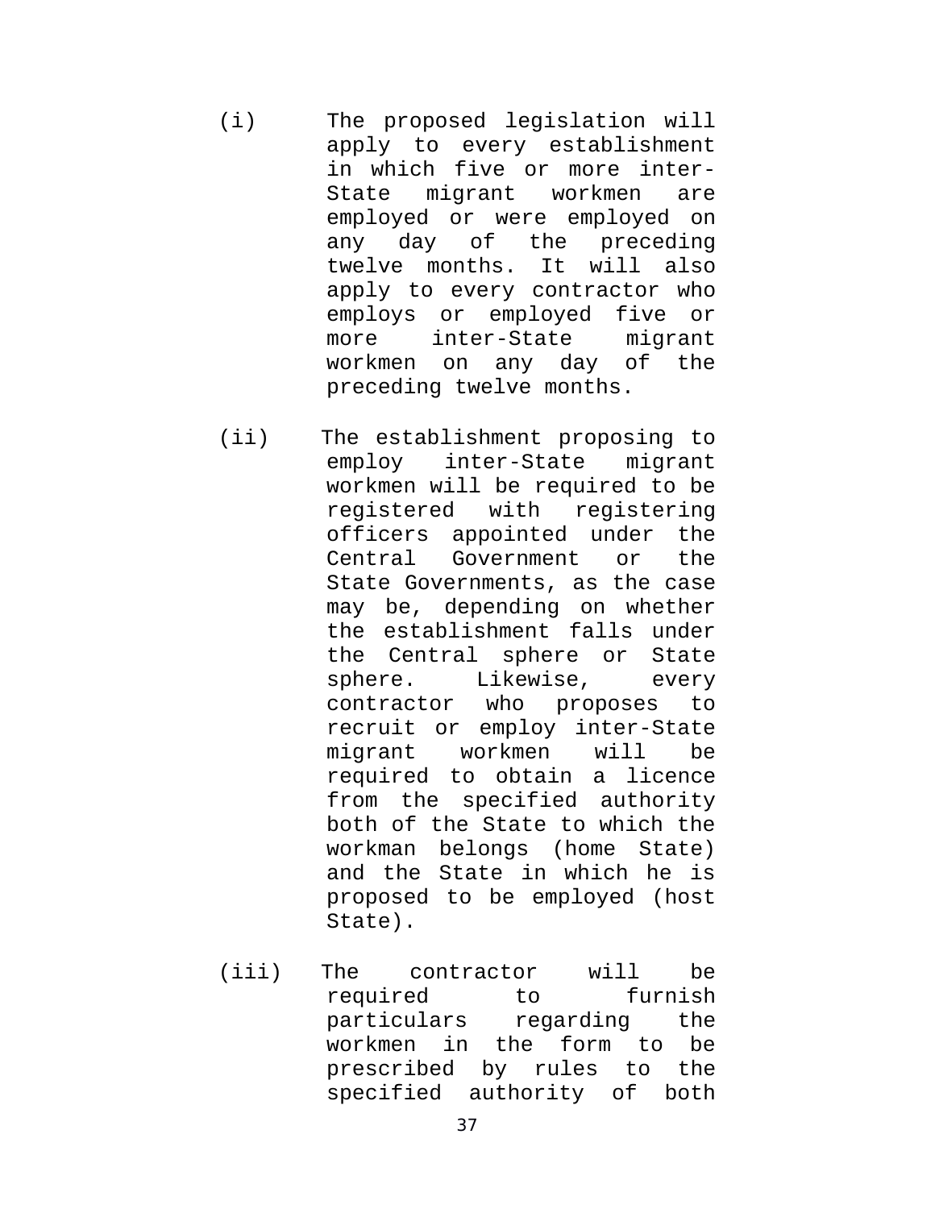(i) The proposed legislation will apply to every establishment in which five or more inter-State migrant workmen are employed or were employed on any day of the preceding twelve months. It will also apply to every contractor who employs or employed five or more inter-State migrant workmen on any day of the preceding twelve months.

(ii) The establishment proposing to employ inter-State migrant workmen will be required to be registered with registering officers appointed under the Central Government or the State Governments, as the case may be, depending on whether the establishment falls under the Central sphere or State sphere. Likewise, every contractor who proposes to recruit or employ inter-State migrant workmen will be required to obtain a licence from the specified authority both of the State to which the workman belongs (home State) and the State in which he is proposed to be employed (host State).

(iii) The contractor will be required to furnish particulars regarding the workmen in the form to be prescribed by rules to the specified authority of both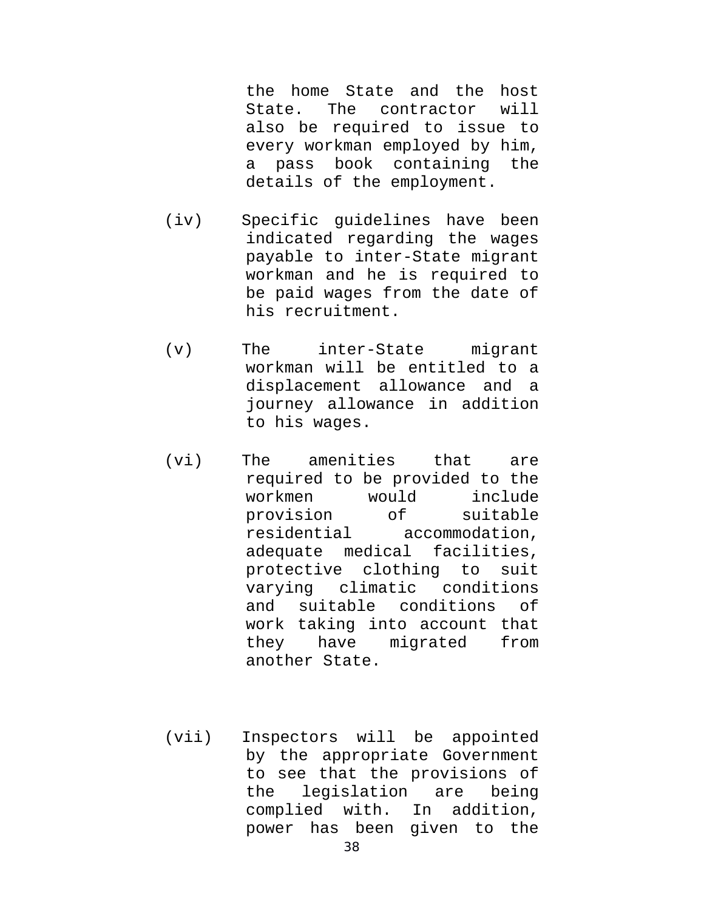the home State and the host State. The contractor will also be required to issue to every workman employed by him, a pass book containing the details of the employment.

(iv) Specific guidelines have been indicated regarding the wages payable to inter-State migrant workman and he is required to be paid wages from the date of his recruitment.

(v) The inter-State migrant workman will be entitled to a displacement allowance and a journey allowance in addition to his wages.

(vi) The amenities that are required to be provided to the workmen would include provision of suitable residential accommodation, adequate medical facilities, protective clothing to suit varying climatic conditions and suitable conditions of work taking into account that they have migrated from another State.

(vii) Inspectors will be appointed by the appropriate Government to see that the provisions of the legislation are being complied with. In addition, power has been given to the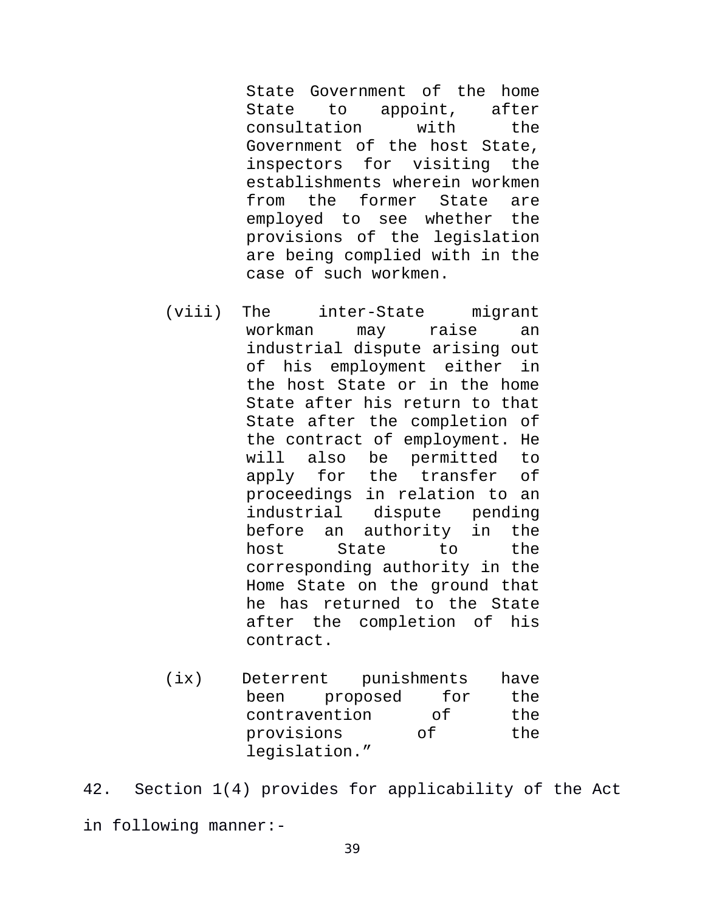State Government of the home State to appoint, after consultation with the Government of the host State, inspectors for visiting the establishments wherein workmen from the former State are employed to see whether the provisions of the legislation are being complied with in the case of such workmen.

(viii) The inter-State migrant workman may raise an industrial dispute arising out of his employment either in the host State or in the home State after his return to that State after the completion of the contract of employment. He will also be permitted to apply for the transfer of proceedings in relation to an industrial dispute pending before an authority in the host State to the corresponding authority in the Home State on the ground that he has returned to the State after the completion of his contract.

(ix) Deterrent punishments have been proposed for the contravention of the provisions of the legislation."

42. Section 1(4) provides for applicability of the Act in following manner:-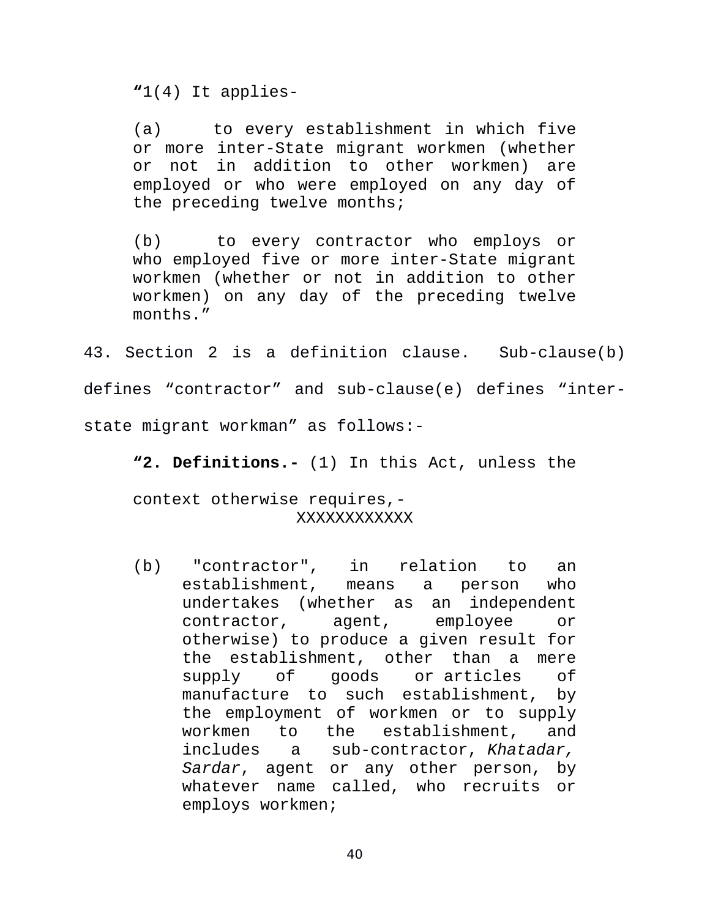> **“**1(4) It applies-
>
> (a) to every establishment in which five or more inter-State migrant workmen (whether or not in addition to other workmen) are employed or who were employed on any day of the preceding twelve months;
>
> (b) to every contractor who employs or who employed five or more inter-State migrant workmen (whether or not in addition to other workmen) on any day of the preceding twelve months.”

43. Section 2 is a definition clause. Sub-clause(b) defines “contractor” and sub-clause(e) defines “inter-state migrant workman” as follows:-

> **“2. Definitions.-** (1) In this Act, unless the context otherwise requires,-
>
> XXXXXXXXXXXX
>
> (b) "contractor", in relation to an establishment, means a person who undertakes (whether as an independent contractor, agent, employee or otherwise) to produce a given result for the establishment, other than a mere supply of goods or articles of manufacture to such establishment, by the employment of workmen or to supply workmen to the establishment, and includes a sub-contractor, *Khatadar, Sardar*, agent or any other person, by whatever name called, who recruits or employs workmen;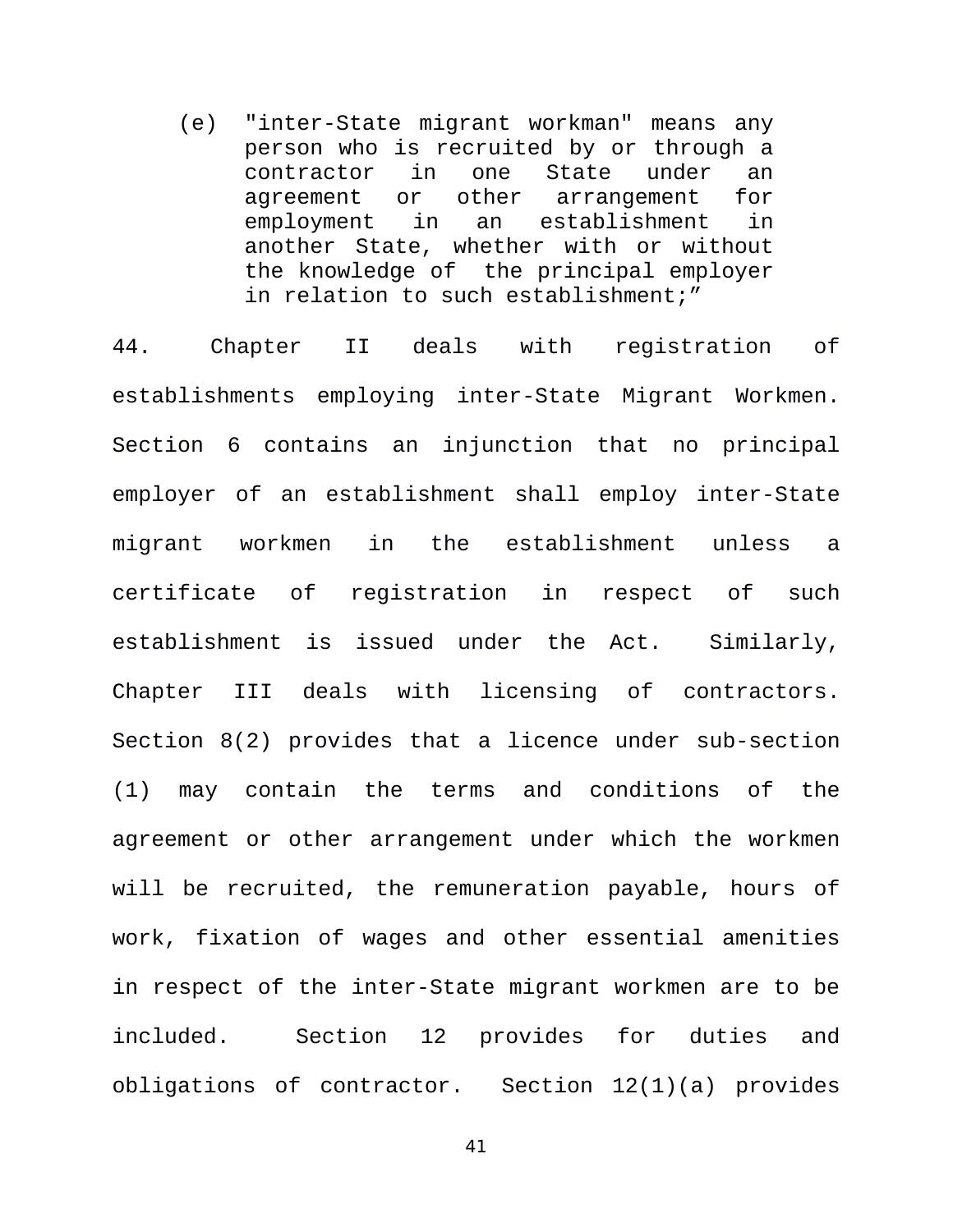> (e) "inter-State migrant workman" means any person who is recruited by or through a contractor in one State under an agreement or other arrangement for employment in an establishment in another State, whether with or without the knowledge of the principal employer in relation to such establishment;"

44. Chapter II deals with registration of establishments employing inter-State Migrant Workmen. Section 6 contains an injunction that no principal employer of an establishment shall employ inter-State migrant workmen in the establishment unless a certificate of registration in respect of such establishment is issued under the Act. Similarly, Chapter III deals with licensing of contractors. Section 8(2) provides that a licence under sub-section (1) may contain the terms and conditions of the agreement or other arrangement under which the workmen will be recruited, the remuneration payable, hours of work, fixation of wages and other essential amenities in respect of the inter-State migrant workmen are to be included. Section 12 provides for duties and obligations of contractor. Section 12(1)(a) provides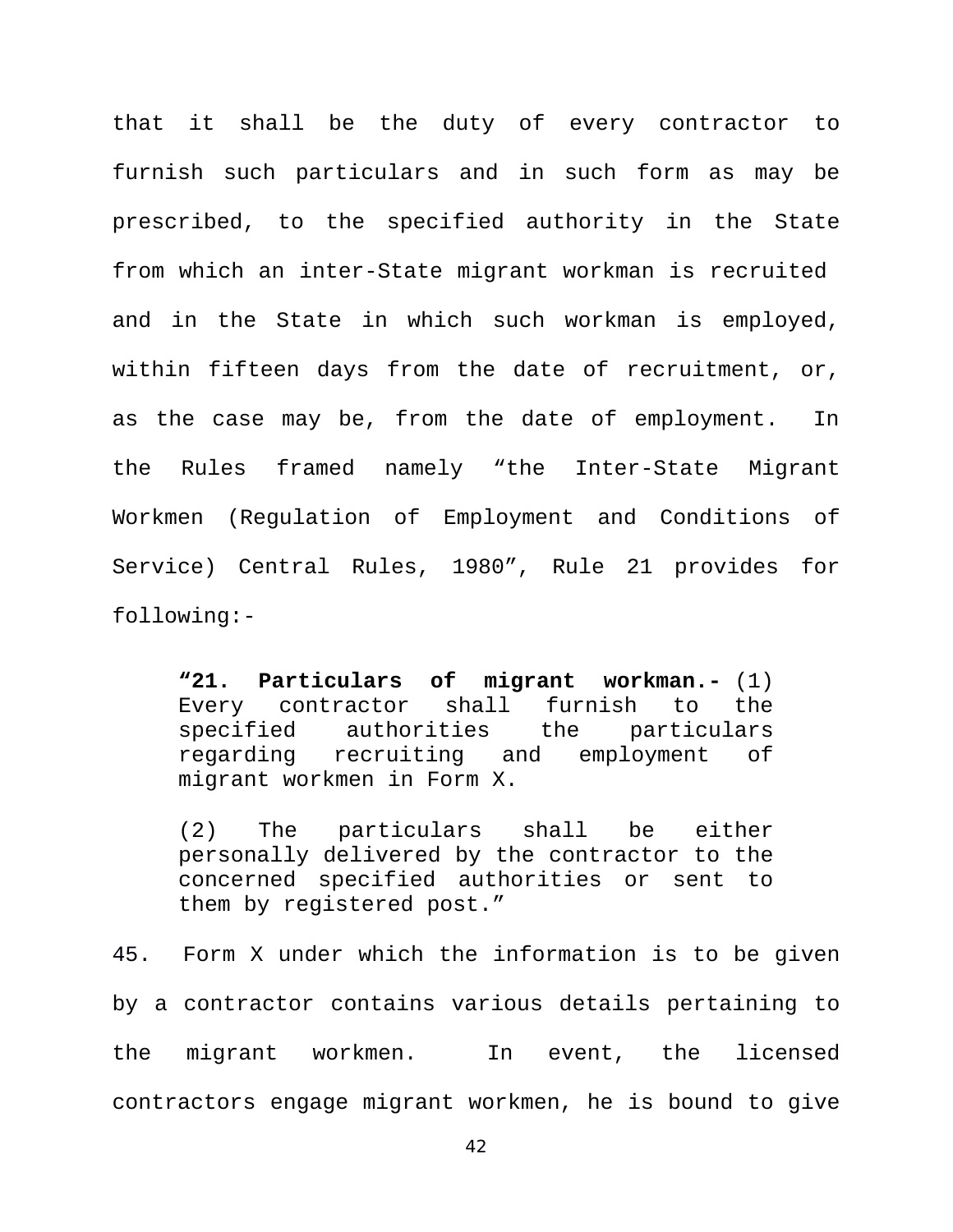that it shall be the duty of every contractor to furnish such particulars and in such form as may be prescribed, to the specified authority in the State from which an inter-State migrant workman is recruited and in the State in which such workman is employed, within fifteen days from the date of recruitment, or, as the case may be, from the date of employment. In the Rules framed namely "the Inter-State Migrant Workmen (Regulation of Employment and Conditions of Service) Central Rules, 1980", Rule 21 provides for following:-

> **"21. Particulars of migrant workman.-** (1) Every contractor shall furnish to the specified authorities the particulars regarding recruiting and employment of migrant workmen in Form X.
>
> (2) The particulars shall be either personally delivered by the contractor to the concerned specified authorities or sent to them by registered post."

45. Form X under which the information is to be given by a contractor contains various details pertaining to the migrant workmen. In event, the licensed contractors engage migrant workmen, he is bound to give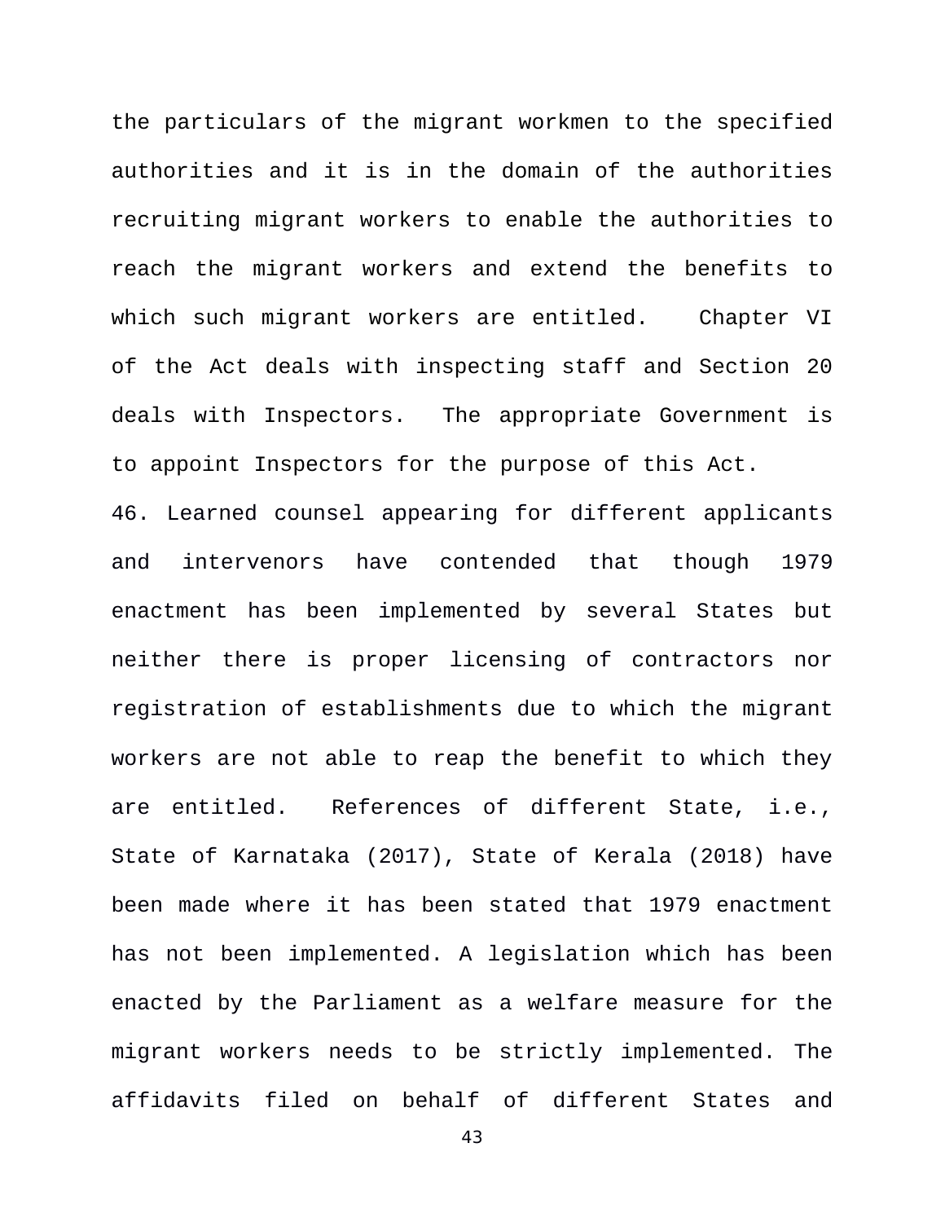the particulars of the migrant workmen to the specified authorities and it is in the domain of the authorities recruiting migrant workers to enable the authorities to reach the migrant workers and extend the benefits to which such migrant workers are entitled. Chapter VI of the Act deals with inspecting staff and Section 20 deals with Inspectors. The appropriate Government is to appoint Inspectors for the purpose of this Act.

46. Learned counsel appearing for different applicants and intervenors have contended that though 1979 enactment has been implemented by several States but neither there is proper licensing of contractors nor registration of establishments due to which the migrant workers are not able to reap the benefit to which they are entitled. References of different State, i.e., State of Karnataka (2017), State of Kerala (2018) have been made where it has been stated that 1979 enactment has not been implemented. A legislation which has been enacted by the Parliament as a welfare measure for the migrant workers needs to be strictly implemented. The affidavits filed on behalf of different States and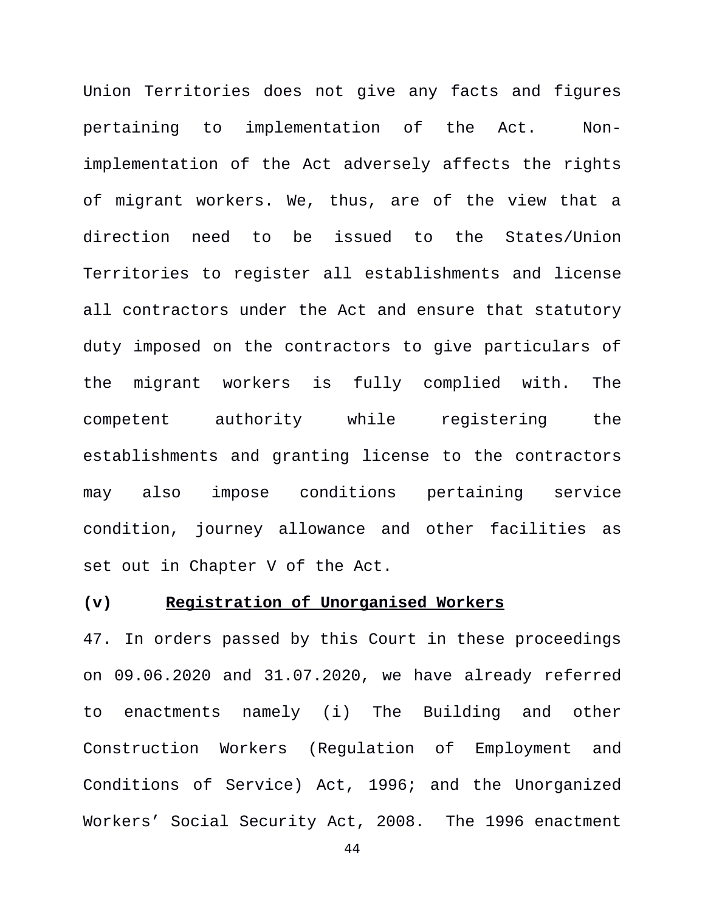Union Territories does not give any facts and figures pertaining to implementation of the Act. Non-implementation of the Act adversely affects the rights of migrant workers. We, thus, are of the view that a direction need to be issued to the States/Union Territories to register all establishments and license all contractors under the Act and ensure that statutory duty imposed on the contractors to give particulars of the migrant workers is fully complied with. The competent authority while registering the establishments and granting license to the contractors may also impose conditions pertaining service condition, journey allowance and other facilities as set out in Chapter V of the Act.

**(v) <u>Registration of Unorganised Workers</u>**

47. In orders passed by this Court in these proceedings on 09.06.2020 and 31.07.2020, we have already referred to enactments namely (i) The Building and other Construction Workers (Regulation of Employment and Conditions of Service) Act, 1996; and the Unorganized Workers' Social Security Act, 2008. The 1996 enactment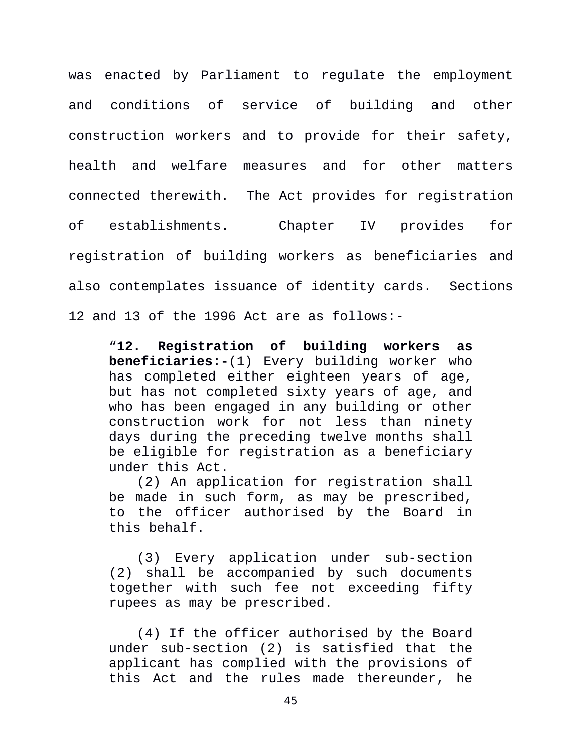was enacted by Parliament to regulate the employment and conditions of service of building and other construction workers and to provide for their safety, health and welfare measures and for other matters connected therewith. The Act provides for registration of establishments. Chapter IV provides for registration of building workers as beneficiaries and also contemplates issuance of identity cards. Sections 12 and 13 of the 1996 Act are as follows:-

> "**12. Registration of building workers as beneficiaries:-**(1) Every building worker who has completed either eighteen years of age, but has not completed sixty years of age, and who has been engaged in any building or other construction work for not less than ninety days during the preceding twelve months shall be eligible for registration as a beneficiary under this Act.
>
> (2) An application for registration shall be made in such form, as may be prescribed, to the officer authorised by the Board in this behalf.
>
> (3) Every application under sub-section (2) shall be accompanied by such documents together with such fee not exceeding fifty rupees as may be prescribed.
>
> (4) If the officer authorised by the Board under sub-section (2) is satisfied that the applicant has complied with the provisions of this Act and the rules made thereunder, he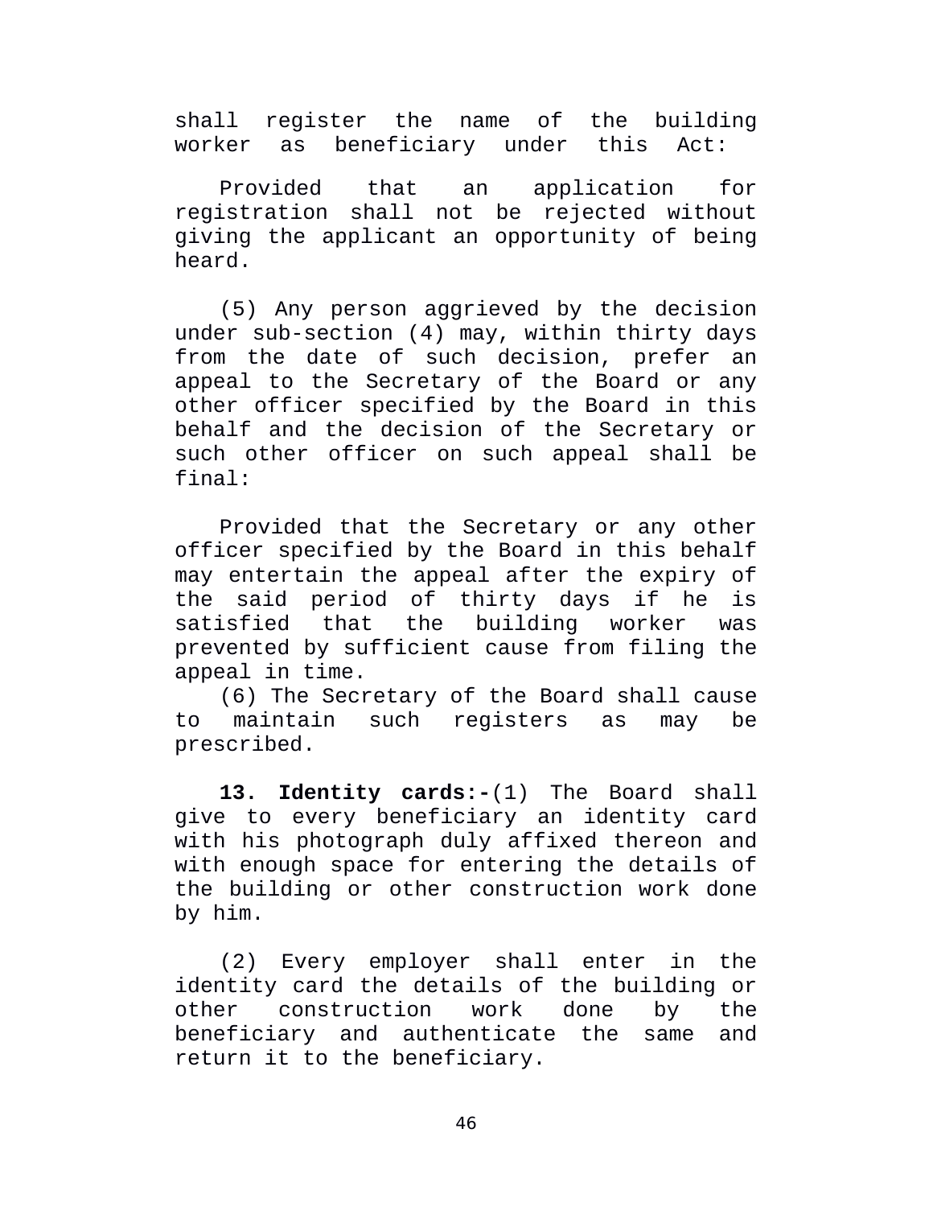shall register the name of the building worker as beneficiary under this Act:

Provided that an application for registration shall not be rejected without giving the applicant an opportunity of being heard.

(5) Any person aggrieved by the decision under sub-section (4) may, within thirty days from the date of such decision, prefer an appeal to the Secretary of the Board or any other officer specified by the Board in this behalf and the decision of the Secretary or such other officer on such appeal shall be final:

Provided that the Secretary or any other officer specified by the Board in this behalf may entertain the appeal after the expiry of the said period of thirty days if he is satisfied that the building worker was prevented by sufficient cause from filing the appeal in time.

(6) The Secretary of the Board shall cause to maintain such registers as may be prescribed.

**13. Identity cards:-**(1) The Board shall give to every beneficiary an identity card with his photograph duly affixed thereon and with enough space for entering the details of the building or other construction work done by him.

(2) Every employer shall enter in the identity card the details of the building or other construction work done by the beneficiary and authenticate the same and return it to the beneficiary.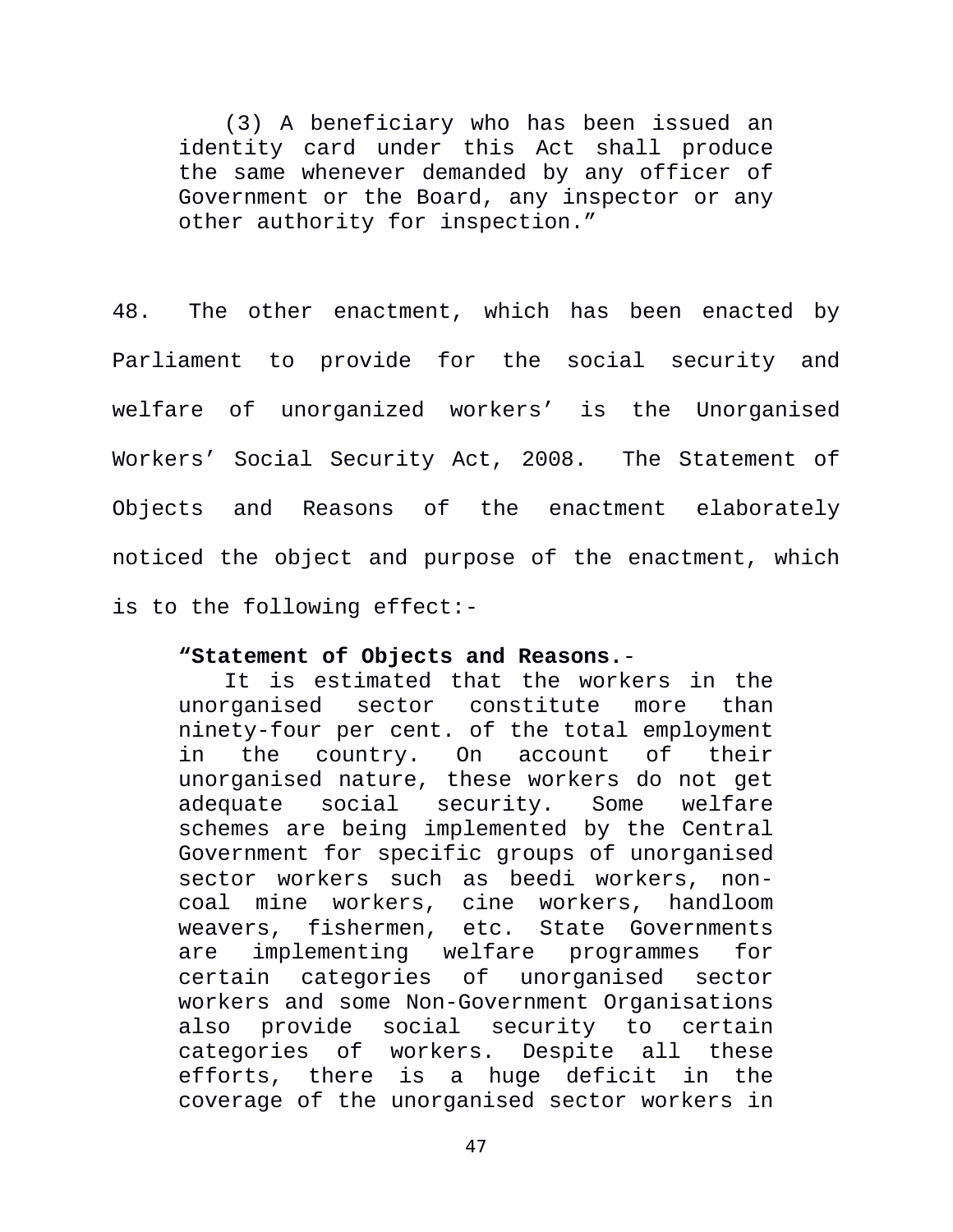(3) A beneficiary who has been issued an identity card under this Act shall produce the same whenever demanded by any officer of Government or the Board, any inspector or any other authority for inspection.”

48. The other enactment, which has been enacted by Parliament to provide for the social security and welfare of unorganized workers’ is the Unorganised Workers’ Social Security Act, 2008. The Statement of Objects and Reasons of the enactment elaborately noticed the object and purpose of the enactment, which is to the following effect:-

> **“Statement of Objects and Reasons.**-
> It is estimated that the workers in the unorganised sector constitute more than ninety-four per cent. of the total employment in the country. On account of their unorganised nature, these workers do not get adequate social security. Some welfare schemes are being implemented by the Central Government for specific groups of unorganised sector workers such as beedi workers, non-coal mine workers, cine workers, handloom weavers, fishermen, etc. State Governments are implementing welfare programmes for certain categories of unorganised sector workers and some Non-Government Organisations also provide social security to certain categories of workers. Despite all these efforts, there is a huge deficit in the coverage of the unorganised sector workers in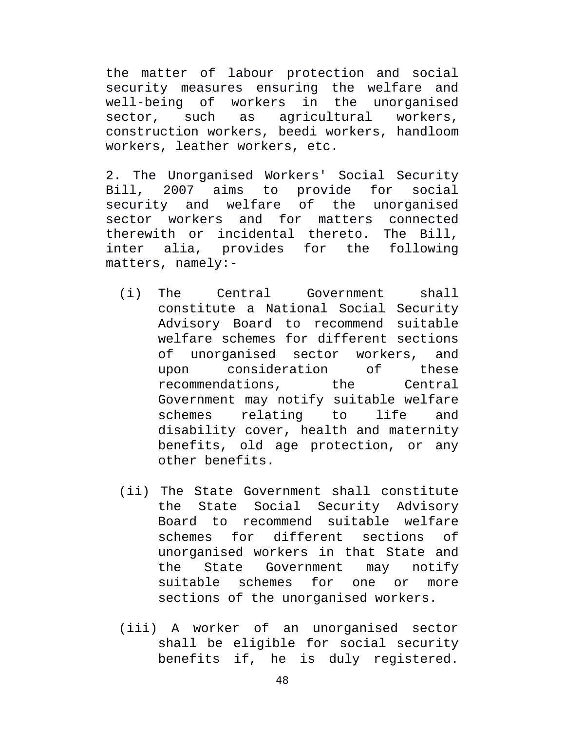the matter of labour protection and social security measures ensuring the welfare and well-being of workers in the unorganised sector, such as agricultural workers, construction workers, beedi workers, handloom workers, leather workers, etc.

2. The Unorganised Workers' Social Security Bill, 2007 aims to provide for social security and welfare of the unorganised sector workers and for matters connected therewith or incidental thereto. The Bill, inter alia, provides for the following matters, namely:-

(i) The Central Government shall constitute a National Social Security Advisory Board to recommend suitable welfare schemes for different sections of unorganised sector workers, and upon consideration of these recommendations, the Central Government may notify suitable welfare schemes relating to life and disability cover, health and maternity benefits, old age protection, or any other benefits.

(ii) The State Government shall constitute the State Social Security Advisory Board to recommend suitable welfare schemes for different sections of unorganised workers in that State and the State Government may notify suitable schemes for one or more sections of the unorganised workers.

(iii) A worker of an unorganised sector shall be eligible for social security benefits if, he is duly registered.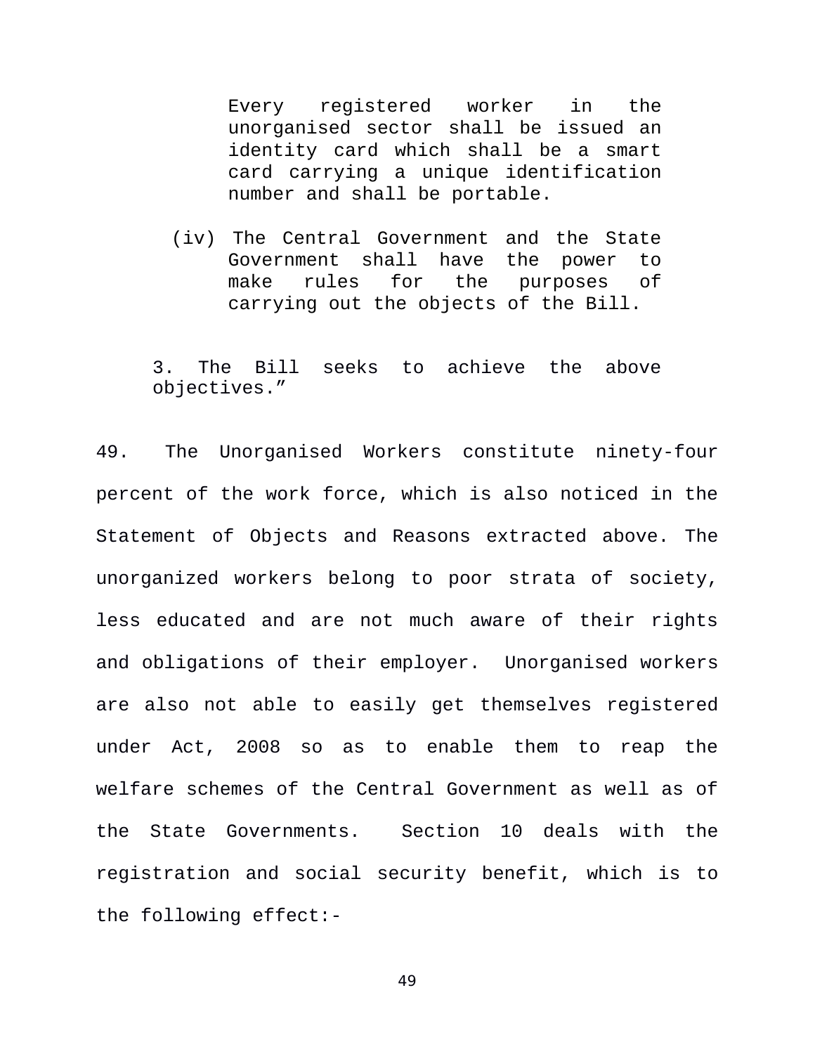> Every registered worker in the unorganised sector shall be issued an identity card which shall be a smart card carrying a unique identification number and shall be portable.
>
> (iv) The Central Government and the State Government shall have the power to make rules for the purposes of carrying out the objects of the Bill.
>
> 3. The Bill seeks to achieve the above objectives.”

49. The Unorganised Workers constitute ninety-four percent of the work force, which is also noticed in the Statement of Objects and Reasons extracted above. The unorganized workers belong to poor strata of society, less educated and are not much aware of their rights and obligations of their employer. Unorganised workers are also not able to easily get themselves registered under Act, 2008 so as to enable them to reap the welfare schemes of the Central Government as well as of the State Governments. Section 10 deals with the registration and social security benefit, which is to the following effect:-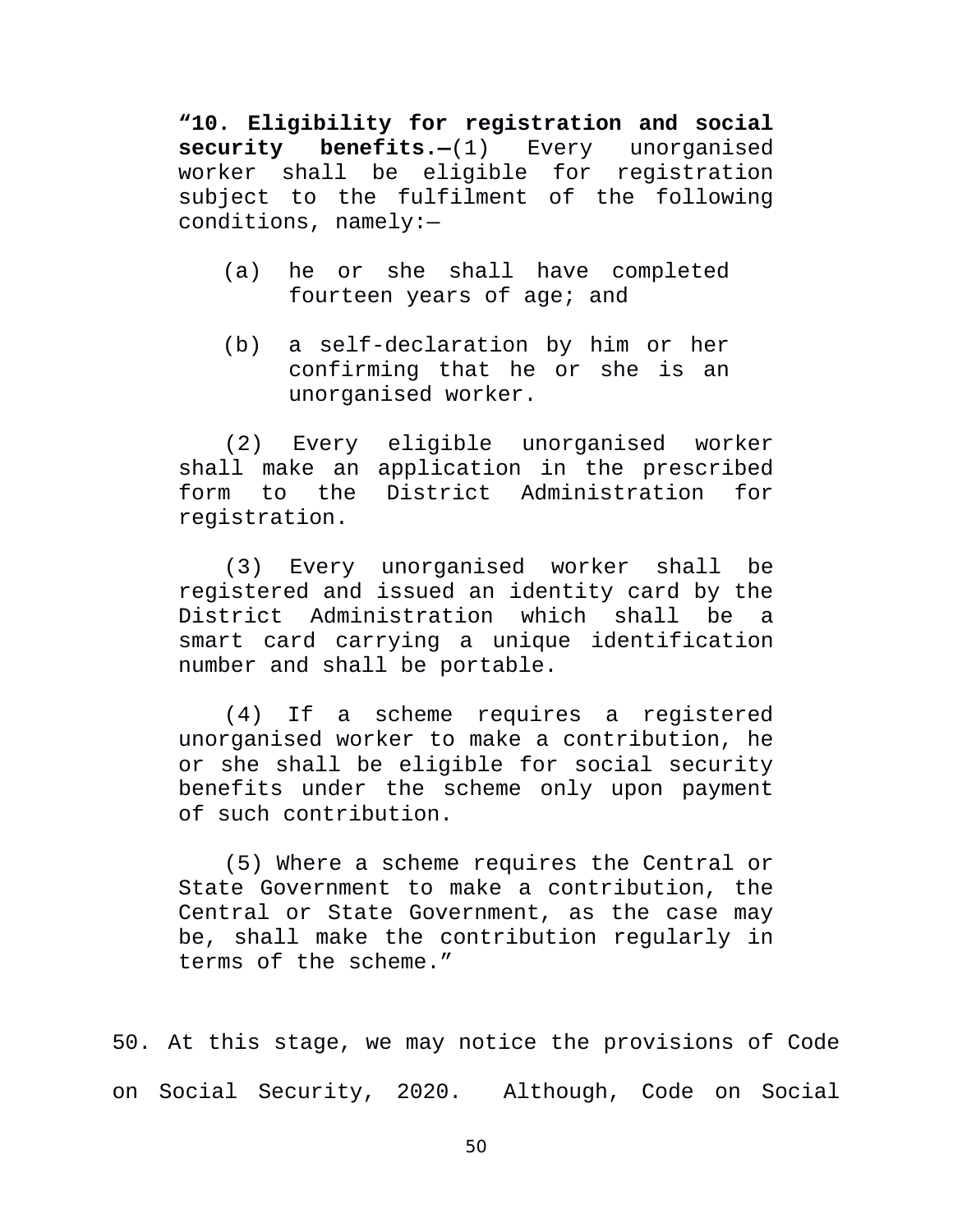> **“10. Eligibility for registration and social security benefits.—**(1) Every unorganised worker shall be eligible for registration subject to the fulfilment of the following conditions, namely:—
>
> (a) he or she shall have completed fourteen years of age; and
>
> (b) a self-declaration by him or her confirming that he or she is an unorganised worker.
>
> (2) Every eligible unorganised worker shall make an application in the prescribed form to the District Administration for registration.
>
> (3) Every unorganised worker shall be registered and issued an identity card by the District Administration which shall be a smart card carrying a unique identification number and shall be portable.
>
> (4) If a scheme requires a registered unorganised worker to make a contribution, he or she shall be eligible for social security benefits under the scheme only upon payment of such contribution.
>
> (5) Where a scheme requires the Central or State Government to make a contribution, the Central or State Government, as the case may be, shall make the contribution regularly in terms of the scheme.”

50. At this stage, we may notice the provisions of Code on Social Security, 2020. Although, Code on Social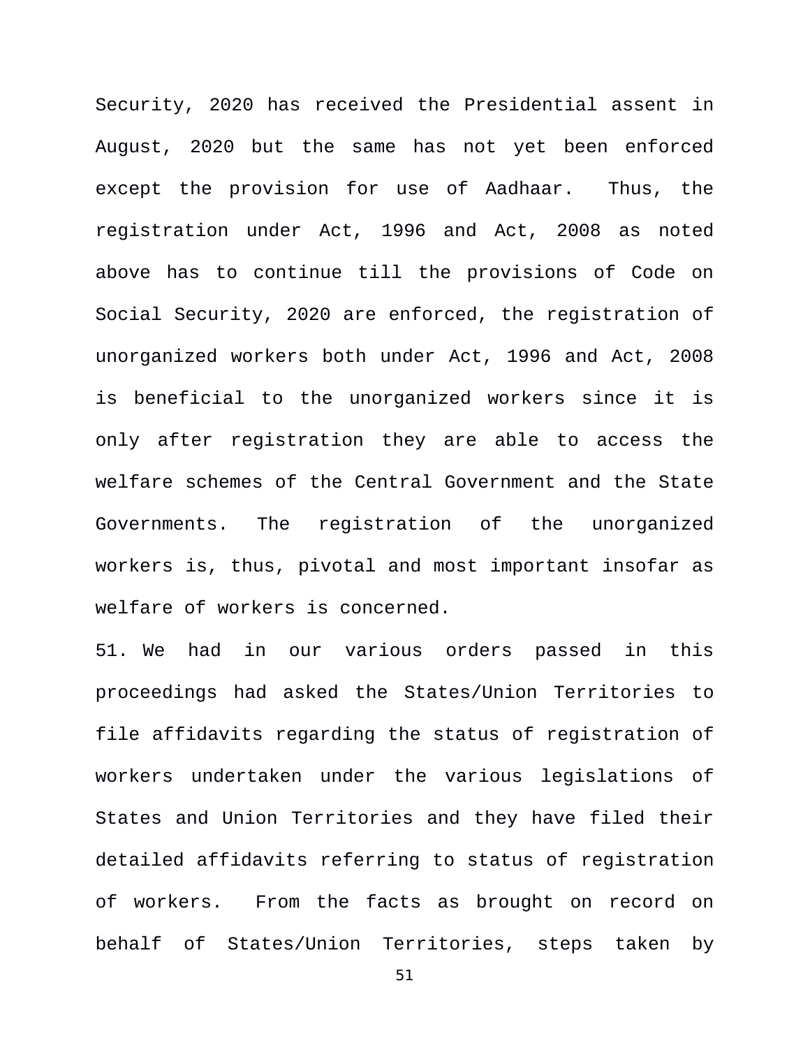Security, 2020 has received the Presidential assent in August, 2020 but the same has not yet been enforced except the provision for use of Aadhaar. Thus, the registration under Act, 1996 and Act, 2008 as noted above has to continue till the provisions of Code on Social Security, 2020 are enforced, the registration of unorganized workers both under Act, 1996 and Act, 2008 is beneficial to the unorganized workers since it is only after registration they are able to access the welfare schemes of the Central Government and the State Governments. The registration of the unorganized workers is, thus, pivotal and most important insofar as welfare of workers is concerned.

51. We had in our various orders passed in this proceedings had asked the States/Union Territories to file affidavits regarding the status of registration of workers undertaken under the various legislations of States and Union Territories and they have filed their detailed affidavits referring to status of registration of workers. From the facts as brought on record on behalf of States/Union Territories, steps taken by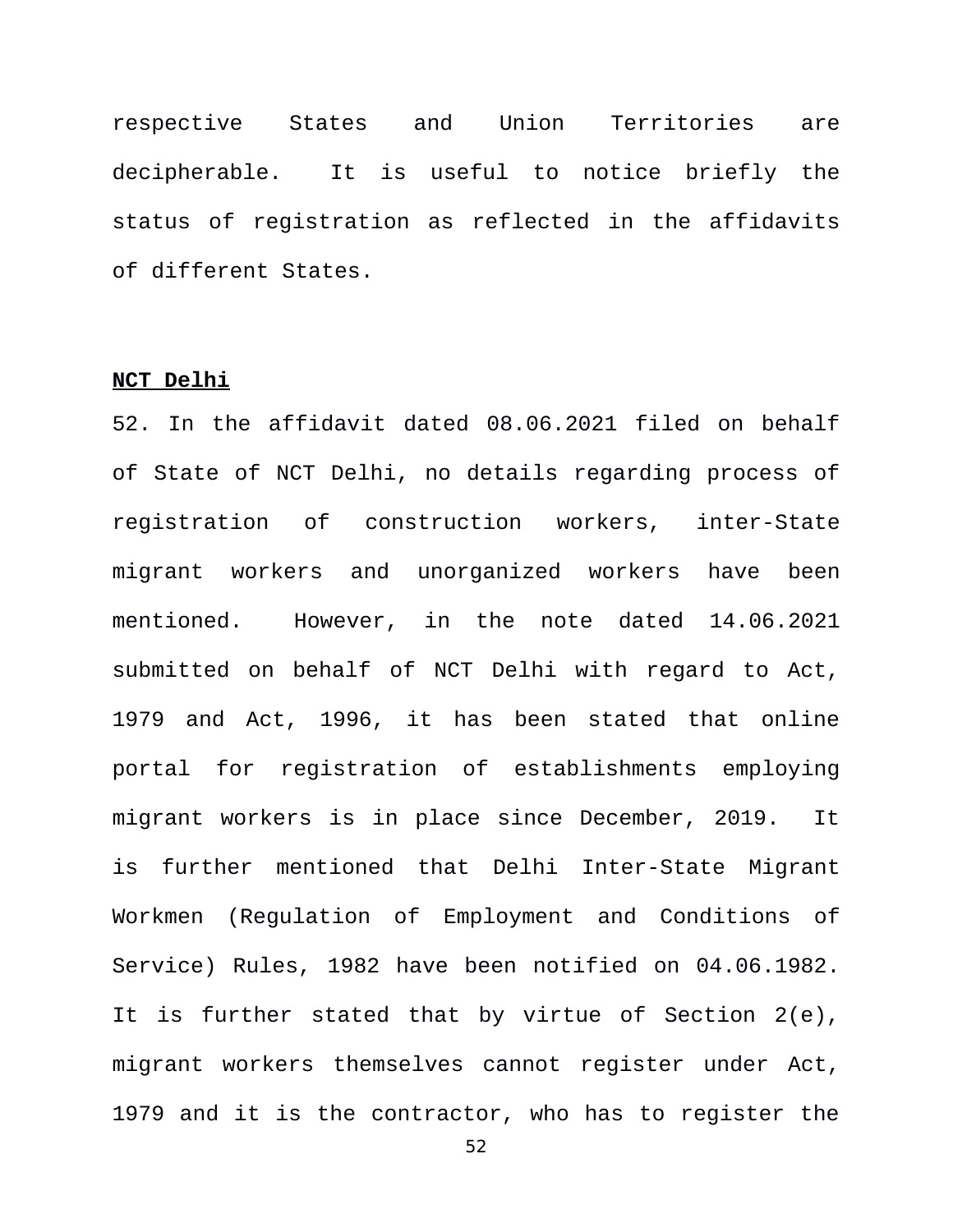respective States and Union Territories are decipherable. It is useful to notice briefly the status of registration as reflected in the affidavits of different States.

**NCT Delhi**

52. In the affidavit dated 08.06.2021 filed on behalf of State of NCT Delhi, no details regarding process of registration of construction workers, inter-State migrant workers and unorganized workers have been mentioned. However, in the note dated 14.06.2021 submitted on behalf of NCT Delhi with regard to Act, 1979 and Act, 1996, it has been stated that online portal for registration of establishments employing migrant workers is in place since December, 2019. It is further mentioned that Delhi Inter-State Migrant Workmen (Regulation of Employment and Conditions of Service) Rules, 1982 have been notified on 04.06.1982. It is further stated that by virtue of Section 2(e), migrant workers themselves cannot register under Act, 1979 and it is the contractor, who has to register the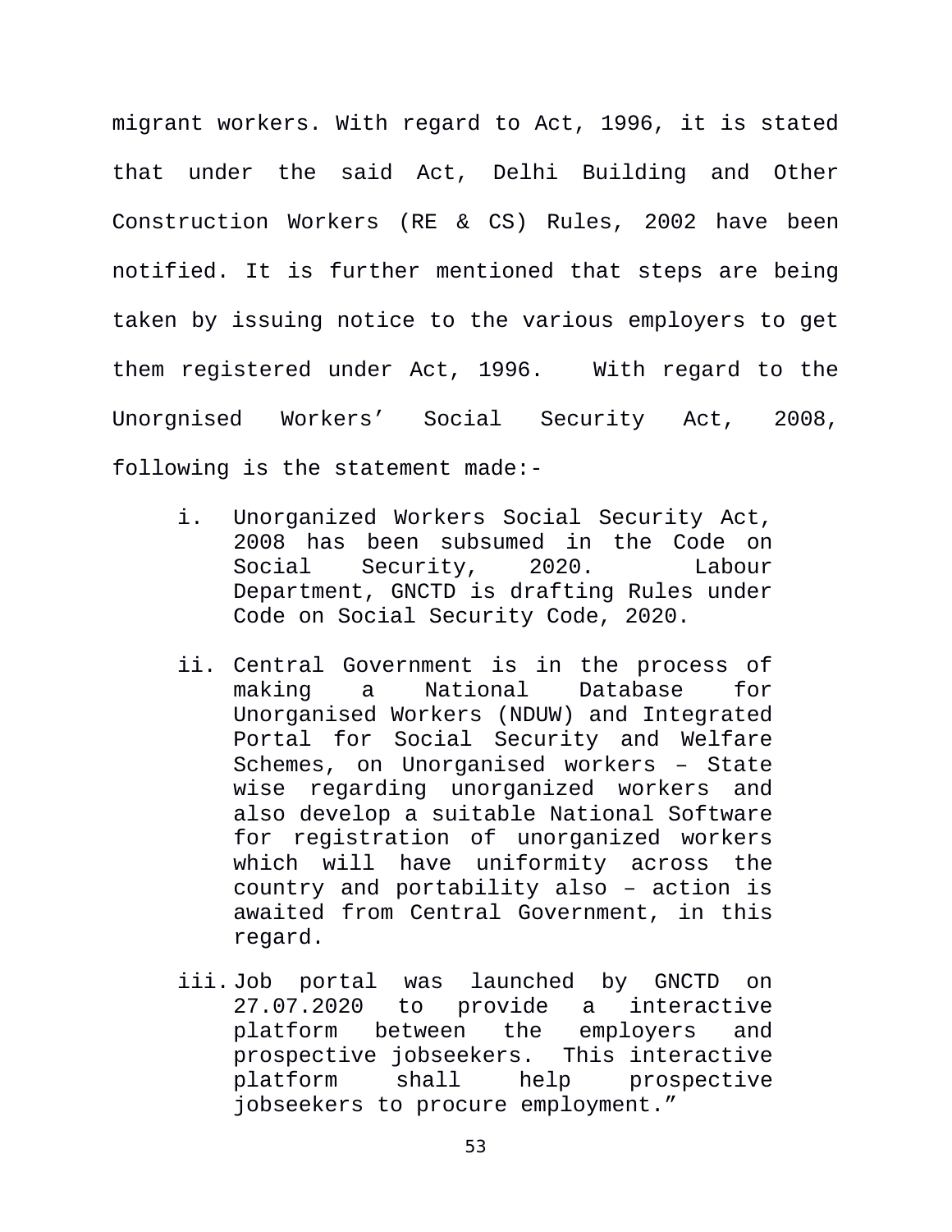migrant workers. With regard to Act, 1996, it is stated that under the said Act, Delhi Building and Other Construction Workers (RE & CS) Rules, 2002 have been notified. It is further mentioned that steps are being taken by issuing notice to the various employers to get them registered under Act, 1996. With regard to the Unorgnised Workers' Social Security Act, 2008, following is the statement made:-

i. Unorganized Workers Social Security Act, 2008 has been subsumed in the Code on Social Security, 2020. Labour Department, GNCTD is drafting Rules under Code on Social Security Code, 2020.

ii. Central Government is in the process of making a National Database for Unorganised Workers (NDUW) and Integrated Portal for Social Security and Welfare Schemes, on Unorganised workers – State wise regarding unorganized workers and also develop a suitable National Software for registration of unorganized workers which will have uniformity across the country and portability also – action is awaited from Central Government, in this regard.

iii. Job portal was launched by GNCTD on 27.07.2020 to provide a interactive platform between the employers and prospective jobseekers. This interactive platform shall help prospective jobseekers to procure employment."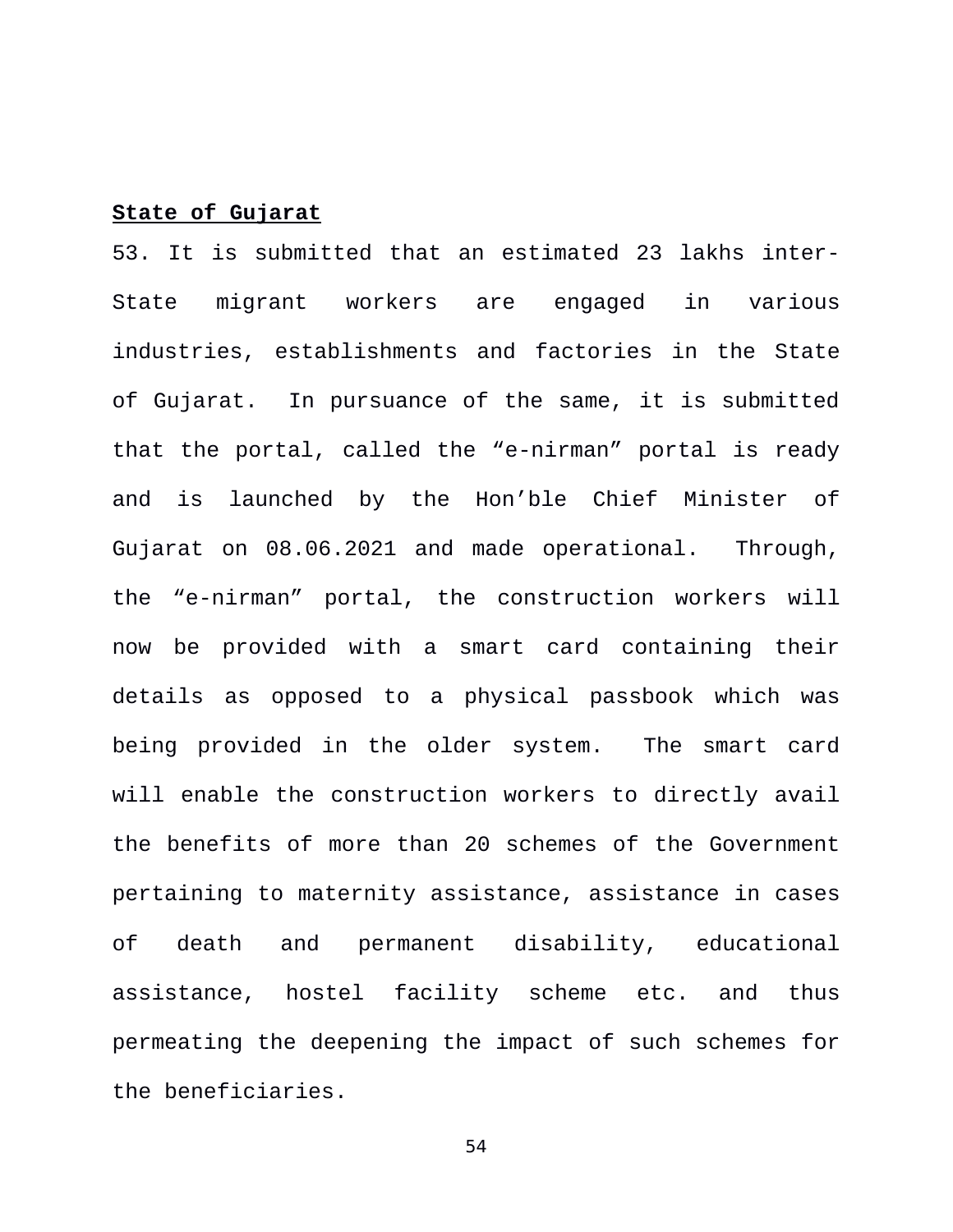**<u>State of Gujarat</u>**

53. It is submitted that an estimated 23 lakhs inter-State migrant workers are engaged in various industries, establishments and factories in the State of Gujarat. In pursuance of the same, it is submitted that the portal, called the “e-nirman” portal is ready and is launched by the Hon’ble Chief Minister of Gujarat on 08.06.2021 and made operational. Through, the “e-nirman” portal, the construction workers will now be provided with a smart card containing their details as opposed to a physical passbook which was being provided in the older system. The smart card will enable the construction workers to directly avail the benefits of more than 20 schemes of the Government pertaining to maternity assistance, assistance in cases of death and permanent disability, educational assistance, hostel facility scheme etc. and thus permeating the deepening the impact of such schemes for the beneficiaries.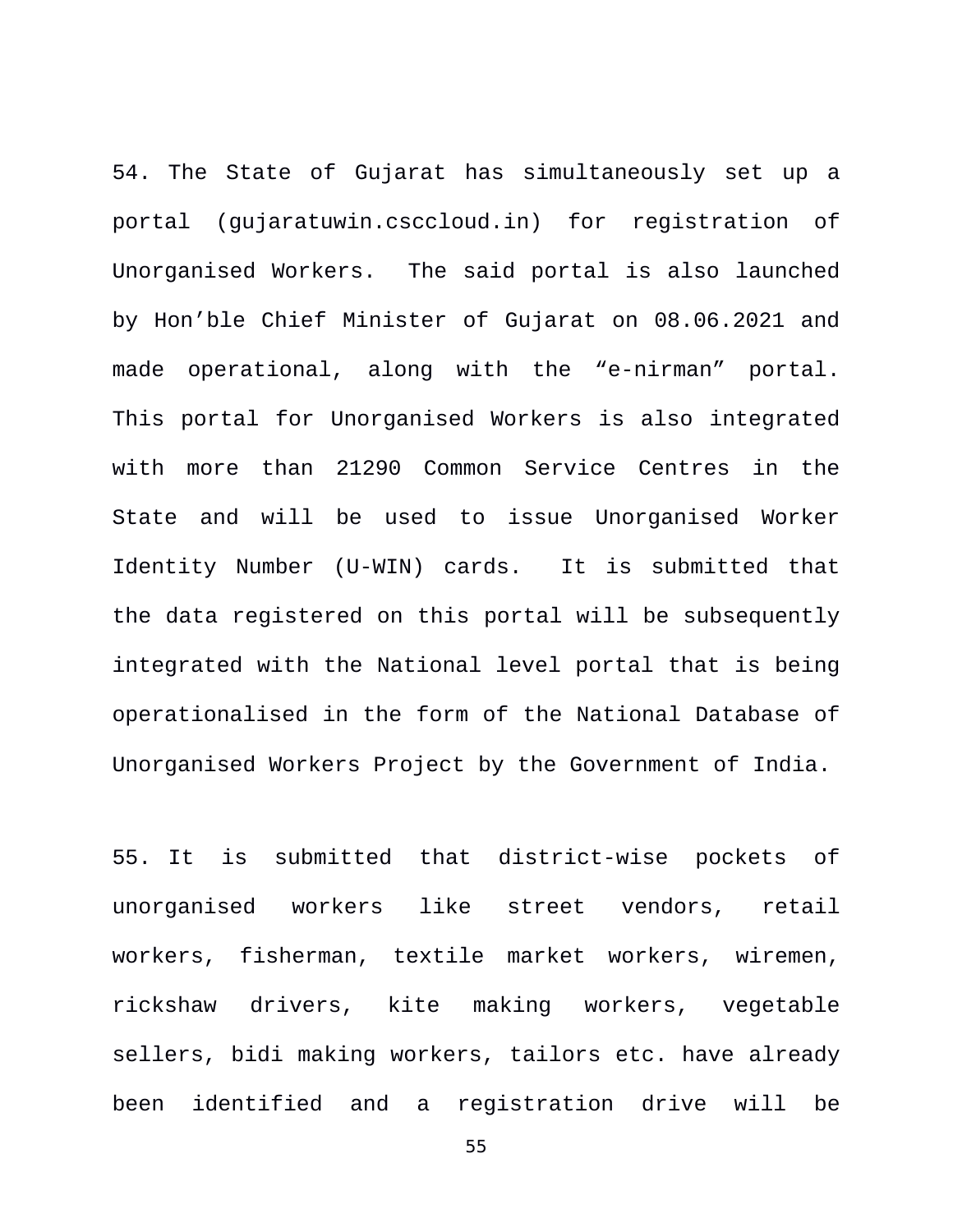54. The State of Gujarat has simultaneously set up a portal (gujaratuwin.csccloud.in) for registration of Unorganised Workers. The said portal is also launched by Hon'ble Chief Minister of Gujarat on 08.06.2021 and made operational, along with the "e-nirman" portal. This portal for Unorganised Workers is also integrated with more than 21290 Common Service Centres in the State and will be used to issue Unorganised Worker Identity Number (U-WIN) cards. It is submitted that the data registered on this portal will be subsequently integrated with the National level portal that is being operationalised in the form of the National Database of Unorganised Workers Project by the Government of India.

55. It is submitted that district-wise pockets of unorganised workers like street vendors, retail workers, fisherman, textile market workers, wiremen, rickshaw drivers, kite making workers, vegetable sellers, bidi making workers, tailors etc. have already been identified and a registration drive will be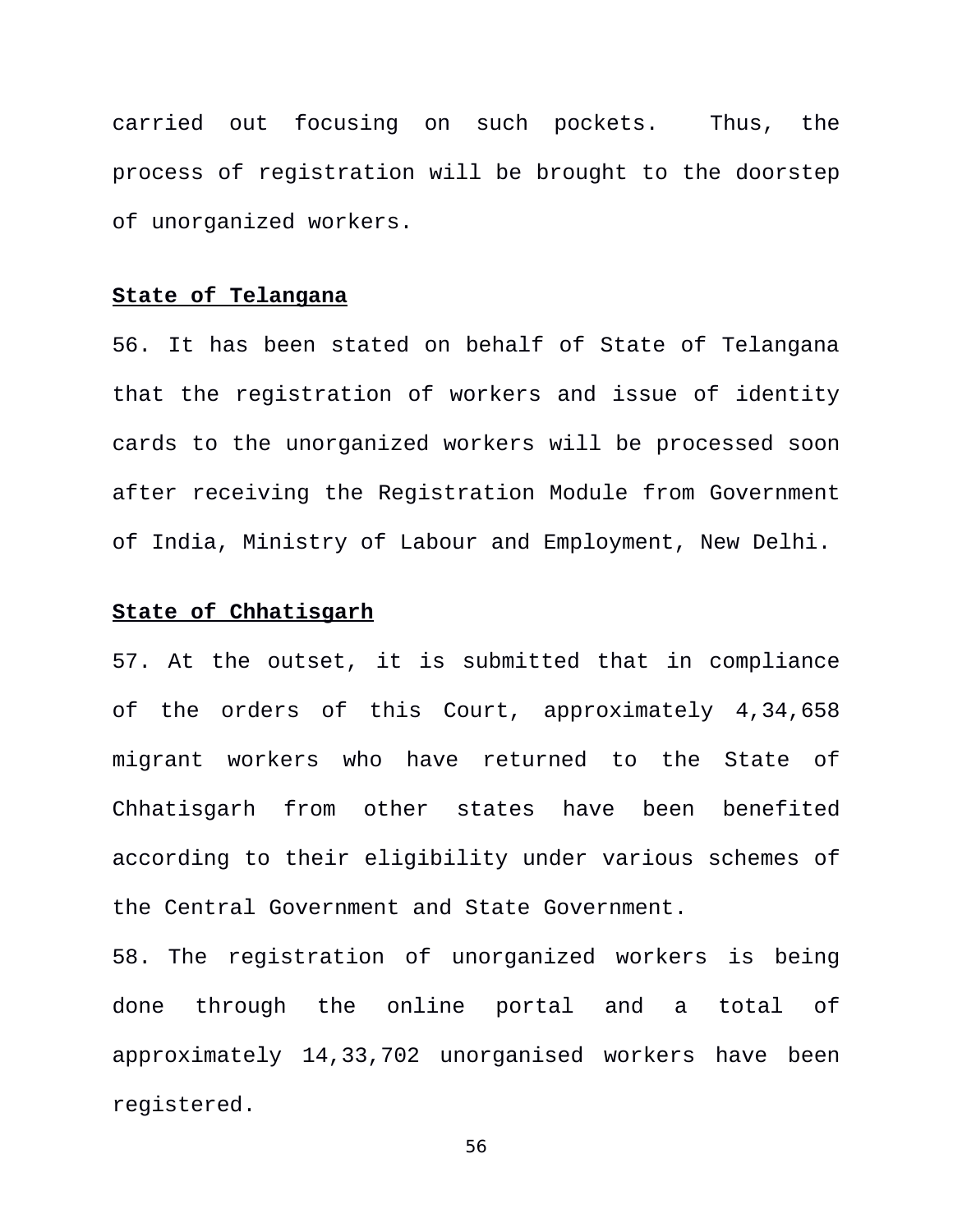carried out focusing on such pockets. Thus, the process of registration will be brought to the doorstep of unorganized workers.

**State of Telangana**

56. It has been stated on behalf of State of Telangana that the registration of workers and issue of identity cards to the unorganized workers will be processed soon after receiving the Registration Module from Government of India, Ministry of Labour and Employment, New Delhi.

**State of Chhatisgarh**

57. At the outset, it is submitted that in compliance of the orders of this Court, approximately 4,34,658 migrant workers who have returned to the State of Chhatisgarh from other states have been benefited according to their eligibility under various schemes of the Central Government and State Government.

58. The registration of unorganized workers is being done through the online portal and a total of approximately 14,33,702 unorganised workers have been registered.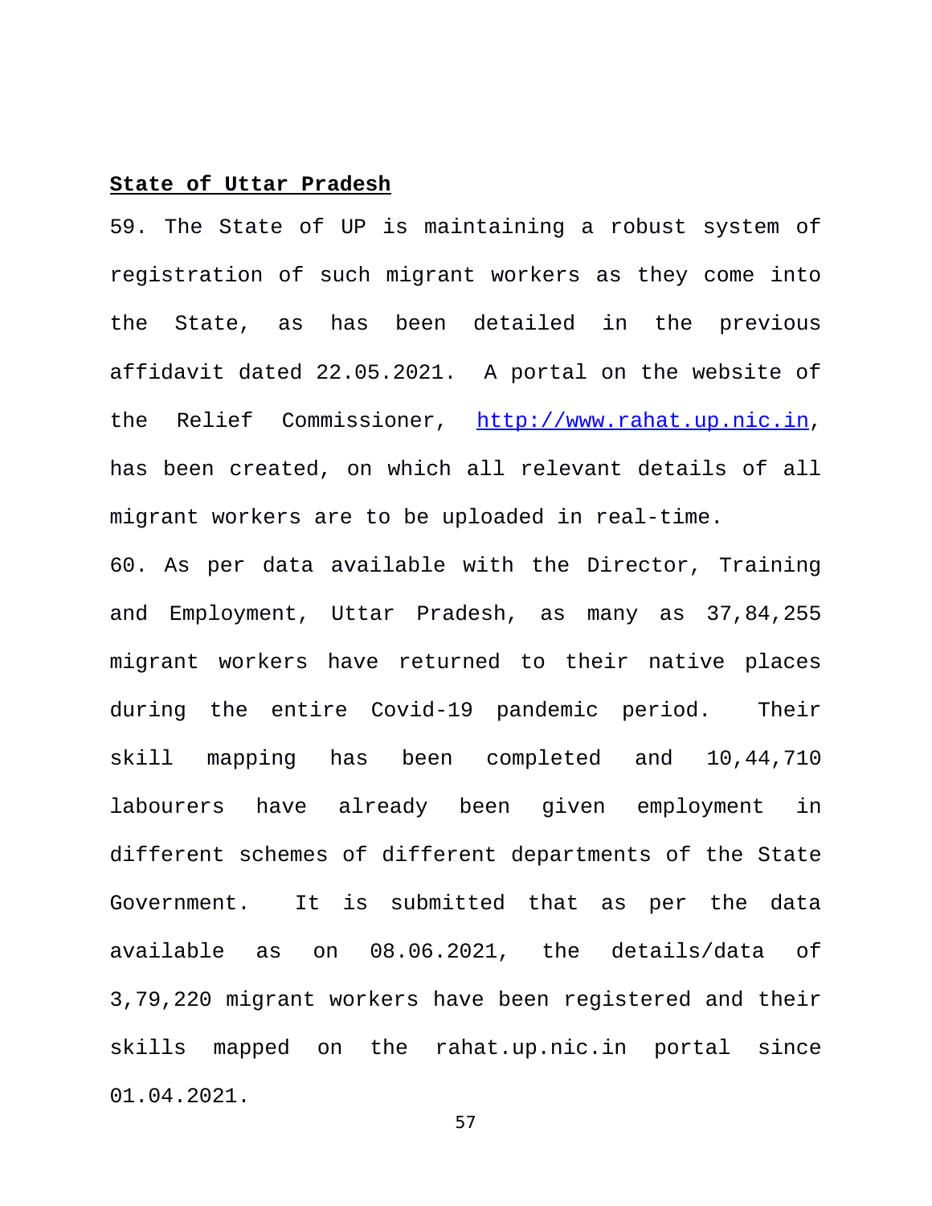**State of Uttar Pradesh**

59. The State of UP is maintaining a robust system of registration of such migrant workers as they come into the State, as has been detailed in the previous affidavit dated 22.05.2021. A portal on the website of the Relief Commissioner, [http://www.rahat.up.nic.in](http://www.rahat.up.nic.in), has been created, on which all relevant details of all migrant workers are to be uploaded in real-time.

60. As per data available with the Director, Training and Employment, Uttar Pradesh, as many as 37,84,255 migrant workers have returned to their native places during the entire Covid-19 pandemic period. Their skill mapping has been completed and 10,44,710 labourers have already been given employment in different schemes of different departments of the State Government. It is submitted that as per the data available as on 08.06.2021, the details/data of 3,79,220 migrant workers have been registered and their skills mapped on the rahat.up.nic.in portal since 01.04.2021.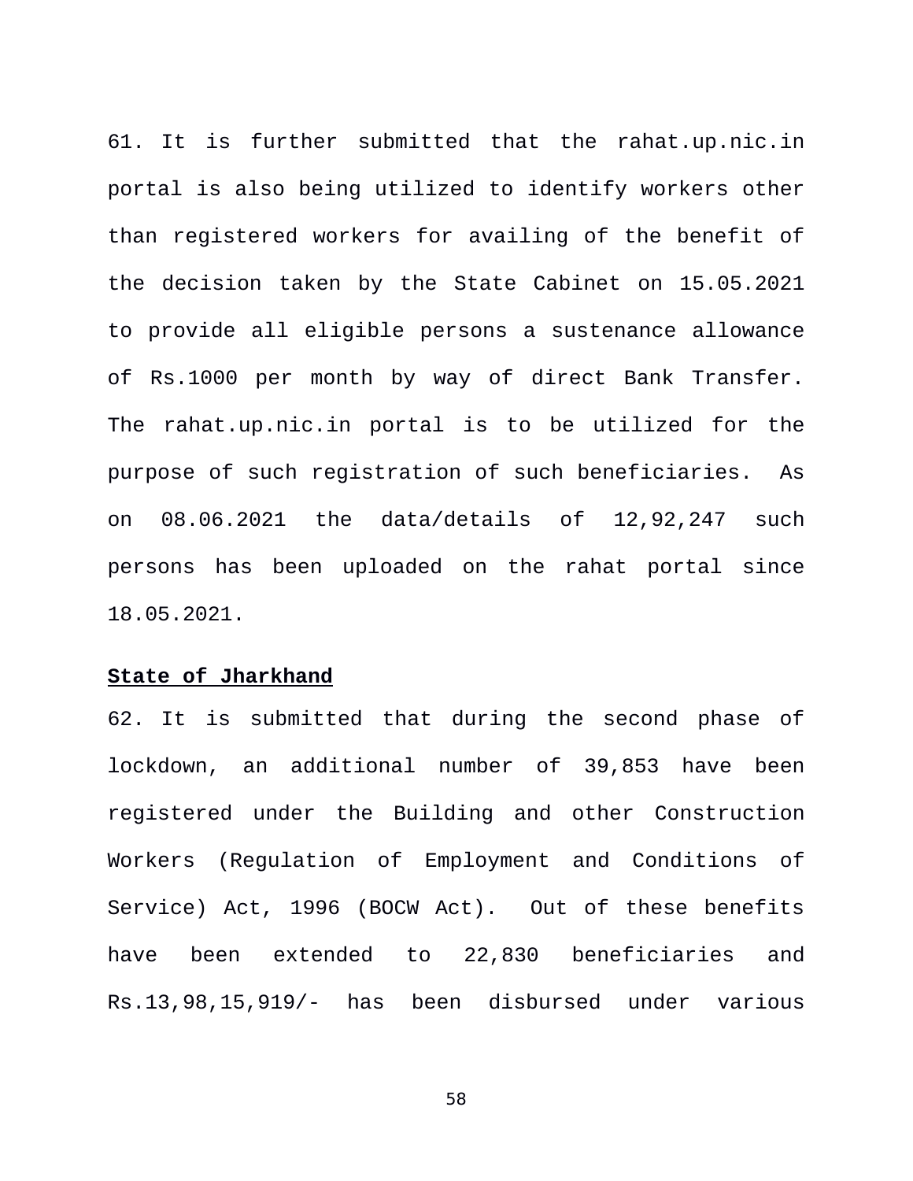61. It is further submitted that the rahat.up.nic.in portal is also being utilized to identify workers other than registered workers for availing of the benefit of the decision taken by the State Cabinet on 15.05.2021 to provide all eligible persons a sustenance allowance of Rs.1000 per month by way of direct Bank Transfer. The rahat.up.nic.in portal is to be utilized for the purpose of such registration of such beneficiaries. As on 08.06.2021 the data/details of 12,92,247 such persons has been uploaded on the rahat portal since 18.05.2021.

**State of Jharkhand**

62. It is submitted that during the second phase of lockdown, an additional number of 39,853 have been registered under the Building and other Construction Workers (Regulation of Employment and Conditions of Service) Act, 1996 (BOCW Act). Out of these benefits have been extended to 22,830 beneficiaries and Rs.13,98,15,919/- has been disbursed under various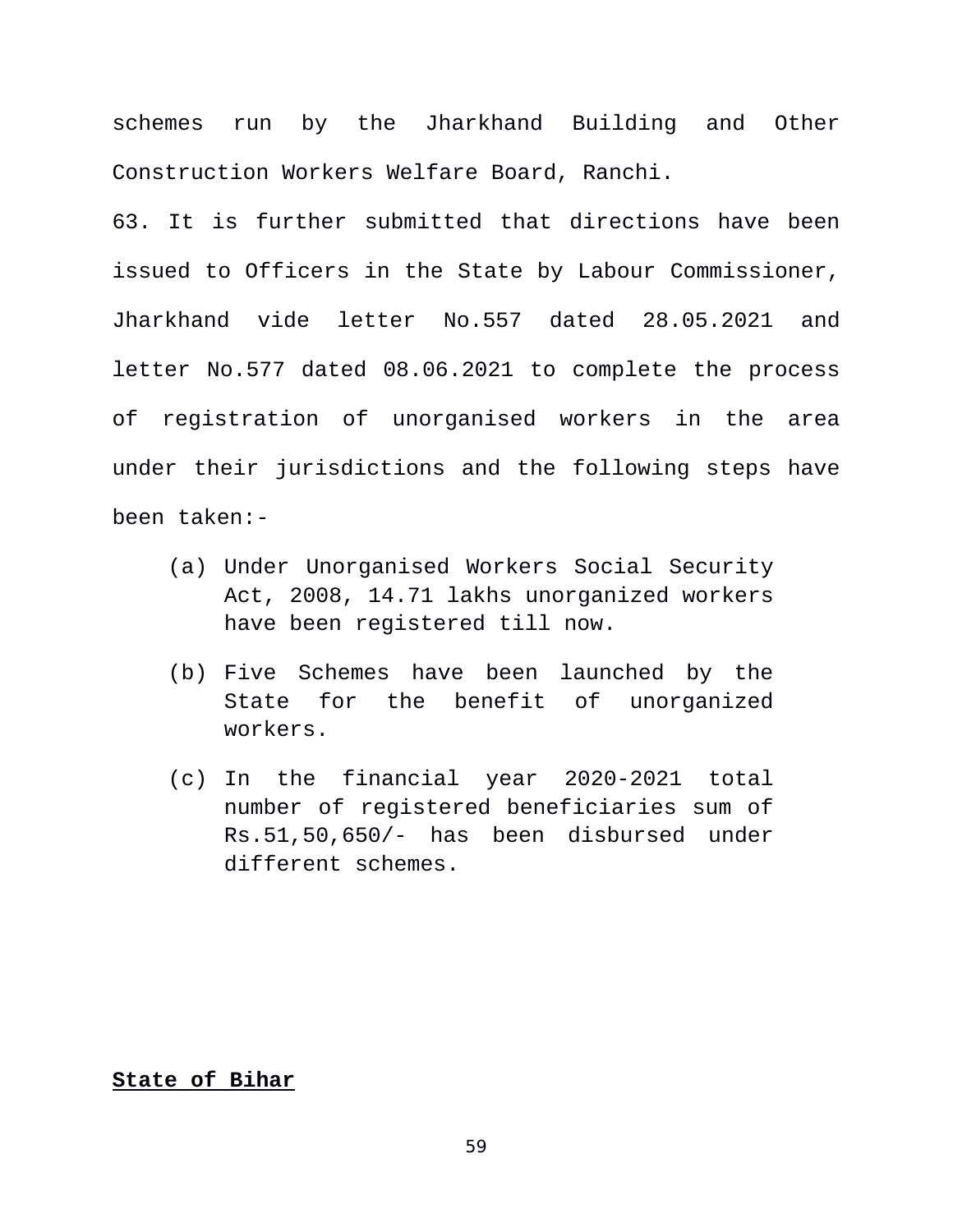schemes run by the Jharkhand Building and Other Construction Workers Welfare Board, Ranchi.

63. It is further submitted that directions have been issued to Officers in the State by Labour Commissioner, Jharkhand vide letter No.557 dated 28.05.2021 and letter No.577 dated 08.06.2021 to complete the process of registration of unorganised workers in the area under their jurisdictions and the following steps have been taken:-

(a) Under Unorganised Workers Social Security Act, 2008, 14.71 lakhs unorganized workers have been registered till now.

(b) Five Schemes have been launched by the State for the benefit of unorganized workers.

(c) In the financial year 2020-2021 total number of registered beneficiaries sum of Rs.51,50,650/- has been disbursed under different schemes.

**<u>State of Bihar</u>**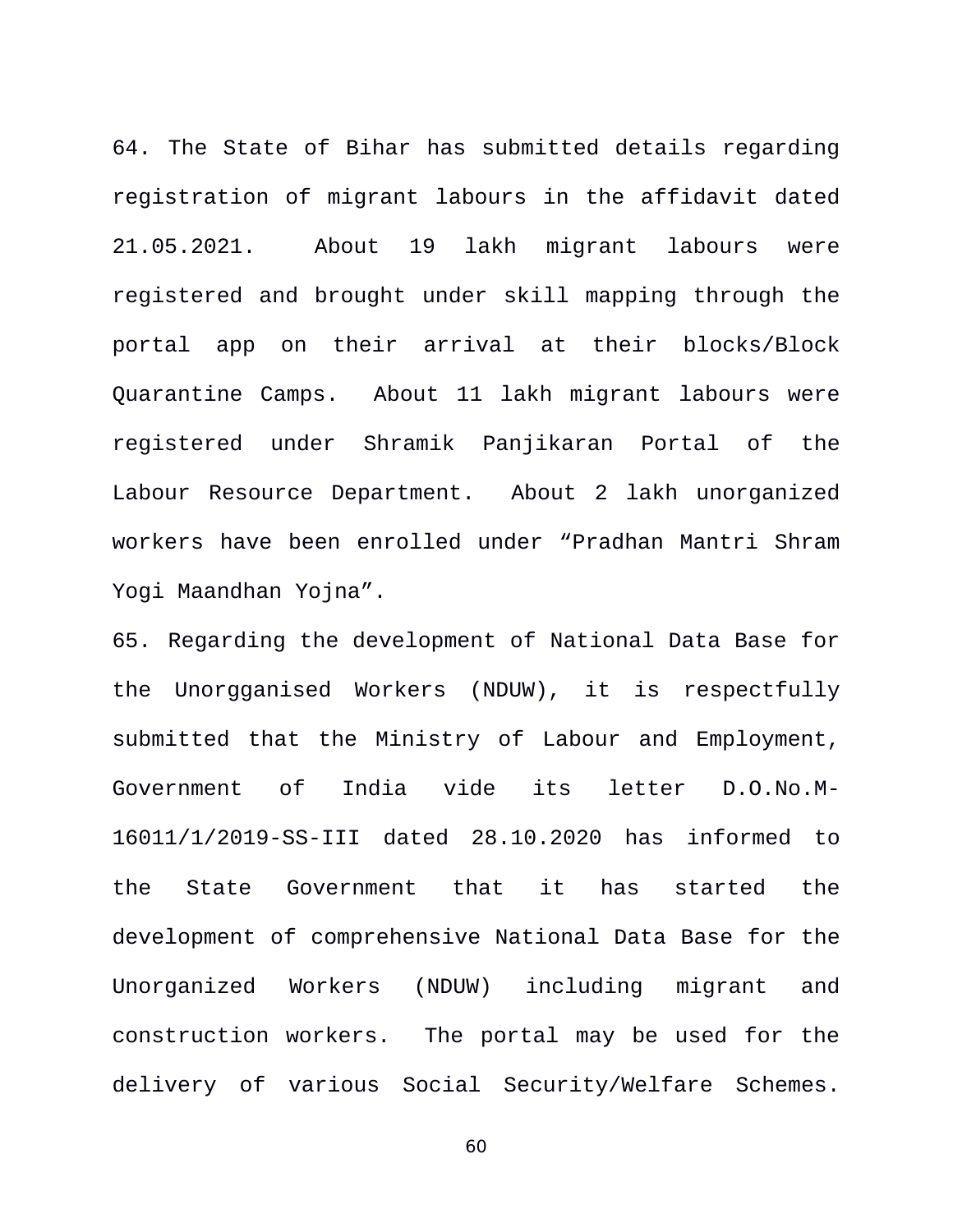64. The State of Bihar has submitted details regarding registration of migrant labours in the affidavit dated 21.05.2021. About 19 lakh migrant labours were registered and brought under skill mapping through the portal app on their arrival at their blocks/Block Quarantine Camps. About 11 lakh migrant labours were registered under Shramik Panjikaran Portal of the Labour Resource Department. About 2 lakh unorganized workers have been enrolled under "Pradhan Mantri Shram Yogi Maandhan Yojna".

65. Regarding the development of National Data Base for the Unorgganised Workers (NDUW), it is respectfully submitted that the Ministry of Labour and Employment, Government of India vide its letter D.O.No.M-16011/1/2019-SS-III dated 28.10.2020 has informed to the State Government that it has started the development of comprehensive National Data Base for the Unorganized Workers (NDUW) including migrant and construction workers. The portal may be used for the delivery of various Social Security/Welfare Schemes.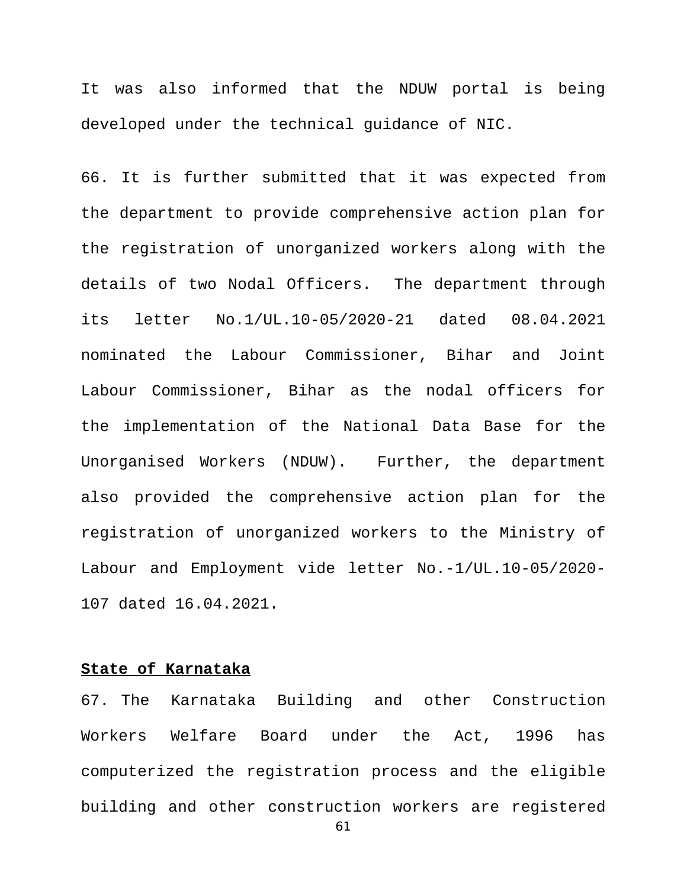It was also informed that the NDUW portal is being developed under the technical guidance of NIC.

66. It is further submitted that it was expected from the department to provide comprehensive action plan for the registration of unorganized workers along with the details of two Nodal Officers. The department through its letter No.1/UL.10-05/2020-21 dated 08.04.2021 nominated the Labour Commissioner, Bihar and Joint Labour Commissioner, Bihar as the nodal officers for the implementation of the National Data Base for the Unorganised Workers (NDUW). Further, the department also provided the comprehensive action plan for the registration of unorganized workers to the Ministry of Labour and Employment vide letter No.-1/UL.10-05/2020-107 dated 16.04.2021.

**State of Karnataka**

67. The Karnataka Building and other Construction Workers Welfare Board under the Act, 1996 has computerized the registration process and the eligible building and other construction workers are registered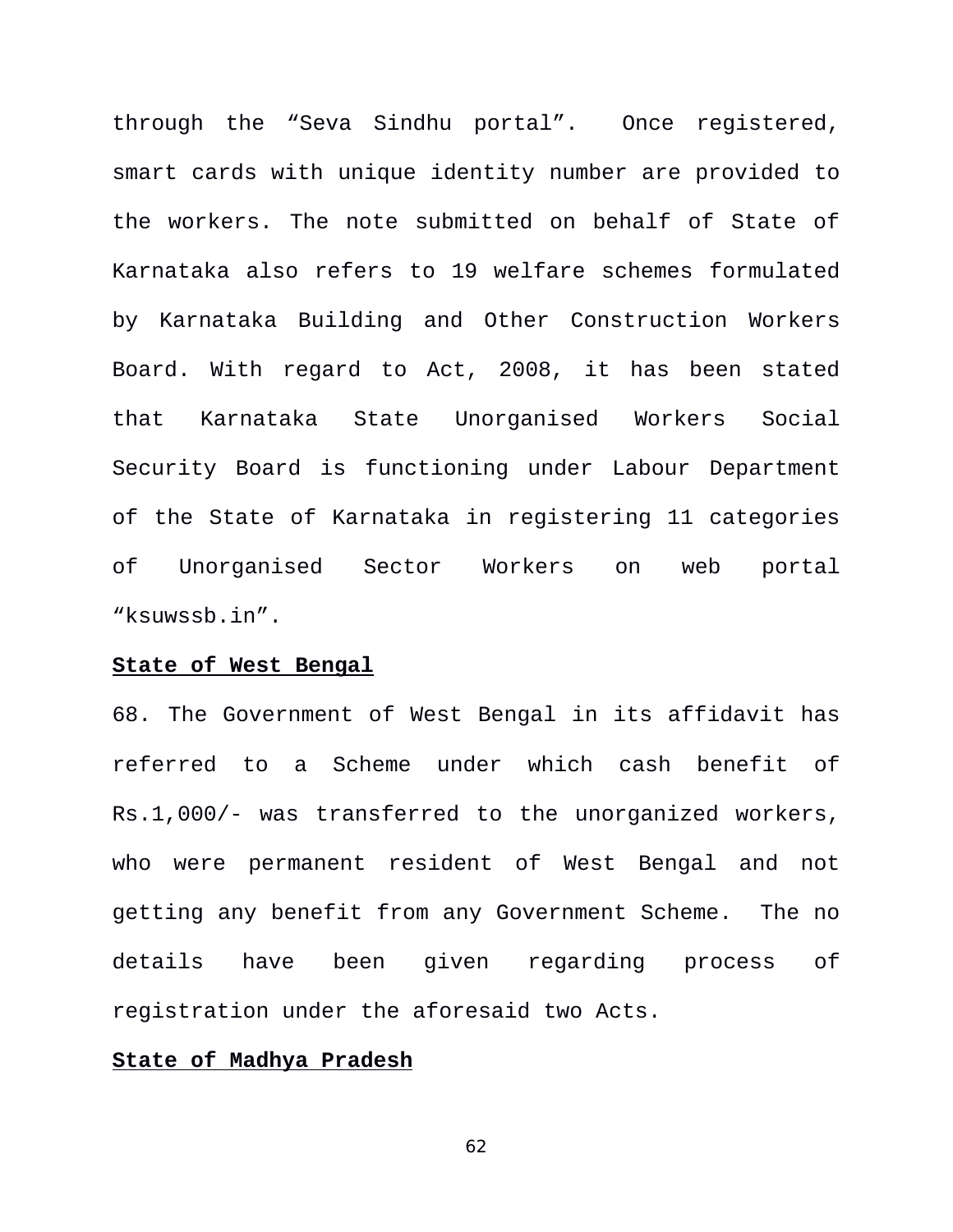through the “Seva Sindhu portal”. Once registered, smart cards with unique identity number are provided to the workers. The note submitted on behalf of State of Karnataka also refers to 19 welfare schemes formulated by Karnataka Building and Other Construction Workers Board. With regard to Act, 2008, it has been stated that Karnataka State Unorganised Workers Social Security Board is functioning under Labour Department of the State of Karnataka in registering 11 categories of Unorganised Sector Workers on web portal “ksuwssb.in”.

**State of West Bengal**

68. The Government of West Bengal in its affidavit has referred to a Scheme under which cash benefit of Rs.1,000/- was transferred to the unorganized workers, who were permanent resident of West Bengal and not getting any benefit from any Government Scheme. The no details have been given regarding process of registration under the aforesaid two Acts.

**State of Madhya Pradesh**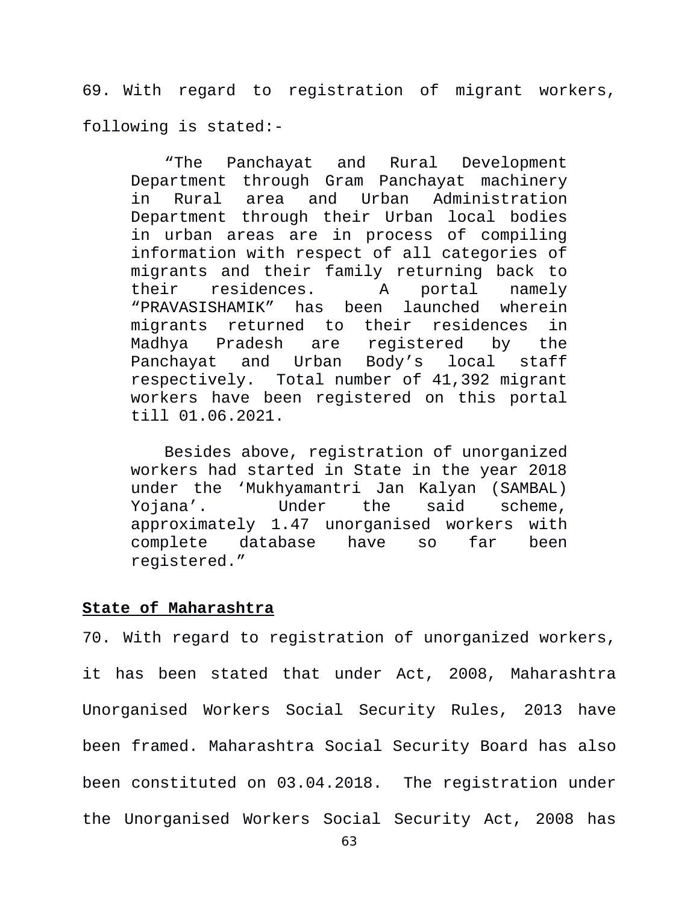69. With regard to registration of migrant workers, following is stated:-

> "The Panchayat and Rural Development Department through Gram Panchayat machinery in Rural area and Urban Administration Department through their Urban local bodies in urban areas are in process of compiling information with respect of all categories of migrants and their family returning back to their residences. A portal namely "PRAVASISHAMIK" has been launched wherein migrants returned to their residences in Madhya Pradesh are registered by the Panchayat and Urban Body's local staff respectively. Total number of 41,392 migrant workers have been registered on this portal till 01.06.2021.
>
> Besides above, registration of unorganized workers had started in State in the year 2018 under the 'Mukhyamantri Jan Kalyan (SAMBAL) Yojana'. Under the said scheme, approximately 1.47 unorganised workers with complete database have so far been registered."

**State of Maharashtra**

70. With regard to registration of unorganized workers, it has been stated that under Act, 2008, Maharashtra Unorganised Workers Social Security Rules, 2013 have been framed. Maharashtra Social Security Board has also been constituted on 03.04.2018. The registration under the Unorganised Workers Social Security Act, 2008 has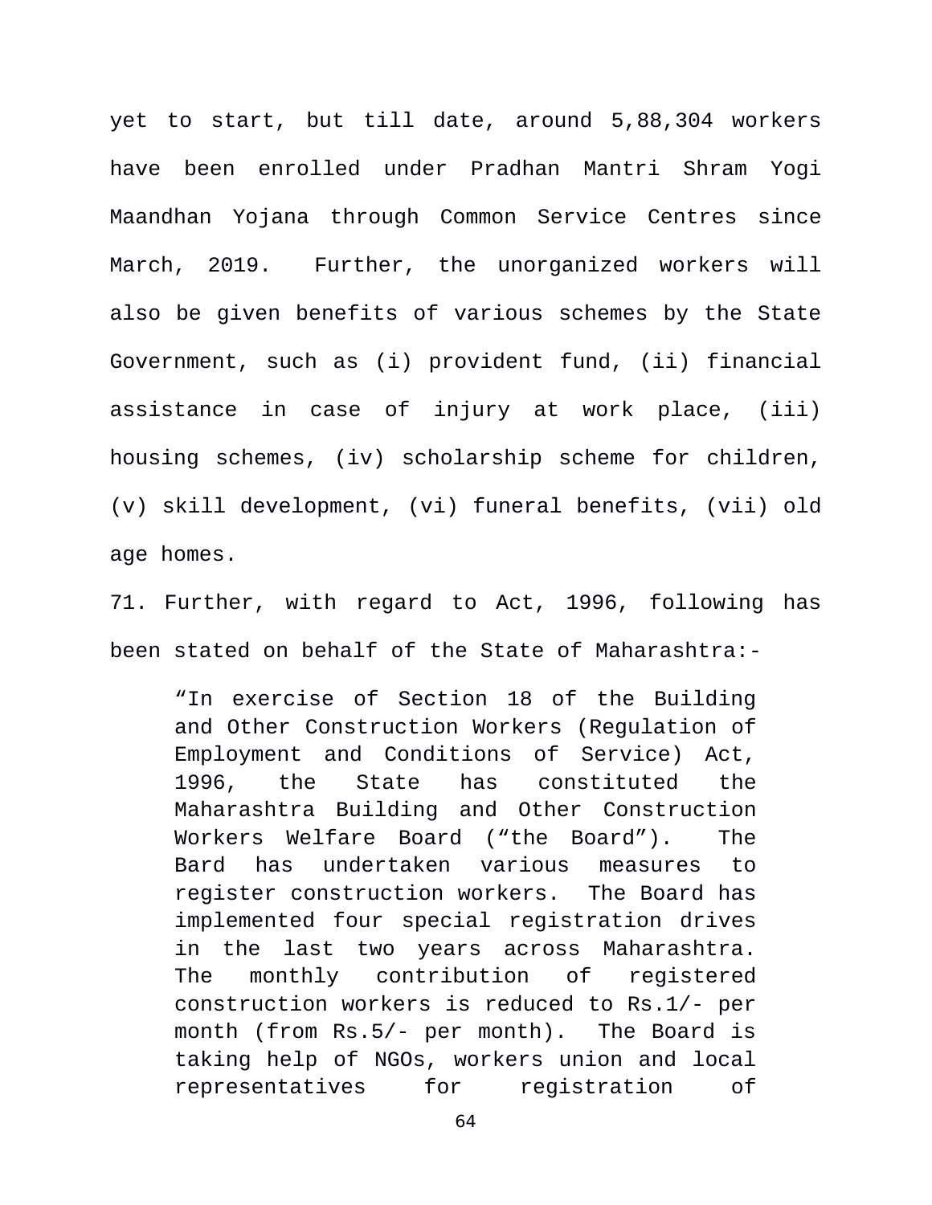yet to start, but till date, around 5,88,304 workers have been enrolled under Pradhan Mantri Shram Yogi Maandhan Yojana through Common Service Centres since March, 2019. Further, the unorganized workers will also be given benefits of various schemes by the State Government, such as (i) provident fund, (ii) financial assistance in case of injury at work place, (iii) housing schemes, (iv) scholarship scheme for children, (v) skill development, (vi) funeral benefits, (vii) old age homes.

71. Further, with regard to Act, 1996, following has been stated on behalf of the State of Maharashtra:-

> "In exercise of Section 18 of the Building and Other Construction Workers (Regulation of Employment and Conditions of Service) Act, 1996, the State has constituted the Maharashtra Building and Other Construction Workers Welfare Board ("the Board"). The Bard has undertaken various measures to register construction workers. The Board has implemented four special registration drives in the last two years across Maharashtra. The monthly contribution of registered construction workers is reduced to Rs.1/- per month (from Rs.5/- per month). The Board is taking help of NGOs, workers union and local representatives for registration of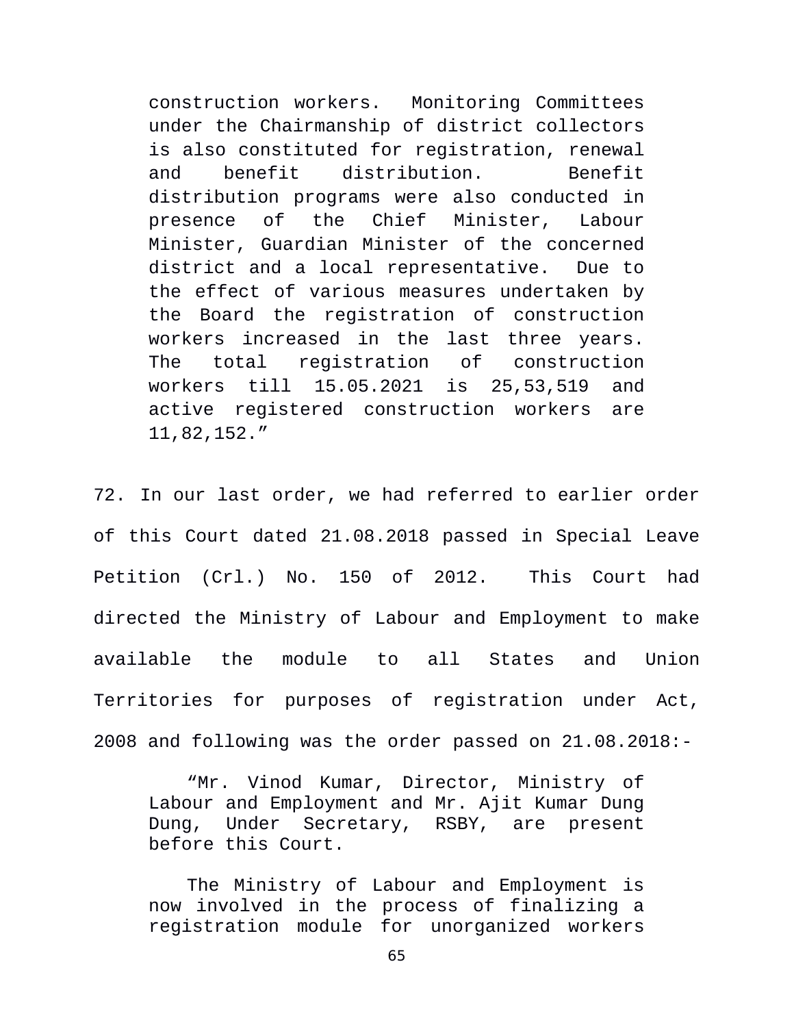> construction workers. Monitoring Committees under the Chairmanship of district collectors is also constituted for registration, renewal and benefit distribution. Benefit distribution programs were also conducted in presence of the Chief Minister, Labour Minister, Guardian Minister of the concerned district and a local representative. Due to the effect of various measures undertaken by the Board the registration of construction workers increased in the last three years. The total registration of construction workers till 15.05.2021 is 25,53,519 and active registered construction workers are 11,82,152."

72. In our last order, we had referred to earlier order of this Court dated 21.08.2018 passed in Special Leave Petition (Crl.) No. 150 of 2012. This Court had directed the Ministry of Labour and Employment to make available the module to all States and Union Territories for purposes of registration under Act, 2008 and following was the order passed on 21.08.2018:-

> "Mr. Vinod Kumar, Director, Ministry of Labour and Employment and Mr. Ajit Kumar Dung Dung, Under Secretary, RSBY, are present before this Court.
>
> The Ministry of Labour and Employment is now involved in the process of finalizing a registration module for unorganized workers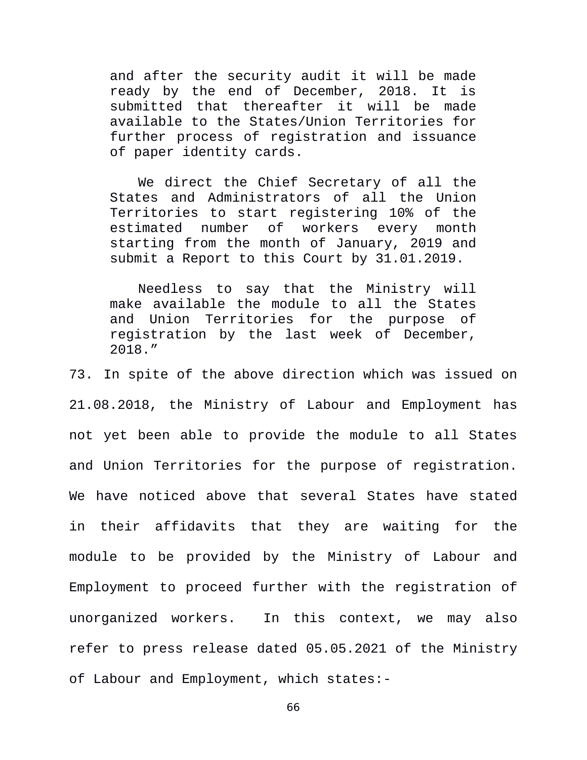> and after the security audit it will be made ready by the end of December, 2018. It is submitted that thereafter it will be made available to the States/Union Territories for further process of registration and issuance of paper identity cards.
>
> We direct the Chief Secretary of all the States and Administrators of all the Union Territories to start registering 10% of the estimated number of workers every month starting from the month of January, 2019 and submit a Report to this Court by 31.01.2019.
>
> Needless to say that the Ministry will make available the module to all the States and Union Territories for the purpose of registration by the last week of December, 2018."

73. In spite of the above direction which was issued on 21.08.2018, the Ministry of Labour and Employment has not yet been able to provide the module to all States and Union Territories for the purpose of registration. We have noticed above that several States have stated in their affidavits that they are waiting for the module to be provided by the Ministry of Labour and Employment to proceed further with the registration of unorganized workers. In this context, we may also refer to press release dated 05.05.2021 of the Ministry of Labour and Employment, which states:-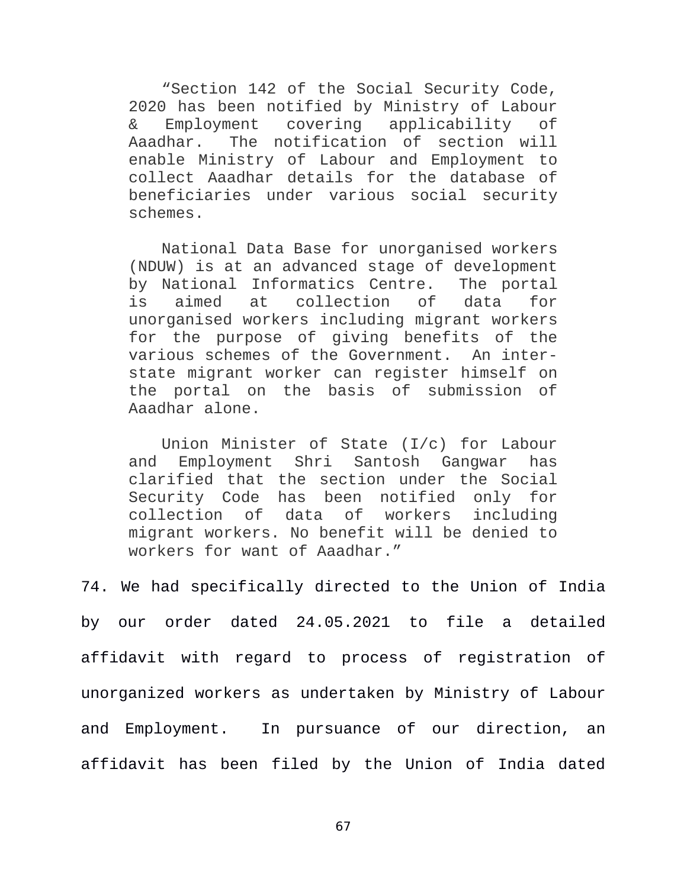> "Section 142 of the Social Security Code, 2020 has been notified by Ministry of Labour & Employment covering applicability of Aaadhar. The notification of section will enable Ministry of Labour and Employment to collect Aaadhar details for the database of beneficiaries under various social security schemes.
>
> National Data Base for unorganised workers (NDUW) is at an advanced stage of development by National Informatics Centre. The portal is aimed at collection of data for unorganised workers including migrant workers for the purpose of giving benefits of the various schemes of the Government. An inter-state migrant worker can register himself on the portal on the basis of submission of Aaadhar alone.
>
> Union Minister of State (I/c) for Labour and Employment Shri Santosh Gangwar has clarified that the section under the Social Security Code has been notified only for collection of data of workers including migrant workers. No benefit will be denied to workers for want of Aaadhar."

74. We had specifically directed to the Union of India by our order dated 24.05.2021 to file a detailed affidavit with regard to process of registration of unorganized workers as undertaken by Ministry of Labour and Employment. In pursuance of our direction, an affidavit has been filed by the Union of India dated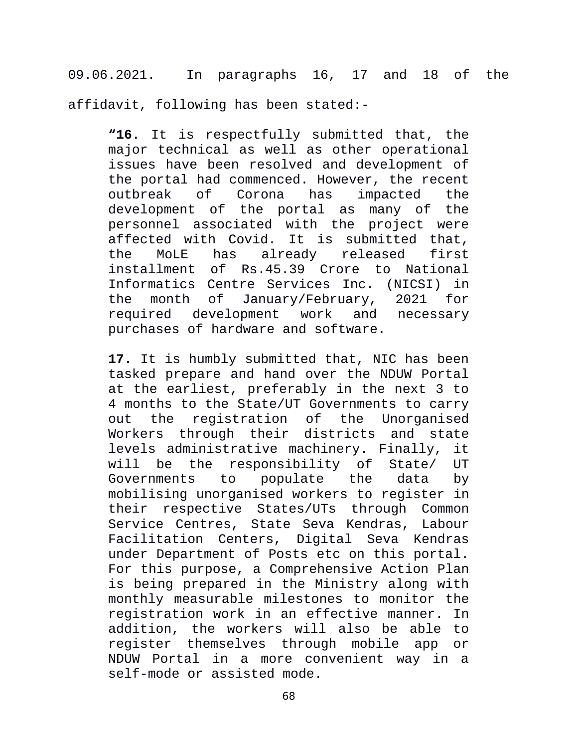09.06.2021. In paragraphs 16, 17 and 18 of the affidavit, following has been stated:-

> “**16.** It is respectfully submitted that, the major technical as well as other operational issues have been resolved and development of the portal had commenced. However, the recent outbreak of Corona has impacted the development of the portal as many of the personnel associated with the project were affected with Covid. It is submitted that, the MoLE has already released first installment of Rs.45.39 Crore to National Informatics Centre Services Inc. (NICSI) in the month of January/February, 2021 for required development work and necessary purchases of hardware and software.
>
> **17.** It is humbly submitted that, NIC has been tasked prepare and hand over the NDUW Portal at the earliest, preferably in the next 3 to 4 months to the State/UT Governments to carry out the registration of the Unorganised Workers through their districts and state levels administrative machinery. Finally, it will be the responsibility of State/ UT Governments to populate the data by mobilising unorganised workers to register in their respective States/UTs through Common Service Centres, State Seva Kendras, Labour Facilitation Centers, Digital Seva Kendras under Department of Posts etc on this portal. For this purpose, a Comprehensive Action Plan is being prepared in the Ministry along with monthly measurable milestones to monitor the registration work in an effective manner. In addition, the workers will also be able to register themselves through mobile app or NDUW Portal in a more convenient way in a self-mode or assisted mode.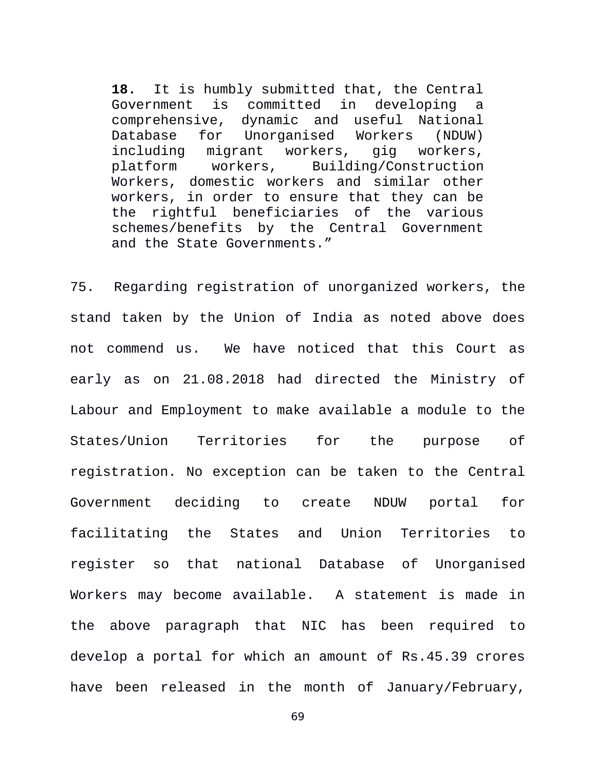> **18.** It is humbly submitted that, the Central Government is committed in developing a comprehensive, dynamic and useful National Database for Unorganised Workers (NDUW) including migrant workers, gig workers, platform workers, Building/Construction Workers, domestic workers and similar other workers, in order to ensure that they can be the rightful beneficiaries of the various schemes/benefits by the Central Government and the State Governments."

75. Regarding registration of unorganized workers, the stand taken by the Union of India as noted above does not commend us. We have noticed that this Court as early as on 21.08.2018 had directed the Ministry of Labour and Employment to make available a module to the States/Union Territories for the purpose of registration. No exception can be taken to the Central Government deciding to create NDUW portal for facilitating the States and Union Territories to register so that national Database of Unorganised Workers may become available. A statement is made in the above paragraph that NIC has been required to develop a portal for which an amount of Rs.45.39 crores have been released in the month of January/February,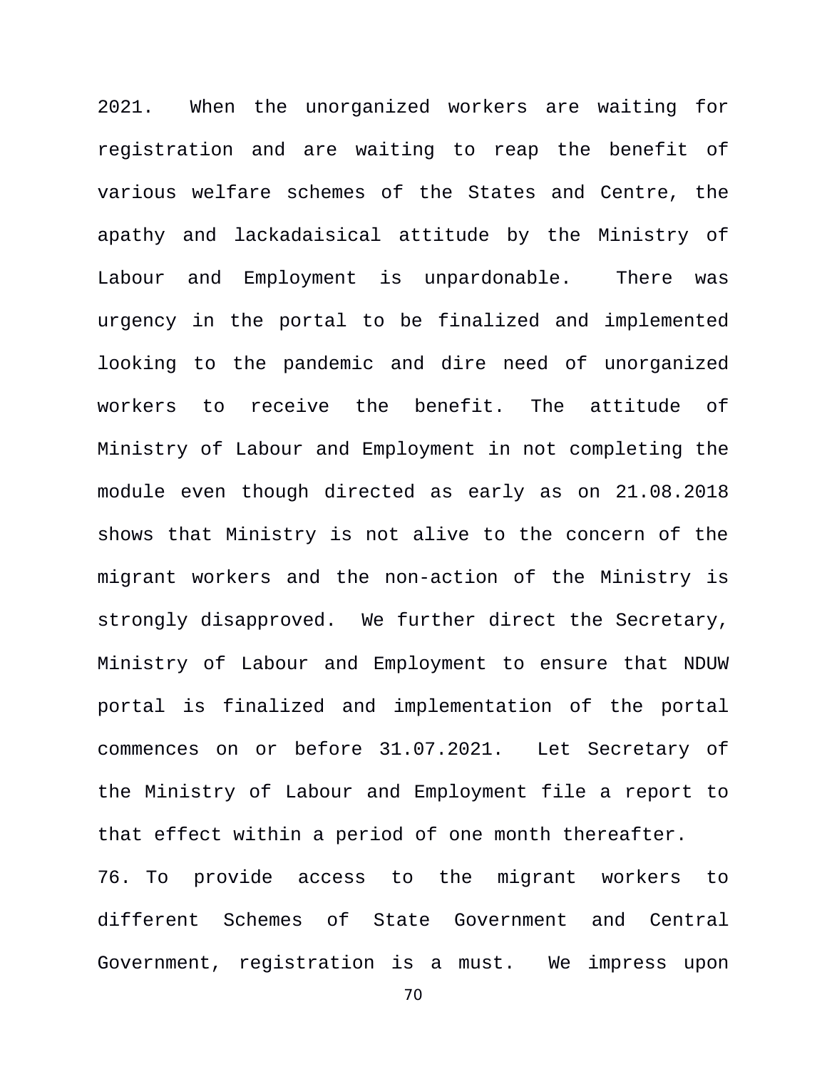2021. When the unorganized workers are waiting for registration and are waiting to reap the benefit of various welfare schemes of the States and Centre, the apathy and lackadaisical attitude by the Ministry of Labour and Employment is unpardonable. There was urgency in the portal to be finalized and implemented looking to the pandemic and dire need of unorganized workers to receive the benefit. The attitude of Ministry of Labour and Employment in not completing the module even though directed as early as on 21.08.2018 shows that Ministry is not alive to the concern of the migrant workers and the non-action of the Ministry is strongly disapproved. We further direct the Secretary, Ministry of Labour and Employment to ensure that NDUW portal is finalized and implementation of the portal commences on or before 31.07.2021. Let Secretary of the Ministry of Labour and Employment file a report to that effect within a period of one month thereafter.

76. To provide access to the migrant workers to different Schemes of State Government and Central Government, registration is a must. We impress upon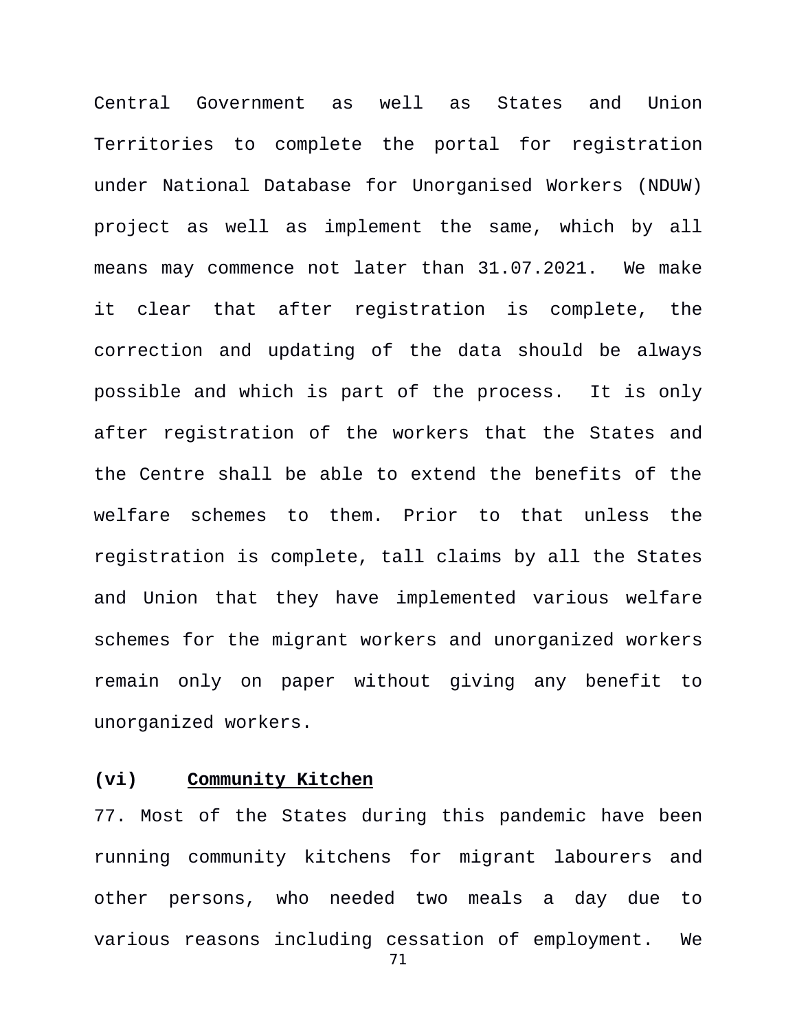Central Government as well as States and Union Territories to complete the portal for registration under National Database for Unorganised Workers (NDUW) project as well as implement the same, which by all means may commence not later than 31.07.2021. We make it clear that after registration is complete, the correction and updating of the data should be always possible and which is part of the process. It is only after registration of the workers that the States and the Centre shall be able to extend the benefits of the welfare schemes to them. Prior to that unless the registration is complete, tall claims by all the States and Union that they have implemented various welfare schemes for the migrant workers and unorganized workers remain only on paper without giving any benefit to unorganized workers.

**(vi)** **<u>Community Kitchen</u>**

77. Most of the States during this pandemic have been running community kitchens for migrant labourers and other persons, who needed two meals a day due to various reasons including cessation of employment. We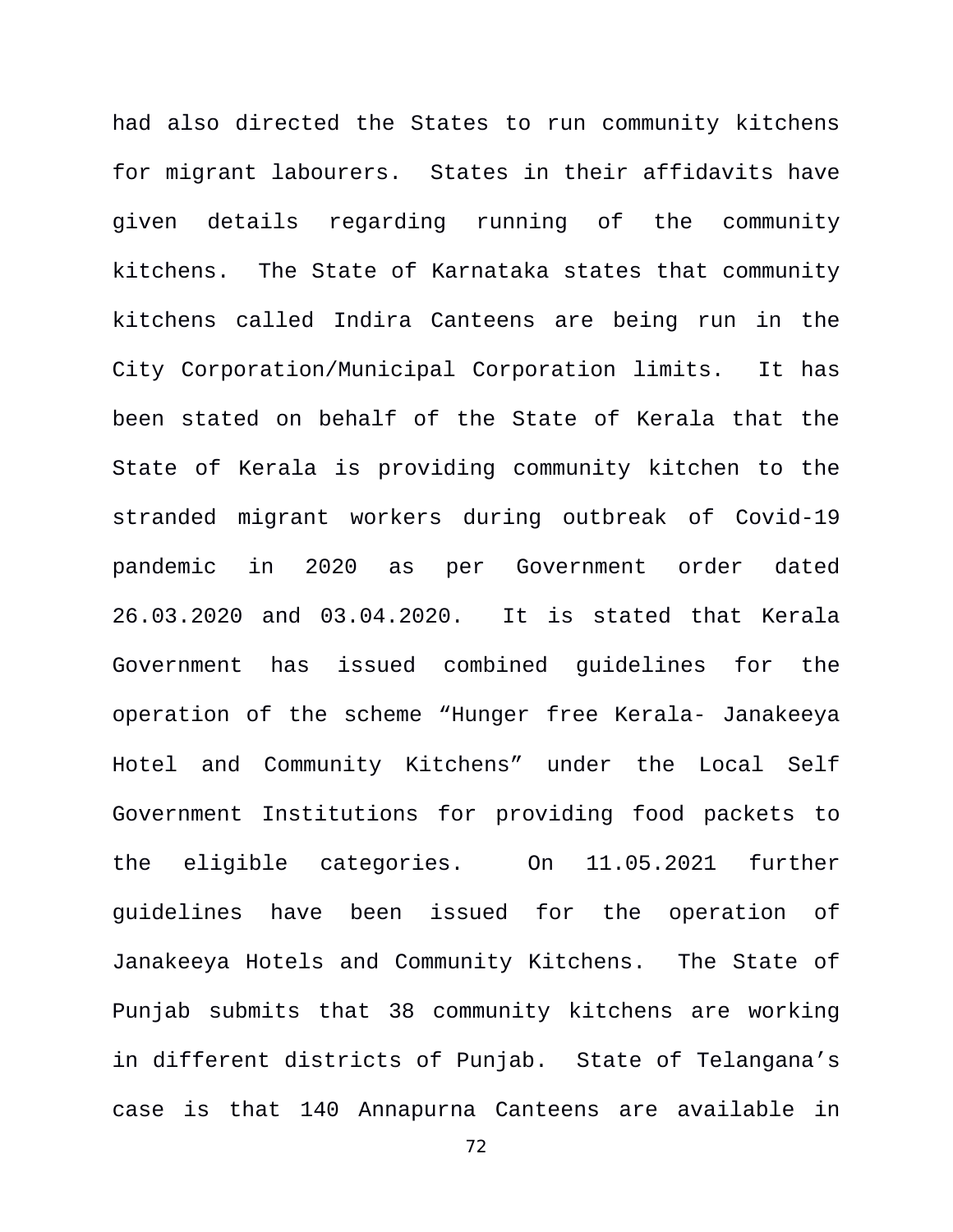had also directed the States to run community kitchens for migrant labourers. States in their affidavits have given details regarding running of the community kitchens. The State of Karnataka states that community kitchens called Indira Canteens are being run in the City Corporation/Municipal Corporation limits. It has been stated on behalf of the State of Kerala that the State of Kerala is providing community kitchen to the stranded migrant workers during outbreak of Covid-19 pandemic in 2020 as per Government order dated 26.03.2020 and 03.04.2020. It is stated that Kerala Government has issued combined guidelines for the operation of the scheme "Hunger free Kerala- Janakeeya Hotel and Community Kitchens" under the Local Self Government Institutions for providing food packets to the eligible categories. On 11.05.2021 further guidelines have been issued for the operation of Janakeeya Hotels and Community Kitchens. The State of Punjab submits that 38 community kitchens are working in different districts of Punjab. State of Telangana's case is that 140 Annapurna Canteens are available in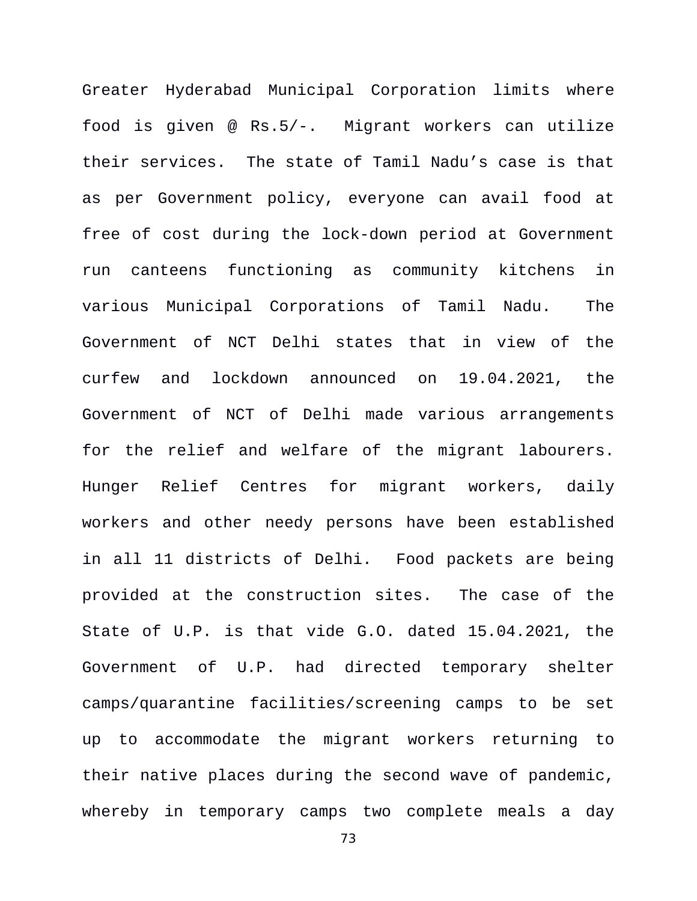Greater Hyderabad Municipal Corporation limits where food is given @ Rs.5/-. Migrant workers can utilize their services. The state of Tamil Nadu's case is that as per Government policy, everyone can avail food at free of cost during the lock-down period at Government run canteens functioning as community kitchens in various Municipal Corporations of Tamil Nadu. The Government of NCT Delhi states that in view of the curfew and lockdown announced on 19.04.2021, the Government of NCT of Delhi made various arrangements for the relief and welfare of the migrant labourers. Hunger Relief Centres for migrant workers, daily workers and other needy persons have been established in all 11 districts of Delhi. Food packets are being provided at the construction sites. The case of the State of U.P. is that vide G.O. dated 15.04.2021, the Government of U.P. had directed temporary shelter camps/quarantine facilities/screening camps to be set up to accommodate the migrant workers returning to their native places during the second wave of pandemic, whereby in temporary camps two complete meals a day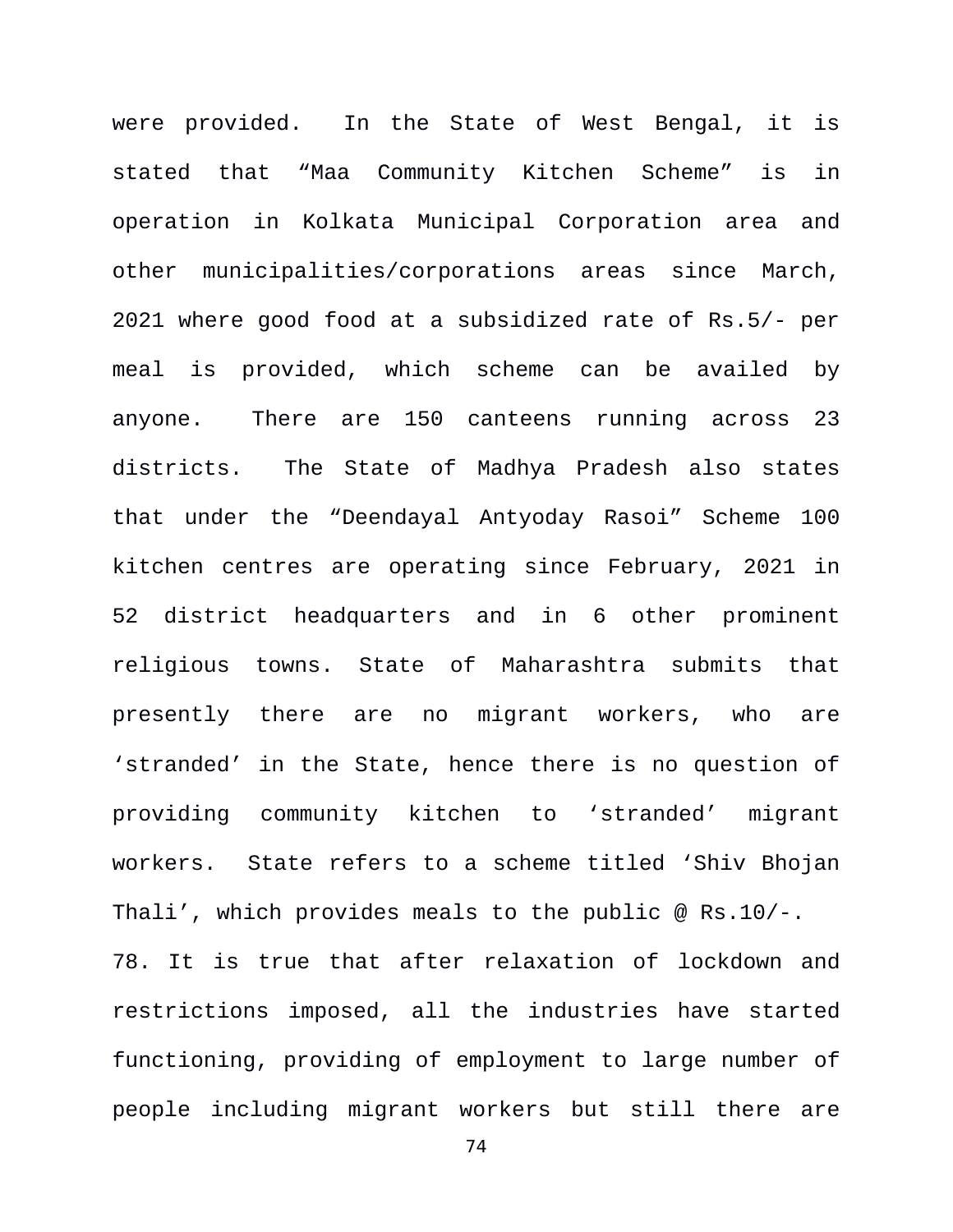were provided. In the State of West Bengal, it is stated that “Maa Community Kitchen Scheme” is in operation in Kolkata Municipal Corporation area and other municipalities/corporations areas since March, 2021 where good food at a subsidized rate of Rs.5/- per meal is provided, which scheme can be availed by anyone. There are 150 canteens running across 23 districts. The State of Madhya Pradesh also states that under the “Deendayal Antyoday Rasoi” Scheme 100 kitchen centres are operating since February, 2021 in 52 district headquarters and in 6 other prominent religious towns. State of Maharashtra submits that presently there are no migrant workers, who are ‘stranded’ in the State, hence there is no question of providing community kitchen to ‘stranded’ migrant workers. State refers to a scheme titled ‘Shiv Bhojan Thali’, which provides meals to the public @ Rs.10/-.

78. It is true that after relaxation of lockdown and restrictions imposed, all the industries have started functioning, providing of employment to large number of people including migrant workers but still there are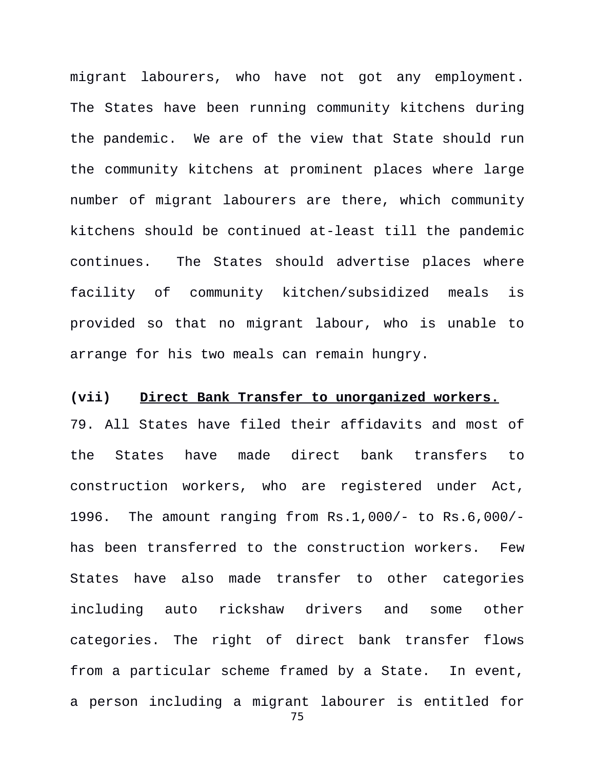migrant labourers, who have not got any employment. The States have been running community kitchens during the pandemic. We are of the view that State should run the community kitchens at prominent places where large number of migrant labourers are there, which community kitchens should be continued at-least till the pandemic continues. The States should advertise places where facility of community kitchen/subsidized meals is provided so that no migrant labour, who is unable to arrange for his two meals can remain hungry.

**(vii)** **<u>Direct Bank Transfer to unorganized workers.</u>**

79. All States have filed their affidavits and most of the States have made direct bank transfers to construction workers, who are registered under Act, 1996. The amount ranging from Rs.1,000/- to Rs.6,000/- has been transferred to the construction workers. Few States have also made transfer to other categories including auto rickshaw drivers and some other categories. The right of direct bank transfer flows from a particular scheme framed by a State. In event, a person including a migrant labourer is entitled for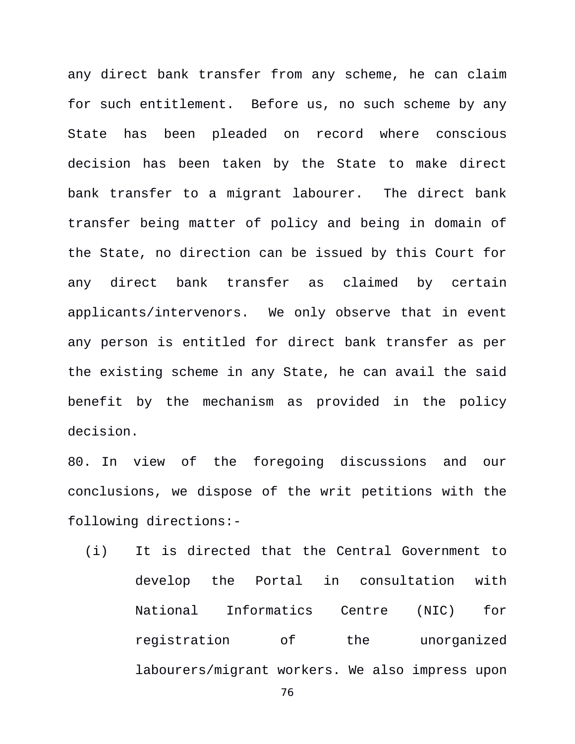any direct bank transfer from any scheme, he can claim for such entitlement. Before us, no such scheme by any State has been pleaded on record where conscious decision has been taken by the State to make direct bank transfer to a migrant labourer. The direct bank transfer being matter of policy and being in domain of the State, no direction can be issued by this Court for any direct bank transfer as claimed by certain applicants/intervenors. We only observe that in event any person is entitled for direct bank transfer as per the existing scheme in any State, he can avail the said benefit by the mechanism as provided in the policy decision.

80. In view of the foregoing discussions and our conclusions, we dispose of the writ petitions with the following directions:-

(i) It is directed that the Central Government to develop the Portal in consultation with National Informatics Centre (NIC) for registration of the unorganized labourers/migrant workers. We also impress upon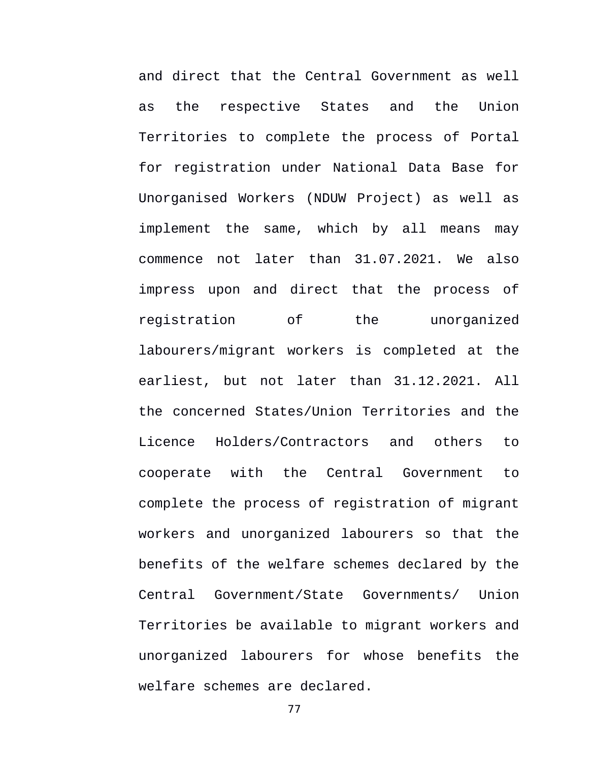and direct that the Central Government as well as the respective States and the Union Territories to complete the process of Portal for registration under National Data Base for Unorganised Workers (NDUW Project) as well as implement the same, which by all means may commence not later than 31.07.2021. We also impress upon and direct that the process of registration of the unorganized labourers/migrant workers is completed at the earliest, but not later than 31.12.2021. All the concerned States/Union Territories and the Licence Holders/Contractors and others to cooperate with the Central Government to complete the process of registration of migrant workers and unorganized labourers so that the benefits of the welfare schemes declared by the Central Government/State Governments/ Union Territories be available to migrant workers and unorganized labourers for whose benefits the welfare schemes are declared.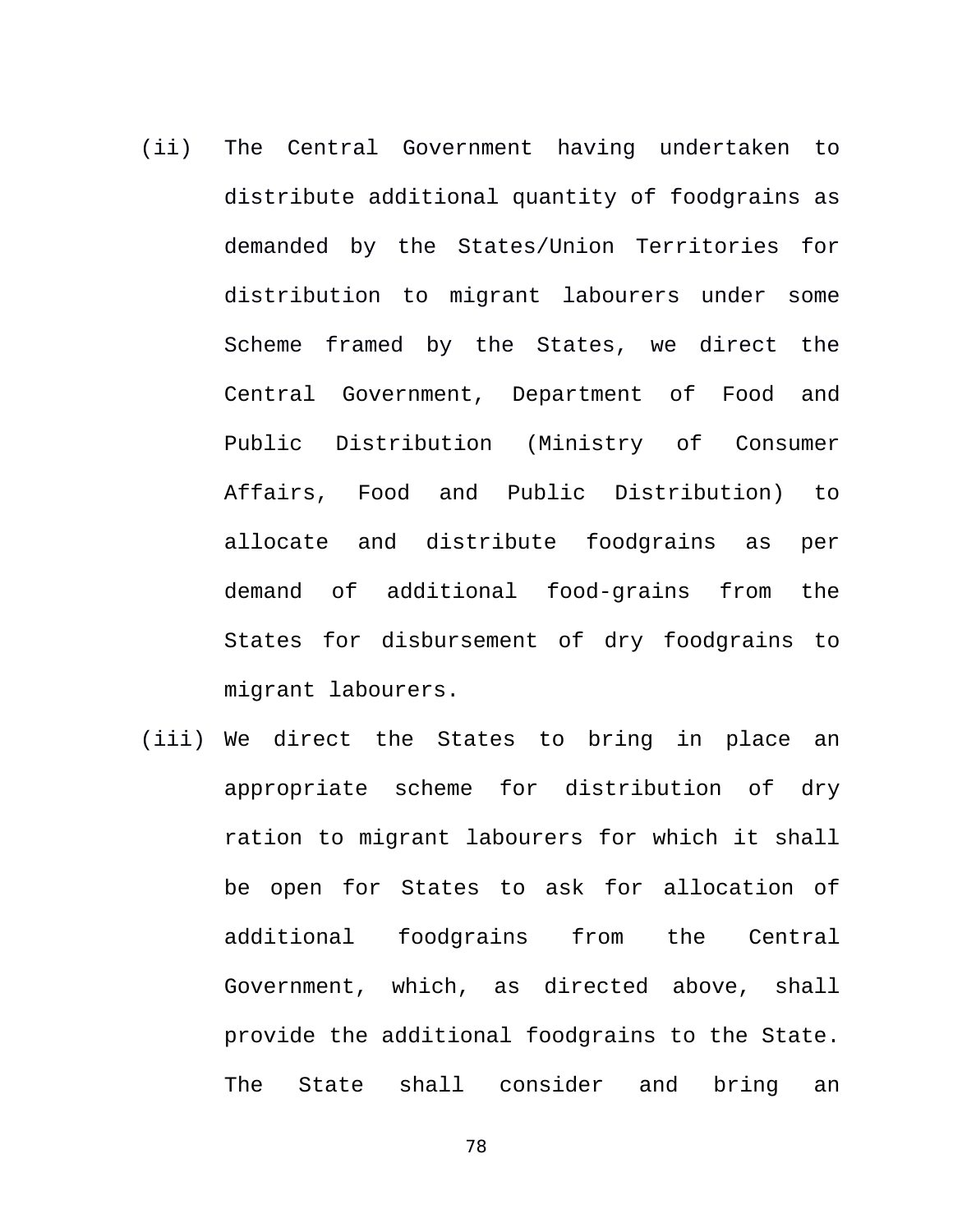(ii) The Central Government having undertaken to distribute additional quantity of foodgrains as demanded by the States/Union Territories for distribution to migrant labourers under some Scheme framed by the States, we direct the Central Government, Department of Food and Public Distribution (Ministry of Consumer Affairs, Food and Public Distribution) to allocate and distribute foodgrains as per demand of additional food-grains from the States for disbursement of dry foodgrains to migrant labourers.

(iii) We direct the States to bring in place an appropriate scheme for distribution of dry ration to migrant labourers for which it shall be open for States to ask for allocation of additional foodgrains from the Central Government, which, as directed above, shall provide the additional foodgrains to the State. The State shall consider and bring an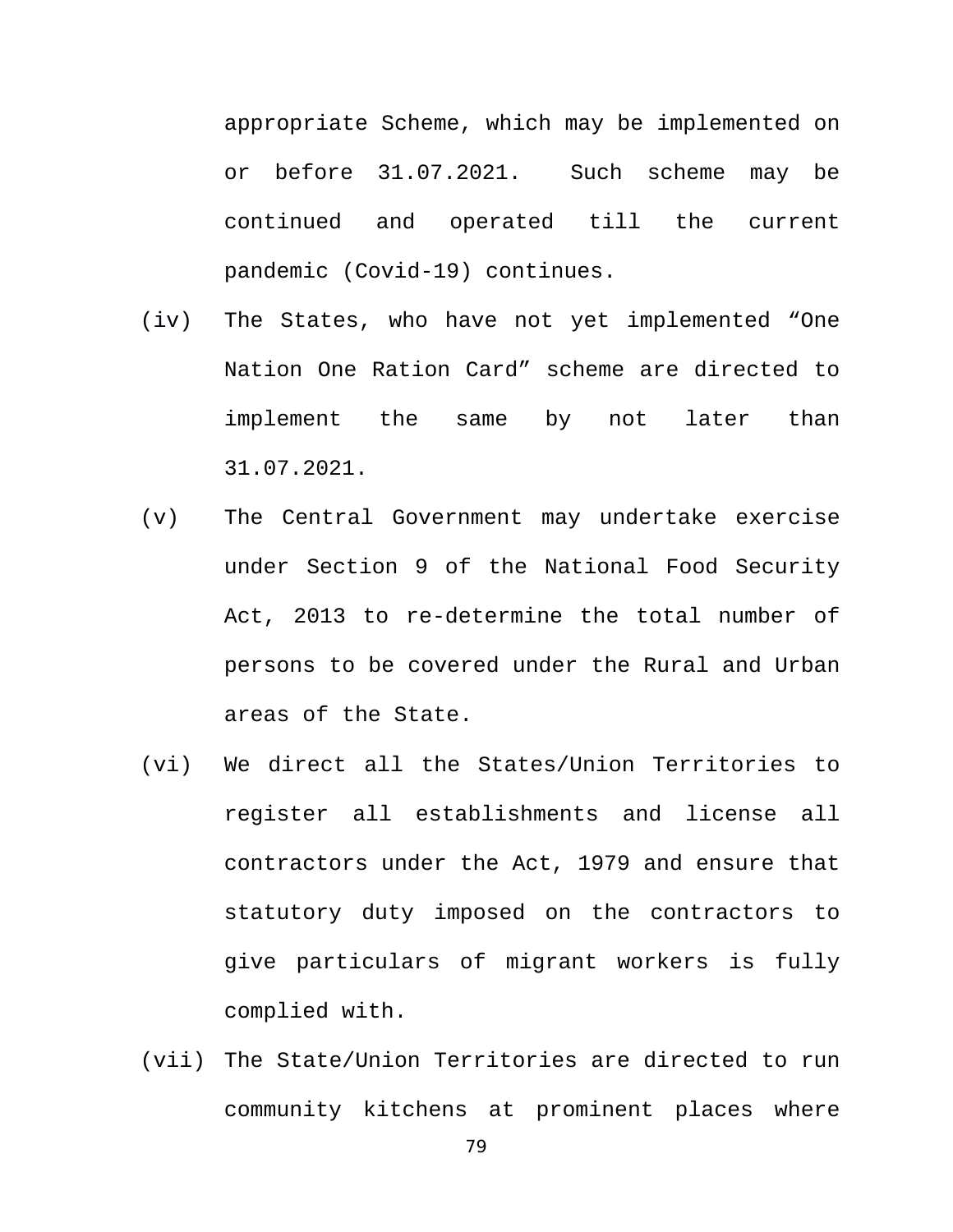appropriate Scheme, which may be implemented on or before 31.07.2021. Such scheme may be continued and operated till the current pandemic (Covid-19) continues.

(iv) The States, who have not yet implemented "One Nation One Ration Card" scheme are directed to implement the same by not later than 31.07.2021.

(v) The Central Government may undertake exercise under Section 9 of the National Food Security Act, 2013 to re-determine the total number of persons to be covered under the Rural and Urban areas of the State.

(vi) We direct all the States/Union Territories to register all establishments and license all contractors under the Act, 1979 and ensure that statutory duty imposed on the contractors to give particulars of migrant workers is fully complied with.

(vii) The State/Union Territories are directed to run community kitchens at prominent places where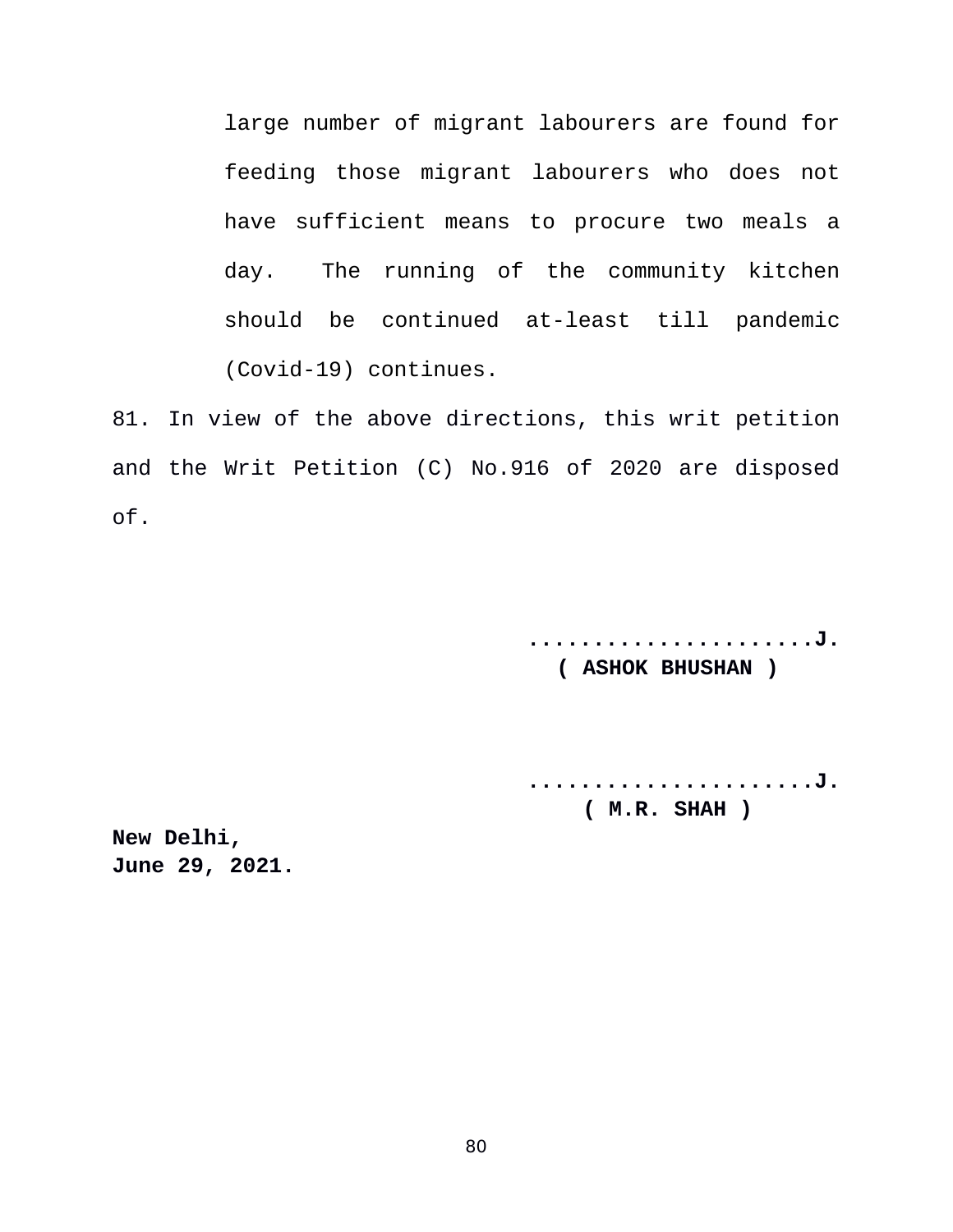large number of migrant labourers are found for feeding those migrant labourers who does not have sufficient means to procure two meals a day. The running of the community kitchen should be continued at-least till pandemic (Covid-19) continues.

81. In view of the above directions, this writ petition and the Writ Petition (C) No.916 of 2020 are disposed of.

**......................J.**
**( ASHOK BHUSHAN )**

**......................J.**
**( M.R. SHAH )**

**New Delhi,**
**June 29, 2021.**